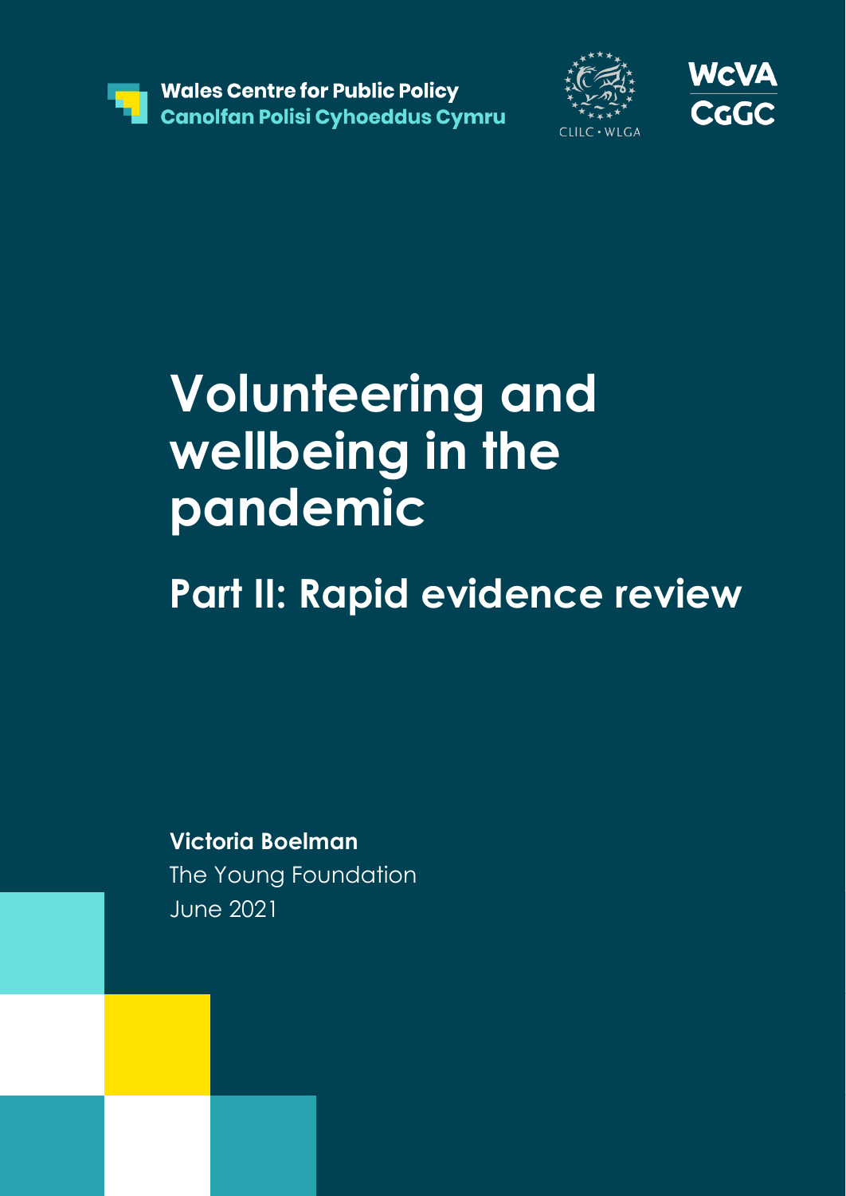Wales Centre for Public Policy
Canolfan Polisi Cyhoeddus Cymru

CLILC • WLGA

WCVA
CGGC

# Volunteering and wellbeing in the pandemic

## Part II: Rapid evidence review

**Victoria Boelman**
The Young Foundation
June 2021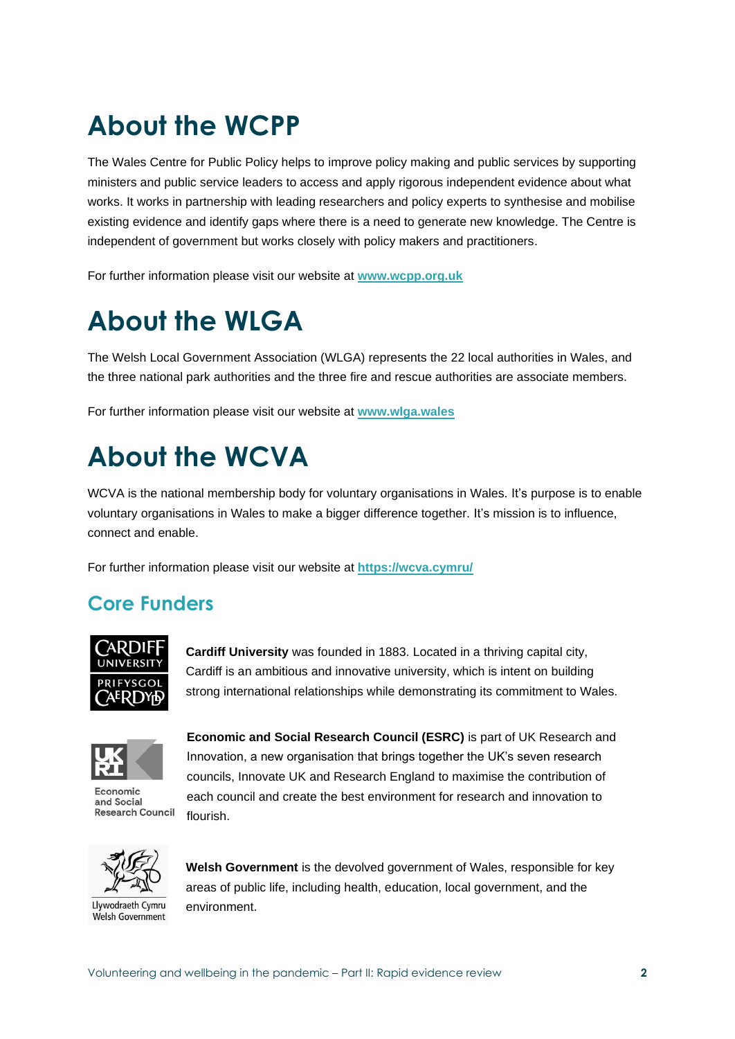# About the WCPP

The Wales Centre for Public Policy helps to improve policy making and public services by supporting ministers and public service leaders to access and apply rigorous independent evidence about what works. It works in partnership with leading researchers and policy experts to synthesise and mobilise existing evidence and identify gaps where there is a need to generate new knowledge. The Centre is independent of government but works closely with policy makers and practitioners.

For further information please visit our website at **www.wcpp.org.uk**

# About the WLGA

The Welsh Local Government Association (WLGA) represents the 22 local authorities in Wales, and the three national park authorities and the three fire and rescue authorities are associate members.

For further information please visit our website at **www.wlga.wales**

# About the WCVA

WCVA is the national membership body for voluntary organisations in Wales. It's purpose is to enable voluntary organisations in Wales to make a bigger difference together. It's mission is to influence, connect and enable.

For further information please visit our website at **https://wcva.cymru/**

## Core Funders

**Cardiff University** was founded in 1883. Located in a thriving capital city, Cardiff is an ambitious and innovative university, which is intent on building strong international relationships while demonstrating its commitment to Wales.

**Economic and Social Research Council (ESRC)** is part of UK Research and Innovation, a new organisation that brings together the UK's seven research councils, Innovate UK and Research England to maximise the contribution of each council and create the best environment for research and innovation to flourish.

**Welsh Government** is the devolved government of Wales, responsible for key areas of public life, including health, education, local government, and the environment.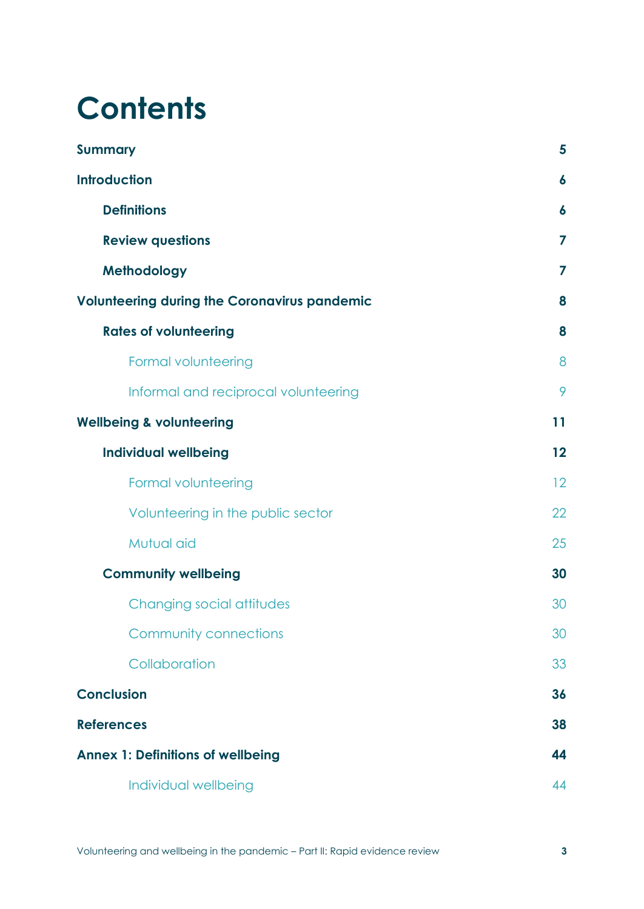# Contents

**Summary** 5

**Introduction** 6

- **Definitions** 6
- **Review questions** 7
- **Methodology** 7

**Volunteering during the Coronavirus pandemic** 8

- **Rates of volunteering** 8
  - Formal volunteering 8
  - Informal and reciprocal volunteering 9

**Wellbeing & volunteering** 11

- **Individual wellbeing** 12
  - Formal volunteering 12
  - Volunteering in the public sector 22
  - Mutual aid 25
- **Community wellbeing** 30
  - Changing social attitudes 30
  - Community connections 30
  - Collaboration 33

**Conclusion** 36

**References** 38

**Annex 1: Definitions of wellbeing** 44

- Individual wellbeing 44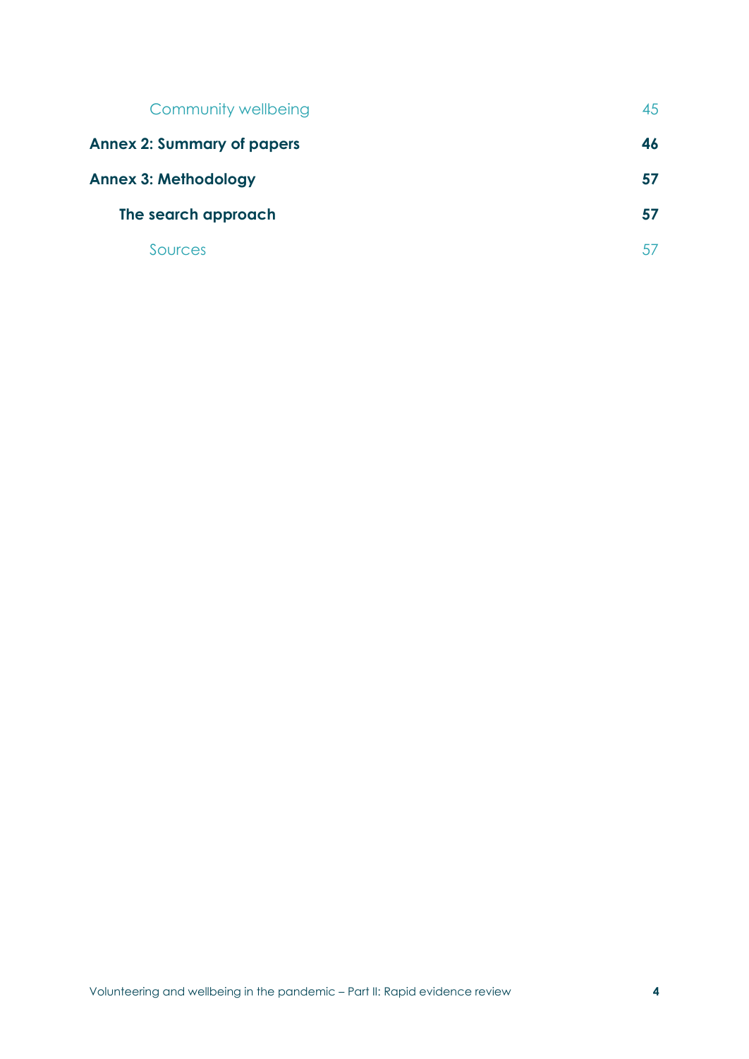Community wellbeing 45

**Annex 2: Summary of papers** **46**

**Annex 3: Methodology** **57**

**The search approach** **57**

Sources 57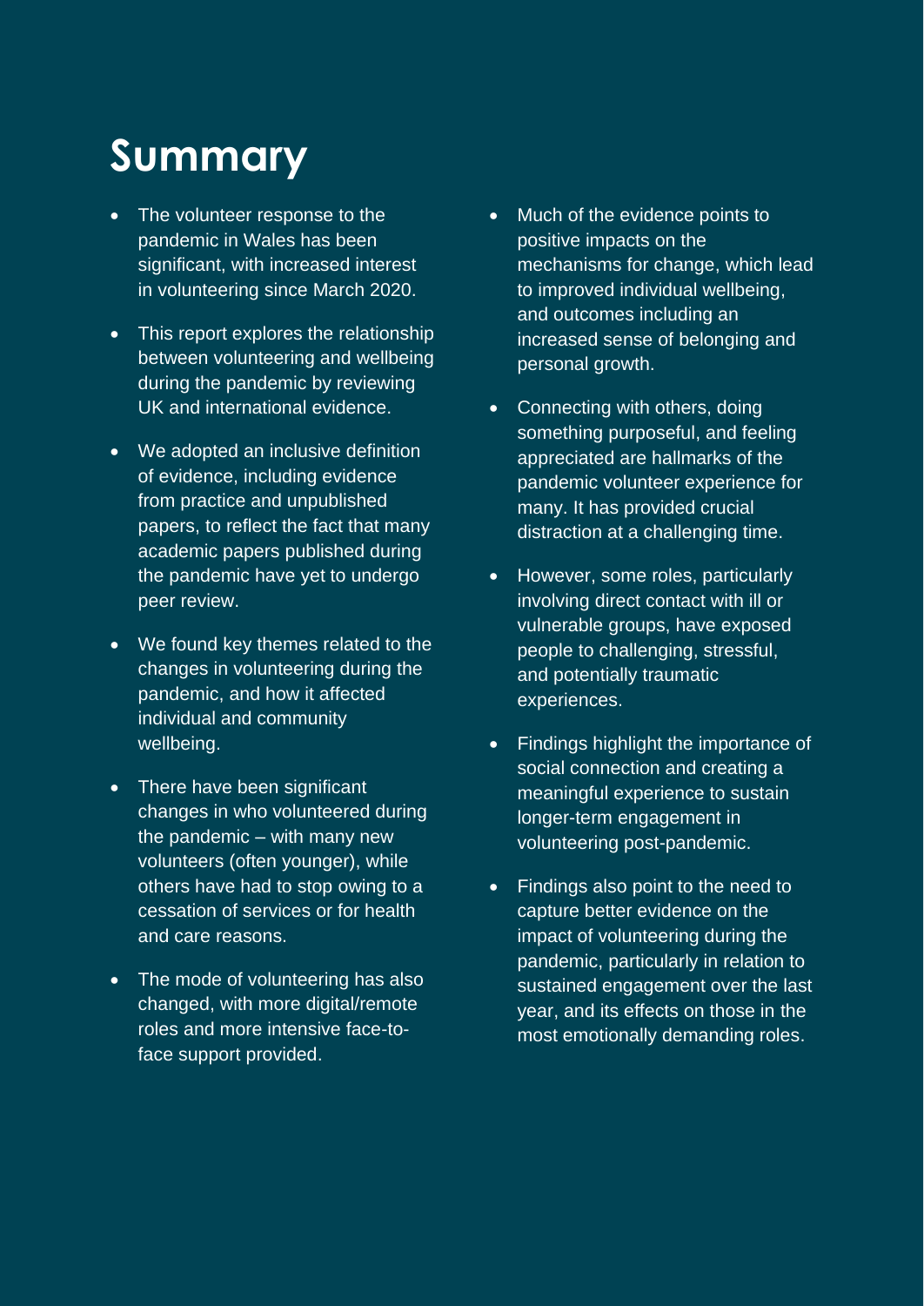# Summary

- The volunteer response to the pandemic in Wales has been significant, with increased interest in volunteering since March 2020.
- This report explores the relationship between volunteering and wellbeing during the pandemic by reviewing UK and international evidence.
- We adopted an inclusive definition of evidence, including evidence from practice and unpublished papers, to reflect the fact that many academic papers published during the pandemic have yet to undergo peer review.
- We found key themes related to the changes in volunteering during the pandemic, and how it affected individual and community wellbeing.
- There have been significant changes in who volunteered during the pandemic – with many new volunteers (often younger), while others have had to stop owing to a cessation of services or for health and care reasons.
- The mode of volunteering has also changed, with more digital/remote roles and more intensive face-to-face support provided.
- Much of the evidence points to positive impacts on the mechanisms for change, which lead to improved individual wellbeing, and outcomes including an increased sense of belonging and personal growth.
- Connecting with others, doing something purposeful, and feeling appreciated are hallmarks of the pandemic volunteer experience for many. It has provided crucial distraction at a challenging time.
- However, some roles, particularly involving direct contact with ill or vulnerable groups, have exposed people to challenging, stressful, and potentially traumatic experiences.
- Findings highlight the importance of social connection and creating a meaningful experience to sustain longer-term engagement in volunteering post-pandemic.
- Findings also point to the need to capture better evidence on the impact of volunteering during the pandemic, particularly in relation to sustained engagement over the last year, and its effects on those in the most emotionally demanding roles.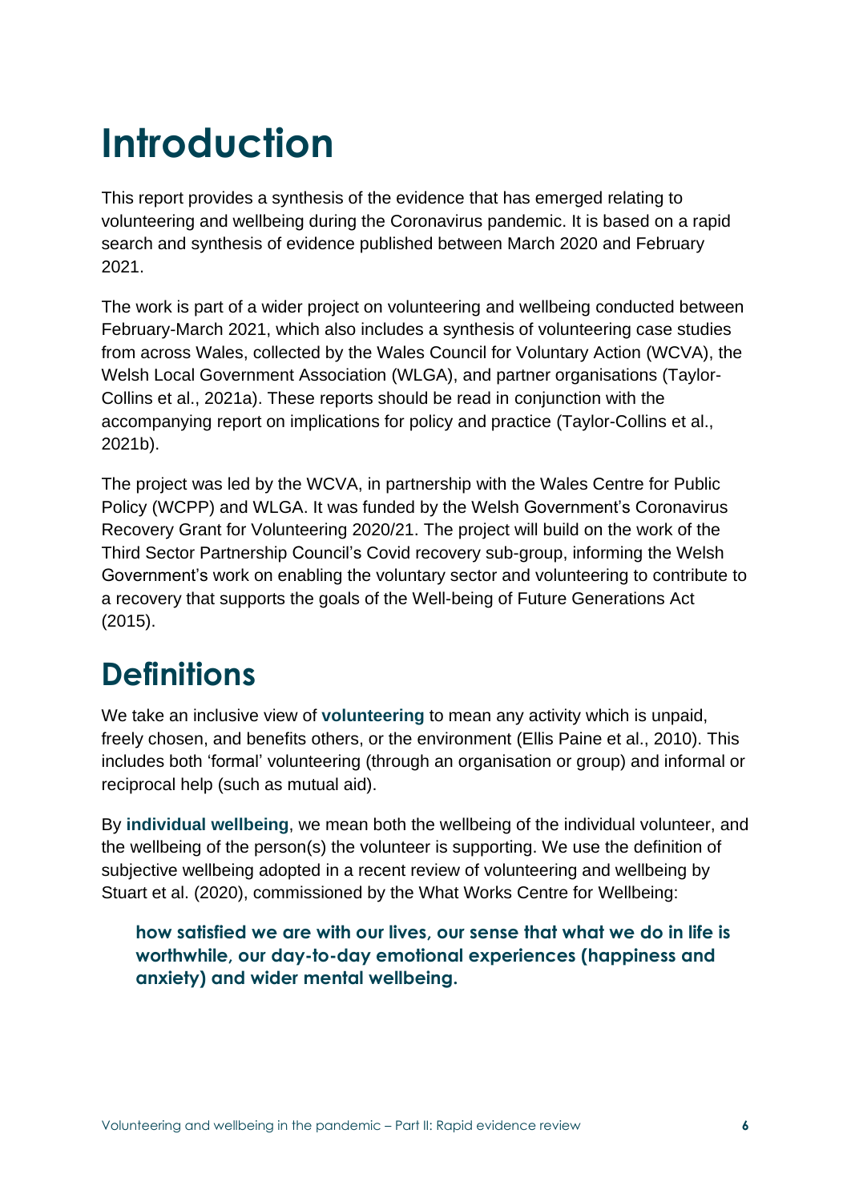# Introduction

This report provides a synthesis of the evidence that has emerged relating to volunteering and wellbeing during the Coronavirus pandemic. It is based on a rapid search and synthesis of evidence published between March 2020 and February 2021.

The work is part of a wider project on volunteering and wellbeing conducted between February-March 2021, which also includes a synthesis of volunteering case studies from across Wales, collected by the Wales Council for Voluntary Action (WCVA), the Welsh Local Government Association (WLGA), and partner organisations (Taylor-Collins et al., 2021a). These reports should be read in conjunction with the accompanying report on implications for policy and practice (Taylor-Collins et al., 2021b).

The project was led by the WCVA, in partnership with the Wales Centre for Public Policy (WCPP) and WLGA. It was funded by the Welsh Government's Coronavirus Recovery Grant for Volunteering 2020/21. The project will build on the work of the Third Sector Partnership Council's Covid recovery sub-group, informing the Welsh Government's work on enabling the voluntary sector and volunteering to contribute to a recovery that supports the goals of the Well-being of Future Generations Act (2015).

# Definitions

We take an inclusive view of **volunteering** to mean any activity which is unpaid, freely chosen, and benefits others, or the environment (Ellis Paine et al., 2010). This includes both 'formal' volunteering (through an organisation or group) and informal or reciprocal help (such as mutual aid).

By **individual wellbeing**, we mean both the wellbeing of the individual volunteer, and the wellbeing of the person(s) the volunteer is supporting. We use the definition of subjective wellbeing adopted in a recent review of volunteering and wellbeing by Stuart et al. (2020), commissioned by the What Works Centre for Wellbeing:

> **how satisfied we are with our lives, our sense that what we do in life is worthwhile, our day-to-day emotional experiences (happiness and anxiety) and wider mental wellbeing.**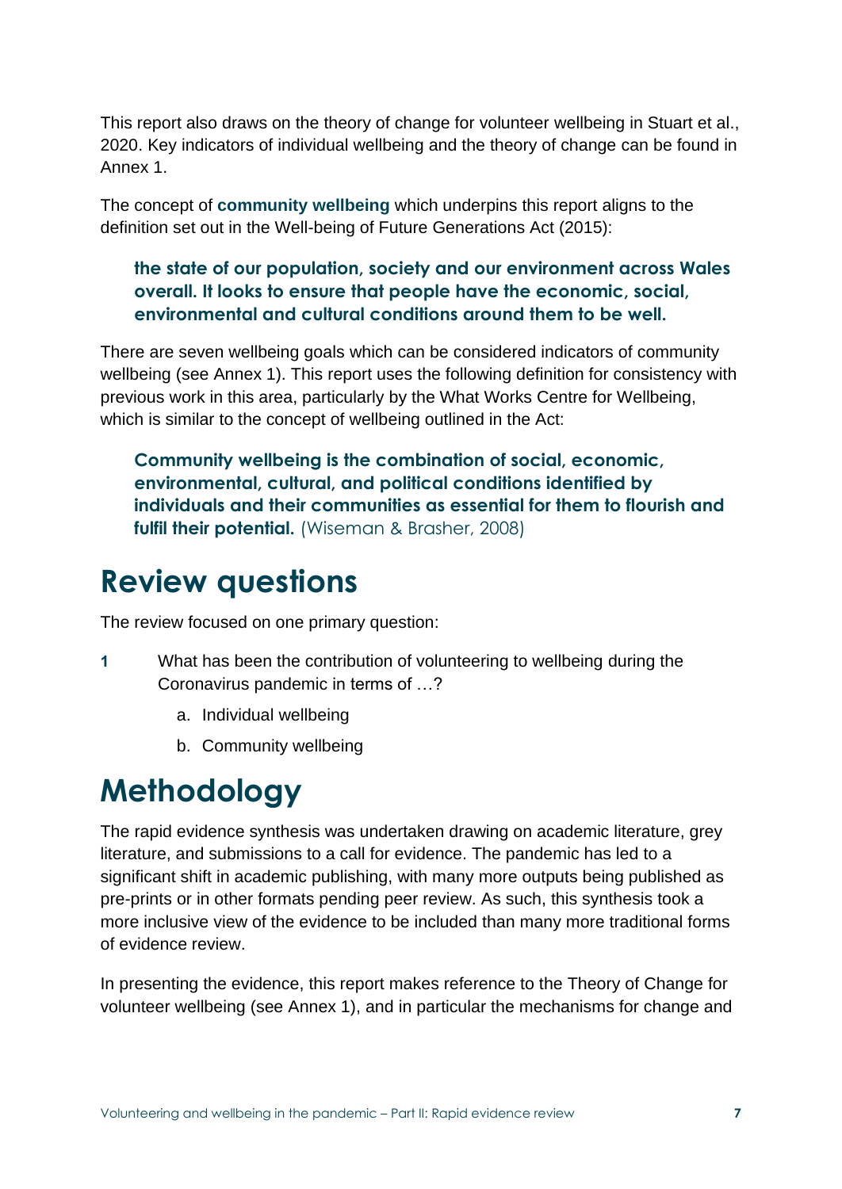This report also draws on the theory of change for volunteer wellbeing in Stuart et al., 2020. Key indicators of individual wellbeing and the theory of change can be found in Annex 1.

The concept of **community wellbeing** which underpins this report aligns to the definition set out in the Well-being of Future Generations Act (2015):

> **the state of our population, society and our environment across Wales overall. It looks to ensure that people have the economic, social, environmental and cultural conditions around them to be well.**

There are seven wellbeing goals which can be considered indicators of community wellbeing (see Annex 1). This report uses the following definition for consistency with previous work in this area, particularly by the What Works Centre for Wellbeing, which is similar to the concept of wellbeing outlined in the Act:

> **Community wellbeing is the combination of social, economic, environmental, cultural, and political conditions identified by individuals and their communities as essential for them to flourish and fulfil their potential.** (Wiseman & Brasher, 2008)

# Review questions

The review focused on one primary question:

1. What has been the contribution of volunteering to wellbeing during the Coronavirus pandemic in terms of …?
   a. Individual wellbeing
   b. Community wellbeing

# Methodology

The rapid evidence synthesis was undertaken drawing on academic literature, grey literature, and submissions to a call for evidence. The pandemic has led to a significant shift in academic publishing, with many more outputs being published as pre-prints or in other formats pending peer review. As such, this synthesis took a more inclusive view of the evidence to be included than many more traditional forms of evidence review.

In presenting the evidence, this report makes reference to the Theory of Change for volunteer wellbeing (see Annex 1), and in particular the mechanisms for change and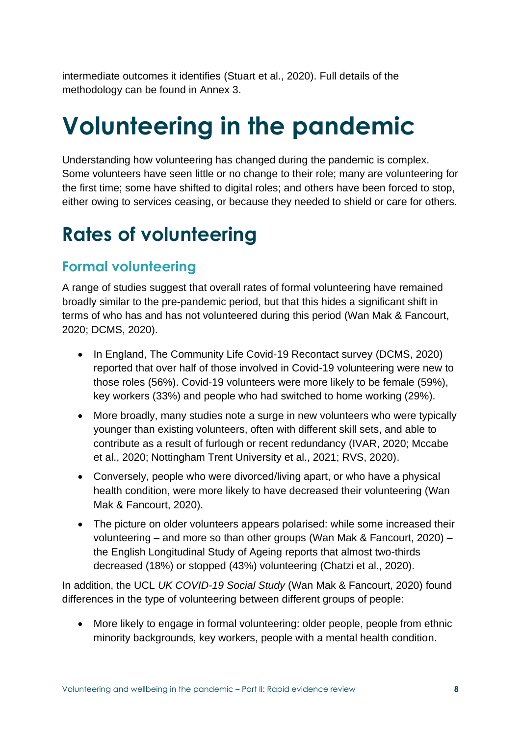intermediate outcomes it identifies (Stuart et al., 2020). Full details of the methodology can be found in Annex 3.

# Volunteering in the pandemic

Understanding how volunteering has changed during the pandemic is complex. Some volunteers have seen little or no change to their role; many are volunteering for the first time; some have shifted to digital roles; and others have been forced to stop, either owing to services ceasing, or because they needed to shield or care for others.

## Rates of volunteering

### Formal volunteering

A range of studies suggest that overall rates of formal volunteering have remained broadly similar to the pre-pandemic period, but that this hides a significant shift in terms of who has and has not volunteered during this period (Wan Mak & Fancourt, 2020; DCMS, 2020).

- In England, The Community Life Covid-19 Recontact survey (DCMS, 2020) reported that over half of those involved in Covid-19 volunteering were new to those roles (56%). Covid-19 volunteers were more likely to be female (59%), key workers (33%) and people who had switched to home working (29%).
- More broadly, many studies note a surge in new volunteers who were typically younger than existing volunteers, often with different skill sets, and able to contribute as a result of furlough or recent redundancy (IVAR, 2020; Mccabe et al., 2020; Nottingham Trent University et al., 2021; RVS, 2020).
- Conversely, people who were divorced/living apart, or who have a physical health condition, were more likely to have decreased their volunteering (Wan Mak & Fancourt, 2020).
- The picture on older volunteers appears polarised: while some increased their volunteering – and more so than other groups (Wan Mak & Fancourt, 2020) – the English Longitudinal Study of Ageing reports that almost two-thirds decreased (18%) or stopped (43%) volunteering (Chatzi et al., 2020).

In addition, the UCL *UK COVID-19 Social Study* (Wan Mak & Fancourt, 2020) found differences in the type of volunteering between different groups of people:

- More likely to engage in formal volunteering: older people, people from ethnic minority backgrounds, key workers, people with a mental health condition.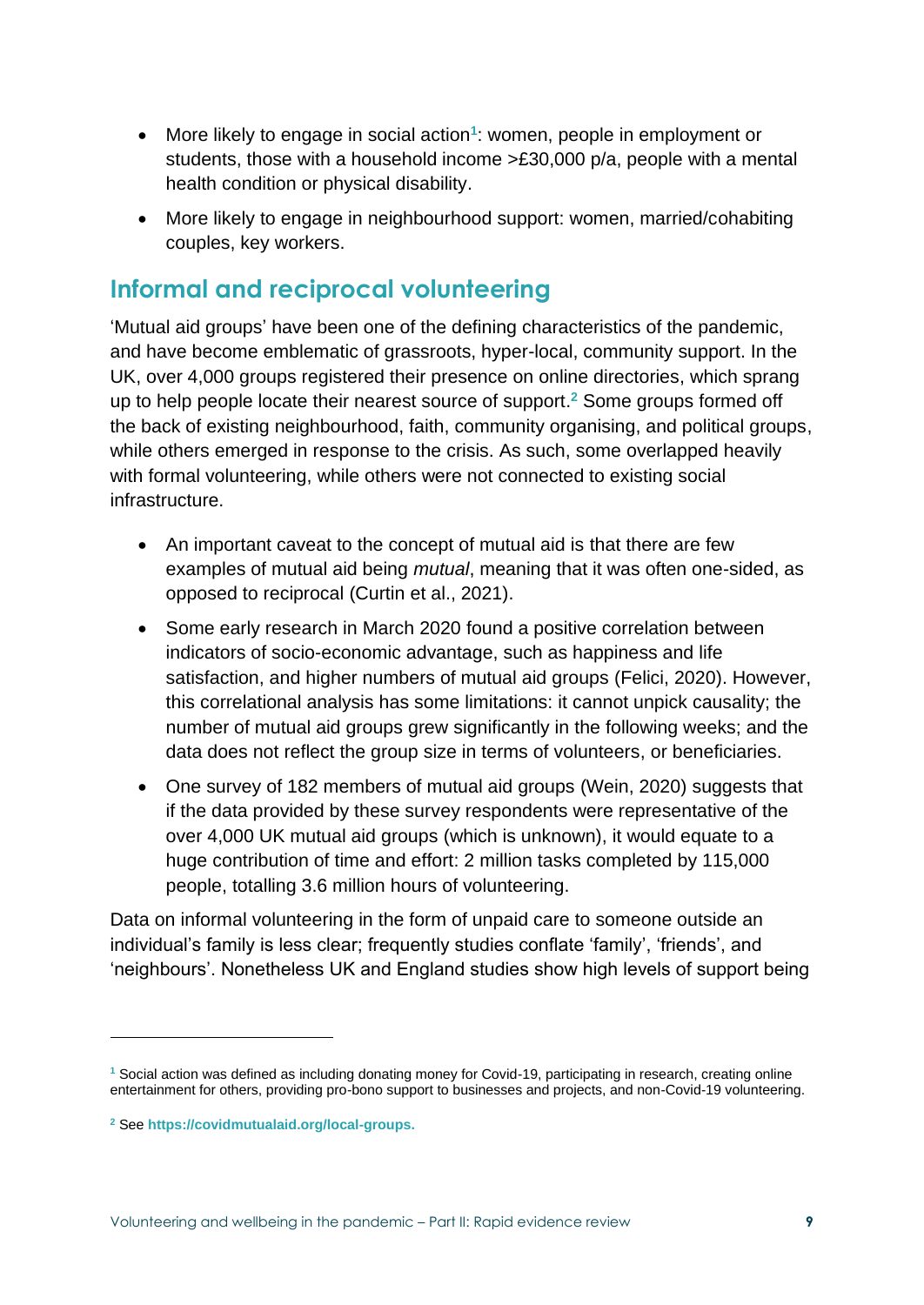- More likely to engage in social action[1]: women, people in employment or students, those with a household income >£30,000 p/a, people with a mental health condition or physical disability.
- More likely to engage in neighbourhood support: women, married/cohabiting couples, key workers.

## Informal and reciprocal volunteering

'Mutual aid groups' have been one of the defining characteristics of the pandemic, and have become emblematic of grassroots, hyper-local, community support. In the UK, over 4,000 groups registered their presence on online directories, which sprang up to help people locate their nearest source of support.[2] Some groups formed off the back of existing neighbourhood, faith, community organising, and political groups, while others emerged in response to the crisis. As such, some overlapped heavily with formal volunteering, while others were not connected to existing social infrastructure.

- An important caveat to the concept of mutual aid is that there are few examples of mutual aid being *mutual*, meaning that it was often one-sided, as opposed to reciprocal (Curtin et al., 2021).
- Some early research in March 2020 found a positive correlation between indicators of socio-economic advantage, such as happiness and life satisfaction, and higher numbers of mutual aid groups (Felici, 2020). However, this correlational analysis has some limitations: it cannot unpick causality; the number of mutual aid groups grew significantly in the following weeks; and the data does not reflect the group size in terms of volunteers, or beneficiaries.
- One survey of 182 members of mutual aid groups (Wein, 2020) suggests that if the data provided by these survey respondents were representative of the over 4,000 UK mutual aid groups (which is unknown), it would equate to a huge contribution of time and effort: 2 million tasks completed by 115,000 people, totalling 3.6 million hours of volunteering.

Data on informal volunteering in the form of unpaid care to someone outside an individual's family is less clear; frequently studies conflate 'family', 'friends', and 'neighbours'. Nonetheless UK and England studies show high levels of support being

---

[1] Social action was defined as including donating money for Covid-19, participating in research, creating online entertainment for others, providing pro-bono support to businesses and projects, and non-Covid-19 volunteering.

[2] See **https://covidmutualaid.org/local-groups.**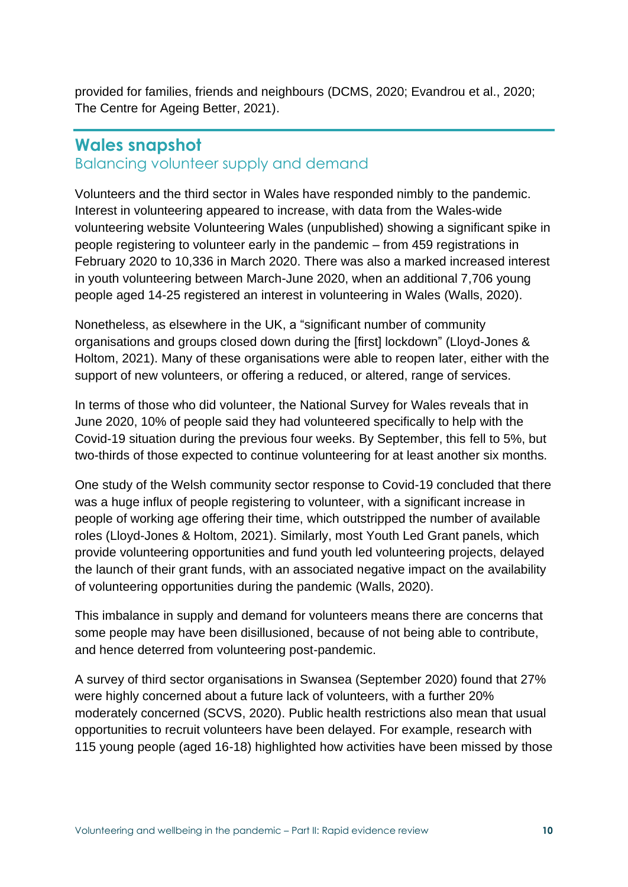provided for families, friends and neighbours (DCMS, 2020; Evandrou et al., 2020; The Centre for Ageing Better, 2021).

## Wales snapshot

### Balancing volunteer supply and demand

Volunteers and the third sector in Wales have responded nimbly to the pandemic. Interest in volunteering appeared to increase, with data from the Wales-wide volunteering website Volunteering Wales (unpublished) showing a significant spike in people registering to volunteer early in the pandemic – from 459 registrations in February 2020 to 10,336 in March 2020. There was also a marked increased interest in youth volunteering between March-June 2020, when an additional 7,706 young people aged 14-25 registered an interest in volunteering in Wales (Walls, 2020).

Nonetheless, as elsewhere in the UK, a "significant number of community organisations and groups closed down during the [first] lockdown" (Lloyd-Jones & Holtom, 2021). Many of these organisations were able to reopen later, either with the support of new volunteers, or offering a reduced, or altered, range of services.

In terms of those who did volunteer, the National Survey for Wales reveals that in June 2020, 10% of people said they had volunteered specifically to help with the Covid-19 situation during the previous four weeks. By September, this fell to 5%, but two-thirds of those expected to continue volunteering for at least another six months.

One study of the Welsh community sector response to Covid-19 concluded that there was a huge influx of people registering to volunteer, with a significant increase in people of working age offering their time, which outstripped the number of available roles (Lloyd-Jones & Holtom, 2021). Similarly, most Youth Led Grant panels, which provide volunteering opportunities and fund youth led volunteering projects, delayed the launch of their grant funds, with an associated negative impact on the availability of volunteering opportunities during the pandemic (Walls, 2020).

This imbalance in supply and demand for volunteers means there are concerns that some people may have been disillusioned, because of not being able to contribute, and hence deterred from volunteering post-pandemic.

A survey of third sector organisations in Swansea (September 2020) found that 27% were highly concerned about a future lack of volunteers, with a further 20% moderately concerned (SCVS, 2020). Public health restrictions also mean that usual opportunities to recruit volunteers have been delayed. For example, research with 115 young people (aged 16-18) highlighted how activities have been missed by those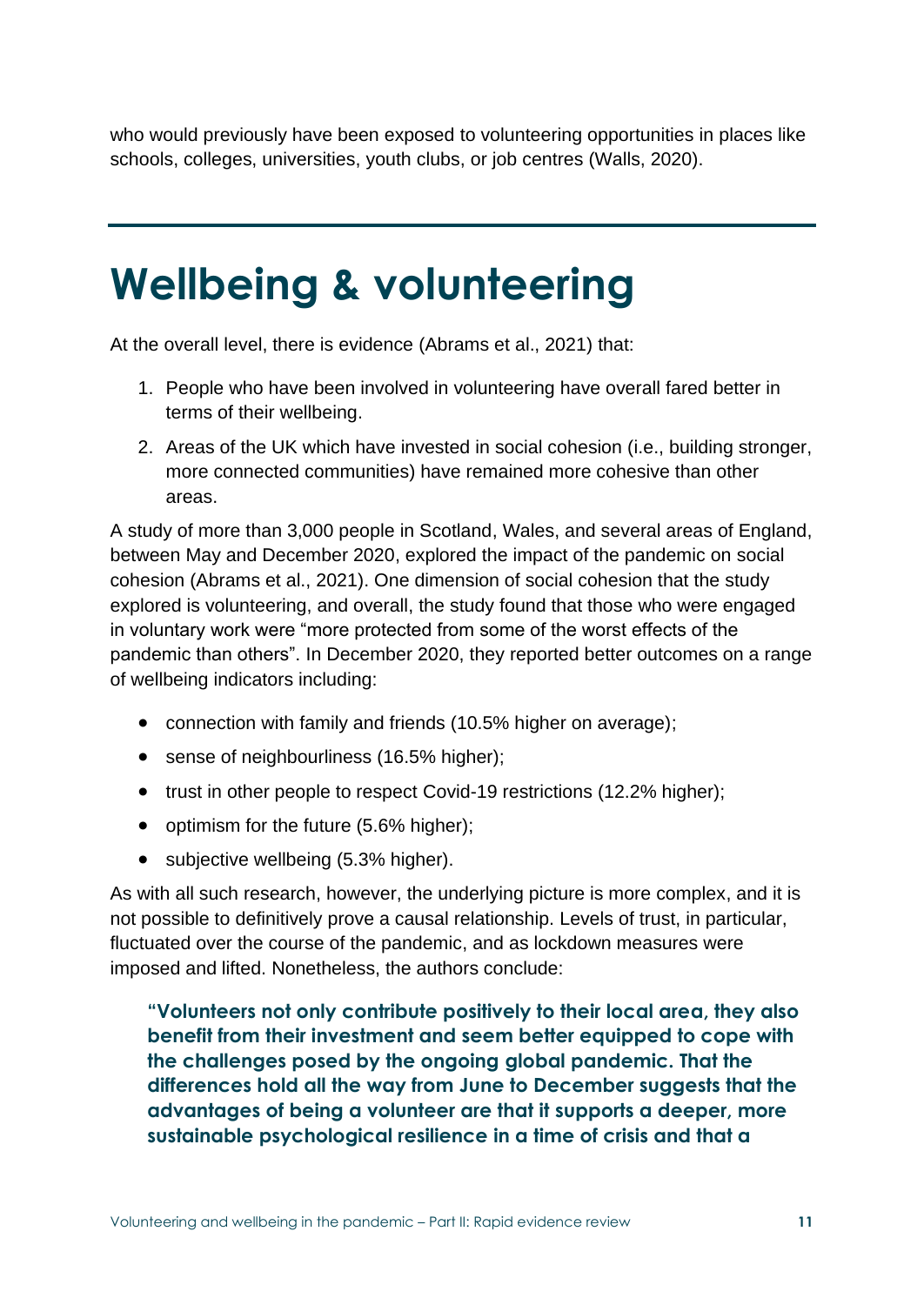who would previously have been exposed to volunteering opportunities in places like schools, colleges, universities, youth clubs, or job centres (Walls, 2020).

# Wellbeing & volunteering

At the overall level, there is evidence (Abrams et al., 2021) that:

1. People who have been involved in volunteering have overall fared better in terms of their wellbeing.
2. Areas of the UK which have invested in social cohesion (i.e., building stronger, more connected communities) have remained more cohesive than other areas.

A study of more than 3,000 people in Scotland, Wales, and several areas of England, between May and December 2020, explored the impact of the pandemic on social cohesion (Abrams et al., 2021). One dimension of social cohesion that the study explored is volunteering, and overall, the study found that those who were engaged in voluntary work were "more protected from some of the worst effects of the pandemic than others". In December 2020, they reported better outcomes on a range of wellbeing indicators including:

- connection with family and friends (10.5% higher on average);
- sense of neighbourliness (16.5% higher);
- trust in other people to respect Covid-19 restrictions (12.2% higher);
- optimism for the future (5.6% higher);
- subjective wellbeing (5.3% higher).

As with all such research, however, the underlying picture is more complex, and it is not possible to definitively prove a causal relationship. Levels of trust, in particular, fluctuated over the course of the pandemic, and as lockdown measures were imposed and lifted. Nonetheless, the authors conclude:

> **"Volunteers not only contribute positively to their local area, they also benefit from their investment and seem better equipped to cope with the challenges posed by the ongoing global pandemic. That the differences hold all the way from June to December suggests that the advantages of being a volunteer are that it supports a deeper, more sustainable psychological resilience in a time of crisis and that a**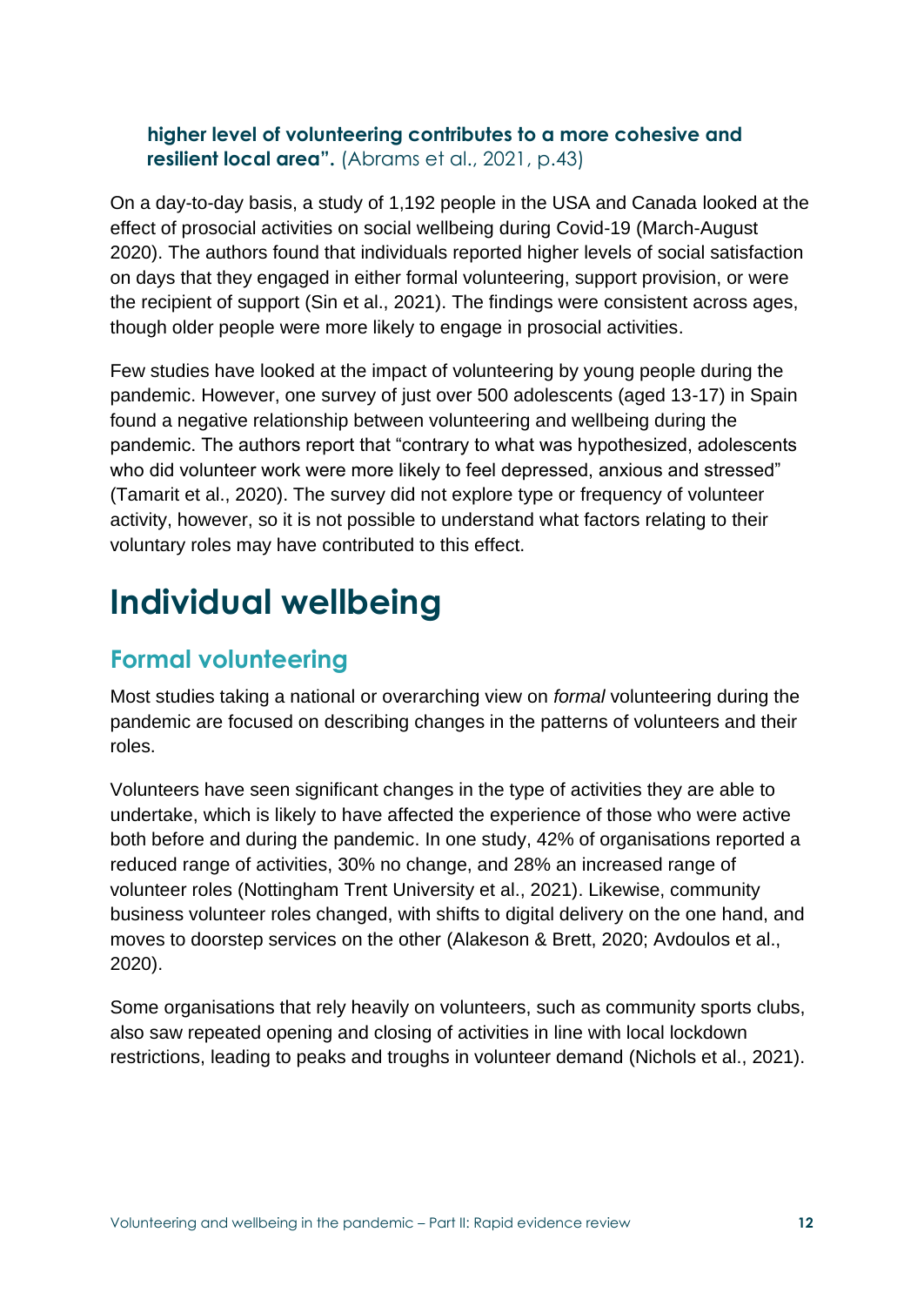**higher level of volunteering contributes to a more cohesive and resilient local area".** (Abrams et al., 2021, p.43)

On a day-to-day basis, a study of 1,192 people in the USA and Canada looked at the effect of prosocial activities on social wellbeing during Covid-19 (March-August 2020). The authors found that individuals reported higher levels of social satisfaction on days that they engaged in either formal volunteering, support provision, or were the recipient of support (Sin et al., 2021). The findings were consistent across ages, though older people were more likely to engage in prosocial activities.

Few studies have looked at the impact of volunteering by young people during the pandemic. However, one survey of just over 500 adolescents (aged 13-17) in Spain found a negative relationship between volunteering and wellbeing during the pandemic. The authors report that "contrary to what was hypothesized, adolescents who did volunteer work were more likely to feel depressed, anxious and stressed" (Tamarit et al., 2020). The survey did not explore type or frequency of volunteer activity, however, so it is not possible to understand what factors relating to their voluntary roles may have contributed to this effect.

# Individual wellbeing

## Formal volunteering

Most studies taking a national or overarching view on *formal* volunteering during the pandemic are focused on describing changes in the patterns of volunteers and their roles.

Volunteers have seen significant changes in the type of activities they are able to undertake, which is likely to have affected the experience of those who were active both before and during the pandemic. In one study, 42% of organisations reported a reduced range of activities, 30% no change, and 28% an increased range of volunteer roles (Nottingham Trent University et al., 2021). Likewise, community business volunteer roles changed, with shifts to digital delivery on the one hand, and moves to doorstep services on the other (Alakeson & Brett, 2020; Avdoulos et al., 2020).

Some organisations that rely heavily on volunteers, such as community sports clubs, also saw repeated opening and closing of activities in line with local lockdown restrictions, leading to peaks and troughs in volunteer demand (Nichols et al., 2021).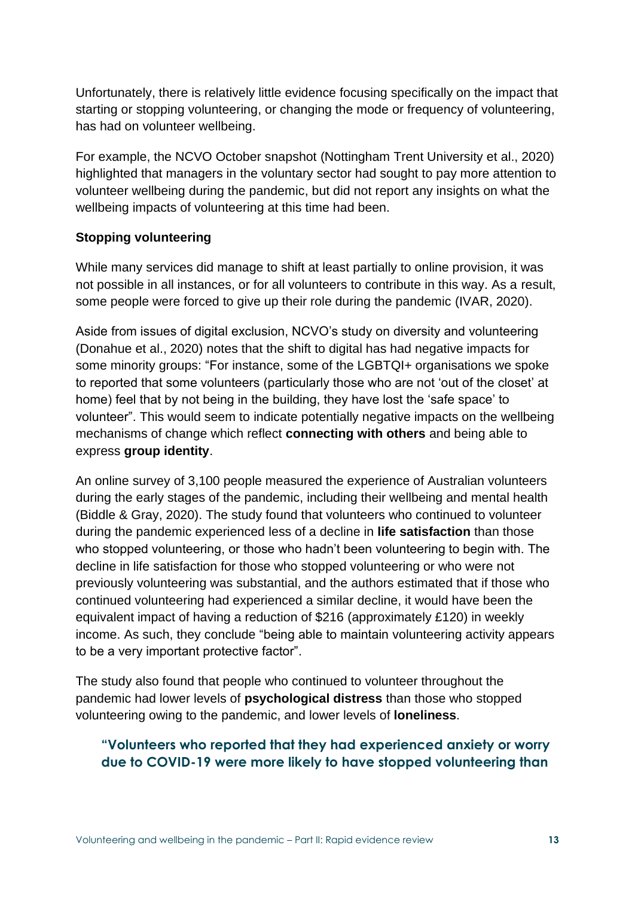Unfortunately, there is relatively little evidence focusing specifically on the impact that starting or stopping volunteering, or changing the mode or frequency of volunteering, has had on volunteer wellbeing.

For example, the NCVO October snapshot (Nottingham Trent University et al., 2020) highlighted that managers in the voluntary sector had sought to pay more attention to volunteer wellbeing during the pandemic, but did not report any insights on what the wellbeing impacts of volunteering at this time had been.

### Stopping volunteering

While many services did manage to shift at least partially to online provision, it was not possible in all instances, or for all volunteers to contribute in this way. As a result, some people were forced to give up their role during the pandemic (IVAR, 2020).

Aside from issues of digital exclusion, NCVO's study on diversity and volunteering (Donahue et al., 2020) notes that the shift to digital has had negative impacts for some minority groups: "For instance, some of the LGBTQI+ organisations we spoke to reported that some volunteers (particularly those who are not 'out of the closet' at home) feel that by not being in the building, they have lost the 'safe space' to volunteer". This would seem to indicate potentially negative impacts on the wellbeing mechanisms of change which reflect **connecting with others** and being able to express **group identity**.

An online survey of 3,100 people measured the experience of Australian volunteers during the early stages of the pandemic, including their wellbeing and mental health (Biddle & Gray, 2020). The study found that volunteers who continued to volunteer during the pandemic experienced less of a decline in **life satisfaction** than those who stopped volunteering, or those who hadn't been volunteering to begin with. The decline in life satisfaction for those who stopped volunteering or who were not previously volunteering was substantial, and the authors estimated that if those who continued volunteering had experienced a similar decline, it would have been the equivalent impact of having a reduction of $216 (approximately £120) in weekly income. As such, they conclude "being able to maintain volunteering activity appears to be a very important protective factor".

The study also found that people who continued to volunteer throughout the pandemic had lower levels of **psychological distress** than those who stopped volunteering owing to the pandemic, and lower levels of **loneliness**.

> **"Volunteers who reported that they had experienced anxiety or worry due to COVID-19 were more likely to have stopped volunteering than**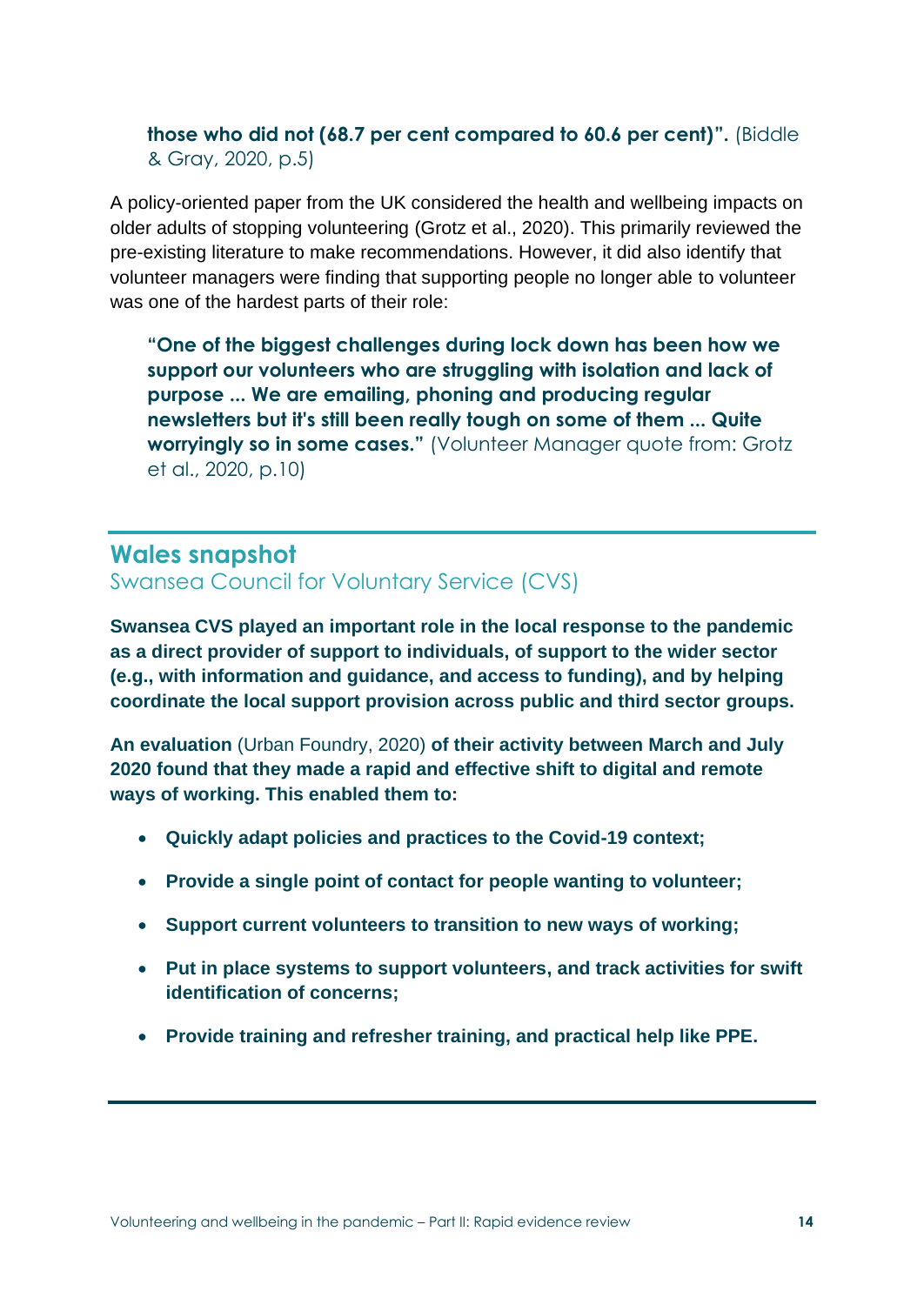> **those who did not (68.7 per cent compared to 60.6 per cent)".** (Biddle & Gray, 2020, p.5)

A policy-oriented paper from the UK considered the health and wellbeing impacts on older adults of stopping volunteering (Grotz et al., 2020). This primarily reviewed the pre-existing literature to make recommendations. However, it did also identify that volunteer managers were finding that supporting people no longer able to volunteer was one of the hardest parts of their role:

> **"One of the biggest challenges during lock down has been how we support our volunteers who are struggling with isolation and lack of purpose ... We are emailing, phoning and producing regular newsletters but it's still been really tough on some of them ... Quite worryingly so in some cases."** (Volunteer Manager quote from: Grotz et al., 2020, p.10)

## Wales snapshot

Swansea Council for Voluntary Service (CVS)

**Swansea CVS played an important role in the local response to the pandemic as a direct provider of support to individuals, of support to the wider sector (e.g., with information and guidance, and access to funding), and by helping coordinate the local support provision across public and third sector groups.**

**An evaluation** (Urban Foundry, 2020) **of their activity between March and July 2020 found that they made a rapid and effective shift to digital and remote ways of working. This enabled them to:**

- **Quickly adapt policies and practices to the Covid-19 context;**
- **Provide a single point of contact for people wanting to volunteer;**
- **Support current volunteers to transition to new ways of working;**
- **Put in place systems to support volunteers, and track activities for swift identification of concerns;**
- **Provide training and refresher training, and practical help like PPE.**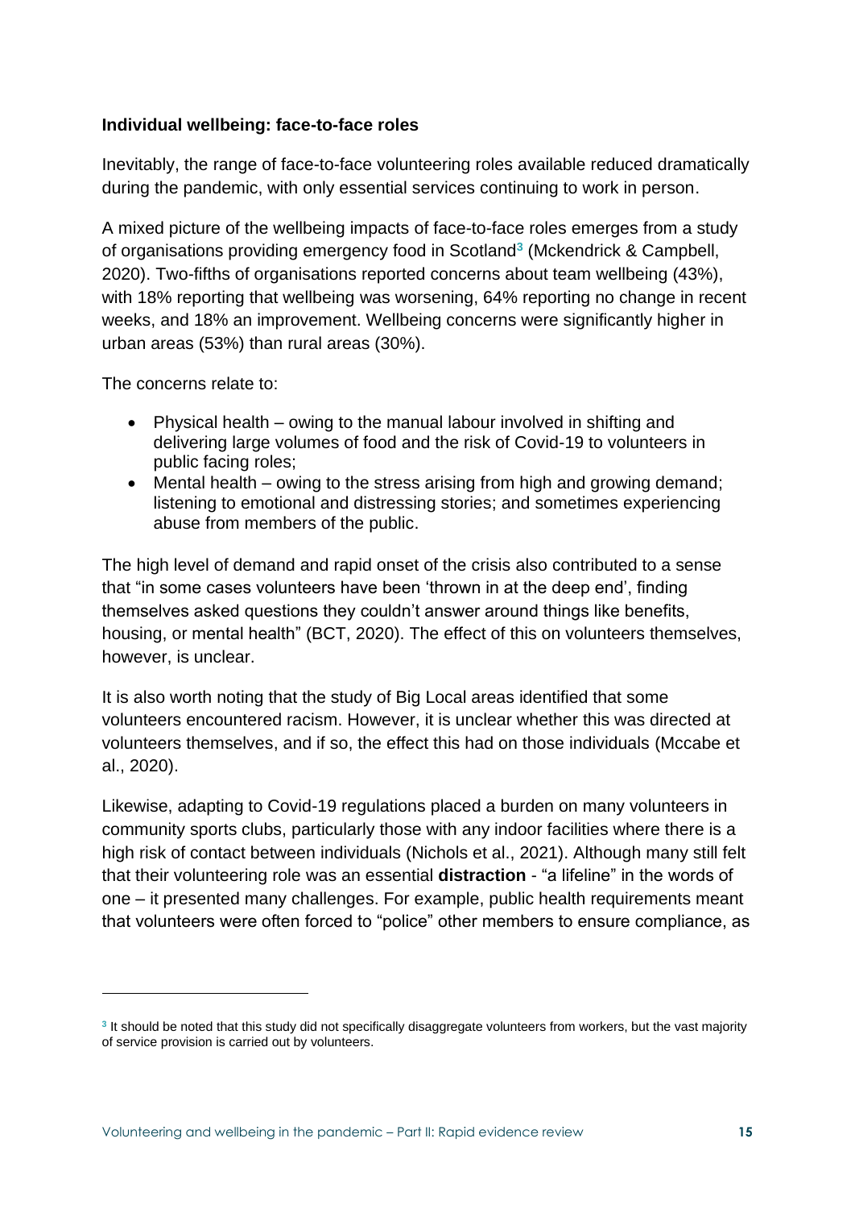**Individual wellbeing: face-to-face roles**

Inevitably, the range of face-to-face volunteering roles available reduced dramatically during the pandemic, with only essential services continuing to work in person.

A mixed picture of the wellbeing impacts of face-to-face roles emerges from a study of organisations providing emergency food in Scotland[3] (Mckendrick & Campbell, 2020). Two-fifths of organisations reported concerns about team wellbeing (43%), with 18% reporting that wellbeing was worsening, 64% reporting no change in recent weeks, and 18% an improvement. Wellbeing concerns were significantly higher in urban areas (53%) than rural areas (30%).

The concerns relate to:

- Physical health – owing to the manual labour involved in shifting and delivering large volumes of food and the risk of Covid-19 to volunteers in public facing roles;
- Mental health – owing to the stress arising from high and growing demand; listening to emotional and distressing stories; and sometimes experiencing abuse from members of the public.

The high level of demand and rapid onset of the crisis also contributed to a sense that "in some cases volunteers have been 'thrown in at the deep end', finding themselves asked questions they couldn't answer around things like benefits, housing, or mental health" (BCT, 2020). The effect of this on volunteers themselves, however, is unclear.

It is also worth noting that the study of Big Local areas identified that some volunteers encountered racism. However, it is unclear whether this was directed at volunteers themselves, and if so, the effect this had on those individuals (Mccabe et al., 2020).

Likewise, adapting to Covid-19 regulations placed a burden on many volunteers in community sports clubs, particularly those with any indoor facilities where there is a high risk of contact between individuals (Nichols et al., 2021). Although many still felt that their volunteering role was an essential **distraction** - "a lifeline" in the words of one – it presented many challenges. For example, public health requirements meant that volunteers were often forced to "police" other members to ensure compliance, as

[3] It should be noted that this study did not specifically disaggregate volunteers from workers, but the vast majority of service provision is carried out by volunteers.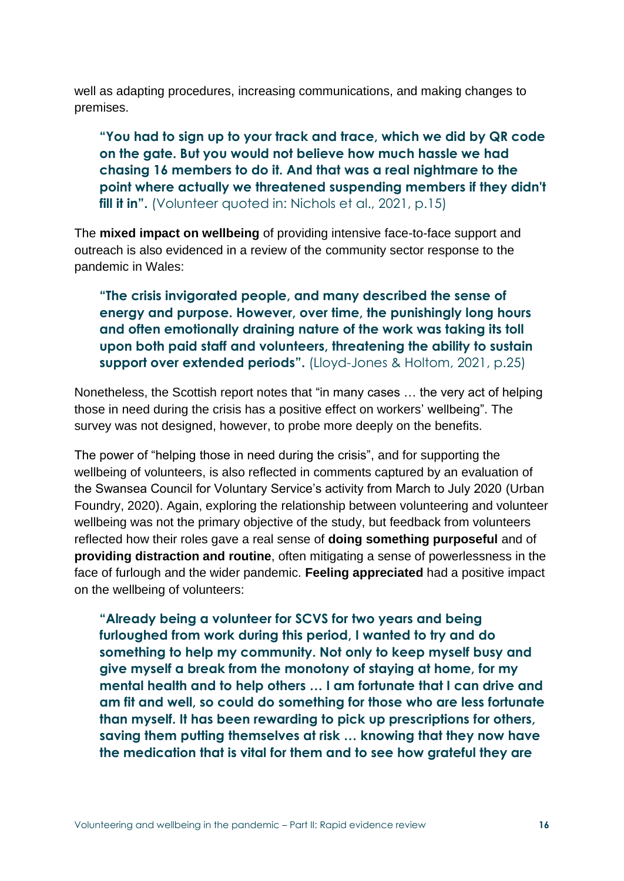well as adapting procedures, increasing communications, and making changes to premises.

> **"You had to sign up to your track and trace, which we did by QR code on the gate. But you would not believe how much hassle we had chasing 16 members to do it. And that was a real nightmare to the point where actually we threatened suspending members if they didn't fill it in".** (Volunteer quoted in: Nichols et al., 2021, p.15)

The **mixed impact on wellbeing** of providing intensive face-to-face support and outreach is also evidenced in a review of the community sector response to the pandemic in Wales:

> **"The crisis invigorated people, and many described the sense of energy and purpose. However, over time, the punishingly long hours and often emotionally draining nature of the work was taking its toll upon both paid staff and volunteers, threatening the ability to sustain support over extended periods".** (Lloyd-Jones & Holtom, 2021, p.25)

Nonetheless, the Scottish report notes that "in many cases … the very act of helping those in need during the crisis has a positive effect on workers' wellbeing". The survey was not designed, however, to probe more deeply on the benefits.

The power of "helping those in need during the crisis", and for supporting the wellbeing of volunteers, is also reflected in comments captured by an evaluation of the Swansea Council for Voluntary Service's activity from March to July 2020 (Urban Foundry, 2020). Again, exploring the relationship between volunteering and volunteer wellbeing was not the primary objective of the study, but feedback from volunteers reflected how their roles gave a real sense of **doing something purposeful** and of **providing distraction and routine**, often mitigating a sense of powerlessness in the face of furlough and the wider pandemic. **Feeling appreciated** had a positive impact on the wellbeing of volunteers:

> **"Already being a volunteer for SCVS for two years and being furloughed from work during this period, I wanted to try and do something to help my community. Not only to keep myself busy and give myself a break from the monotony of staying at home, for my mental health and to help others … I am fortunate that I can drive and am fit and well, so could do something for those who are less fortunate than myself. It has been rewarding to pick up prescriptions for others, saving them putting themselves at risk … knowing that they now have the medication that is vital for them and to see how grateful they are**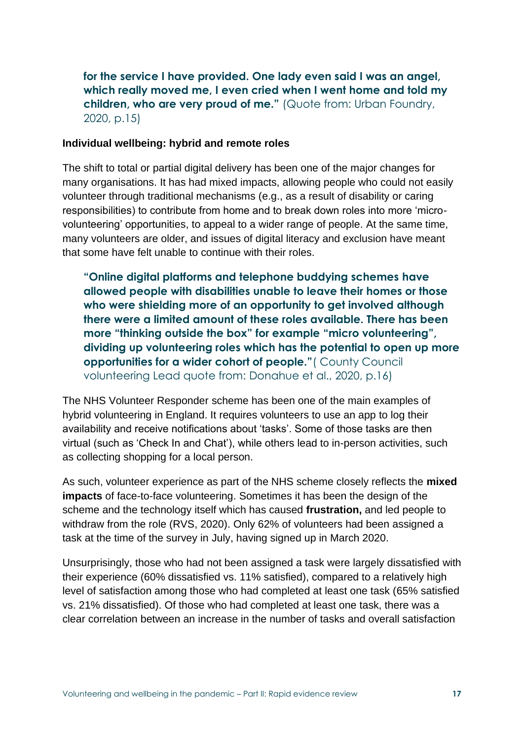**for the service I have provided. One lady even said I was an angel, which really moved me, I even cried when I went home and told my children, who are very proud of me."** (Quote from: Urban Foundry, 2020, p.15)

**Individual wellbeing: hybrid and remote roles**

The shift to total or partial digital delivery has been one of the major changes for many organisations. It has had mixed impacts, allowing people who could not easily volunteer through traditional mechanisms (e.g., as a result of disability or caring responsibilities) to contribute from home and to break down roles into more 'micro-volunteering' opportunities, to appeal to a wider range of people. At the same time, many volunteers are older, and issues of digital literacy and exclusion have meant that some have felt unable to continue with their roles.

**"Online digital platforms and telephone buddying schemes have allowed people with disabilities unable to leave their homes or those who were shielding more of an opportunity to get involved although there were a limited amount of these roles available. There has been more "thinking outside the box" for example "micro volunteering", dividing up volunteering roles which has the potential to open up more opportunities for a wider cohort of people."**( County Council volunteering Lead quote from: Donahue et al., 2020, p.16)

The NHS Volunteer Responder scheme has been one of the main examples of hybrid volunteering in England. It requires volunteers to use an app to log their availability and receive notifications about 'tasks'. Some of those tasks are then virtual (such as 'Check In and Chat'), while others lead to in-person activities, such as collecting shopping for a local person.

As such, volunteer experience as part of the NHS scheme closely reflects the **mixed impacts** of face-to-face volunteering. Sometimes it has been the design of the scheme and the technology itself which has caused **frustration,** and led people to withdraw from the role (RVS, 2020). Only 62% of volunteers had been assigned a task at the time of the survey in July, having signed up in March 2020.

Unsurprisingly, those who had not been assigned a task were largely dissatisfied with their experience (60% dissatisfied vs. 11% satisfied), compared to a relatively high level of satisfaction among those who had completed at least one task (65% satisfied vs. 21% dissatisfied). Of those who had completed at least one task, there was a clear correlation between an increase in the number of tasks and overall satisfaction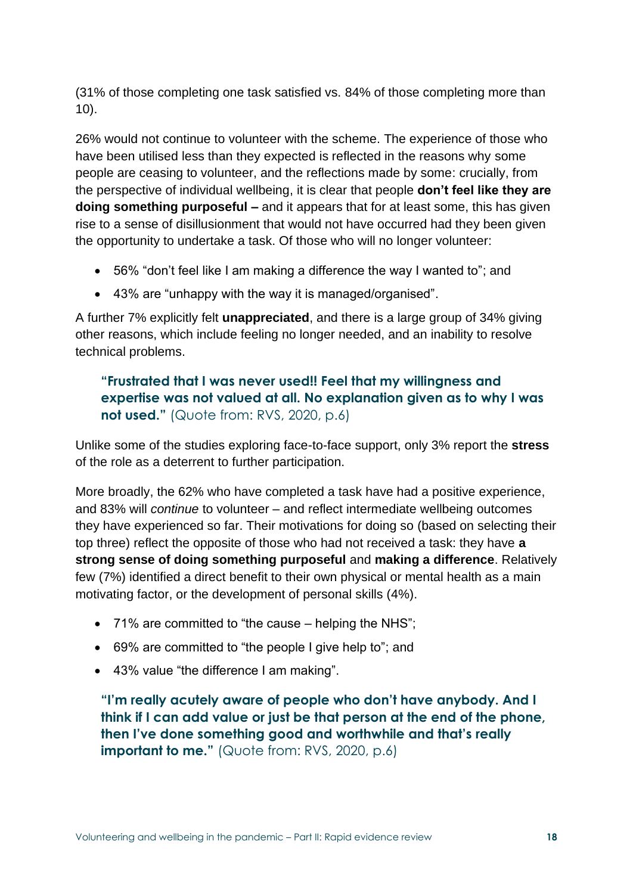(31% of those completing one task satisfied vs. 84% of those completing more than 10).

26% would not continue to volunteer with the scheme. The experience of those who have been utilised less than they expected is reflected in the reasons why some people are ceasing to volunteer, and the reflections made by some: crucially, from the perspective of individual wellbeing, it is clear that people **don't feel like they are doing something purposeful –** and it appears that for at least some, this has given rise to a sense of disillusionment that would not have occurred had they been given the opportunity to undertake a task. Of those who will no longer volunteer:

- 56% "don't feel like I am making a difference the way I wanted to"; and
- 43% are "unhappy with the way it is managed/organised".

A further 7% explicitly felt **unappreciated**, and there is a large group of 34% giving other reasons, which include feeling no longer needed, and an inability to resolve technical problems.

> **"Frustrated that I was never used!! Feel that my willingness and expertise was not valued at all. No explanation given as to why I was not used."** (Quote from: RVS, 2020, p.6)

Unlike some of the studies exploring face-to-face support, only 3% report the **stress** of the role as a deterrent to further participation.

More broadly, the 62% who have completed a task have had a positive experience, and 83% will *continue* to volunteer – and reflect intermediate wellbeing outcomes they have experienced so far. Their motivations for doing so (based on selecting their top three) reflect the opposite of those who had not received a task: they have **a strong sense of doing something purposeful** and **making a difference**. Relatively few (7%) identified a direct benefit to their own physical or mental health as a main motivating factor, or the development of personal skills (4%).

- 71% are committed to "the cause – helping the NHS";
- 69% are committed to "the people I give help to"; and
- 43% value "the difference I am making".

> **"I'm really acutely aware of people who don't have anybody. And I think if I can add value or just be that person at the end of the phone, then I've done something good and worthwhile and that's really important to me."** (Quote from: RVS, 2020, p.6)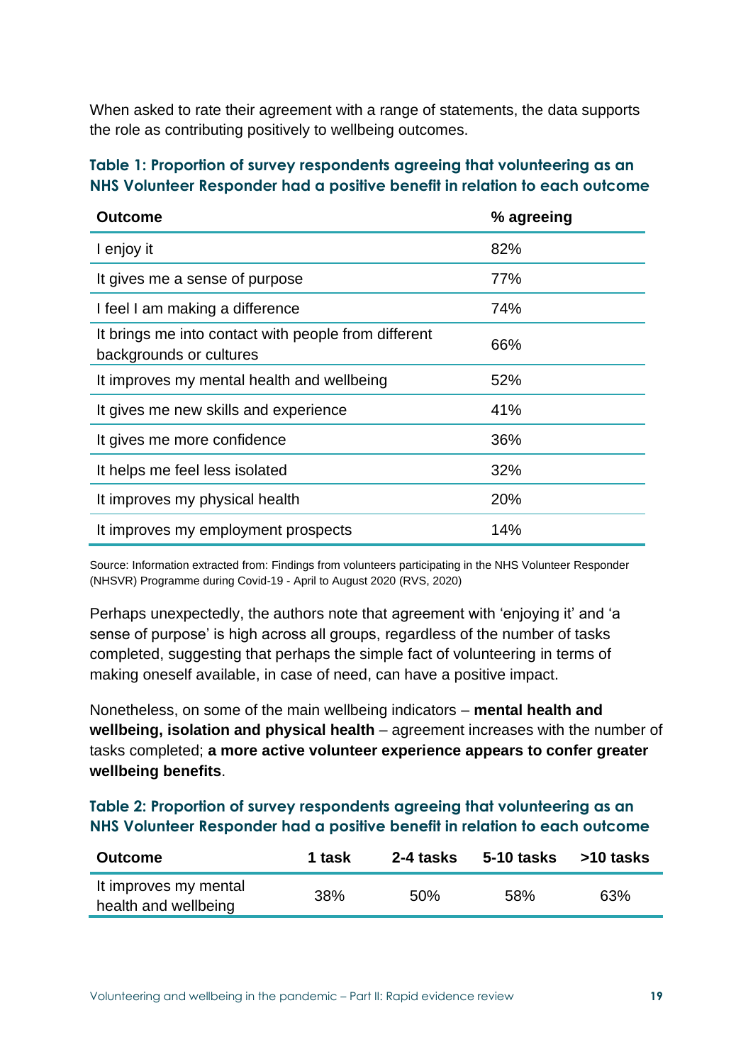When asked to rate their agreement with a range of statements, the data supports the role as contributing positively to wellbeing outcomes.

**Table 1: Proportion of survey respondents agreeing that volunteering as an NHS Volunteer Responder had a positive benefit in relation to each outcome**

| Outcome | % agreeing |
|---|---|
| I enjoy it | 82% |
| It gives me a sense of purpose | 77% |
| I feel I am making a difference | 74% |
| It brings me into contact with people from different backgrounds or cultures | 66% |
| It improves my mental health and wellbeing | 52% |
| It gives me new skills and experience | 41% |
| It gives me more confidence | 36% |
| It helps me feel less isolated | 32% |
| It improves my physical health | 20% |
| It improves my employment prospects | 14% |

Source: Information extracted from: Findings from volunteers participating in the NHS Volunteer Responder (NHSVR) Programme during Covid-19 - April to August 2020 (RVS, 2020)

Perhaps unexpectedly, the authors note that agreement with 'enjoying it' and 'a sense of purpose' is high across all groups, regardless of the number of tasks completed, suggesting that perhaps the simple fact of volunteering in terms of making oneself available, in case of need, can have a positive impact.

Nonetheless, on some of the main wellbeing indicators – **mental health and wellbeing, isolation and physical health** – agreement increases with the number of tasks completed; **a more active volunteer experience appears to confer greater wellbeing benefits**.

**Table 2: Proportion of survey respondents agreeing that volunteering as an NHS Volunteer Responder had a positive benefit in relation to each outcome**

| Outcome | 1 task | 2-4 tasks | 5-10 tasks | >10 tasks |
|---|---|---|---|---|
| It improves my mental health and wellbeing | 38% | 50% | 58% | 63% |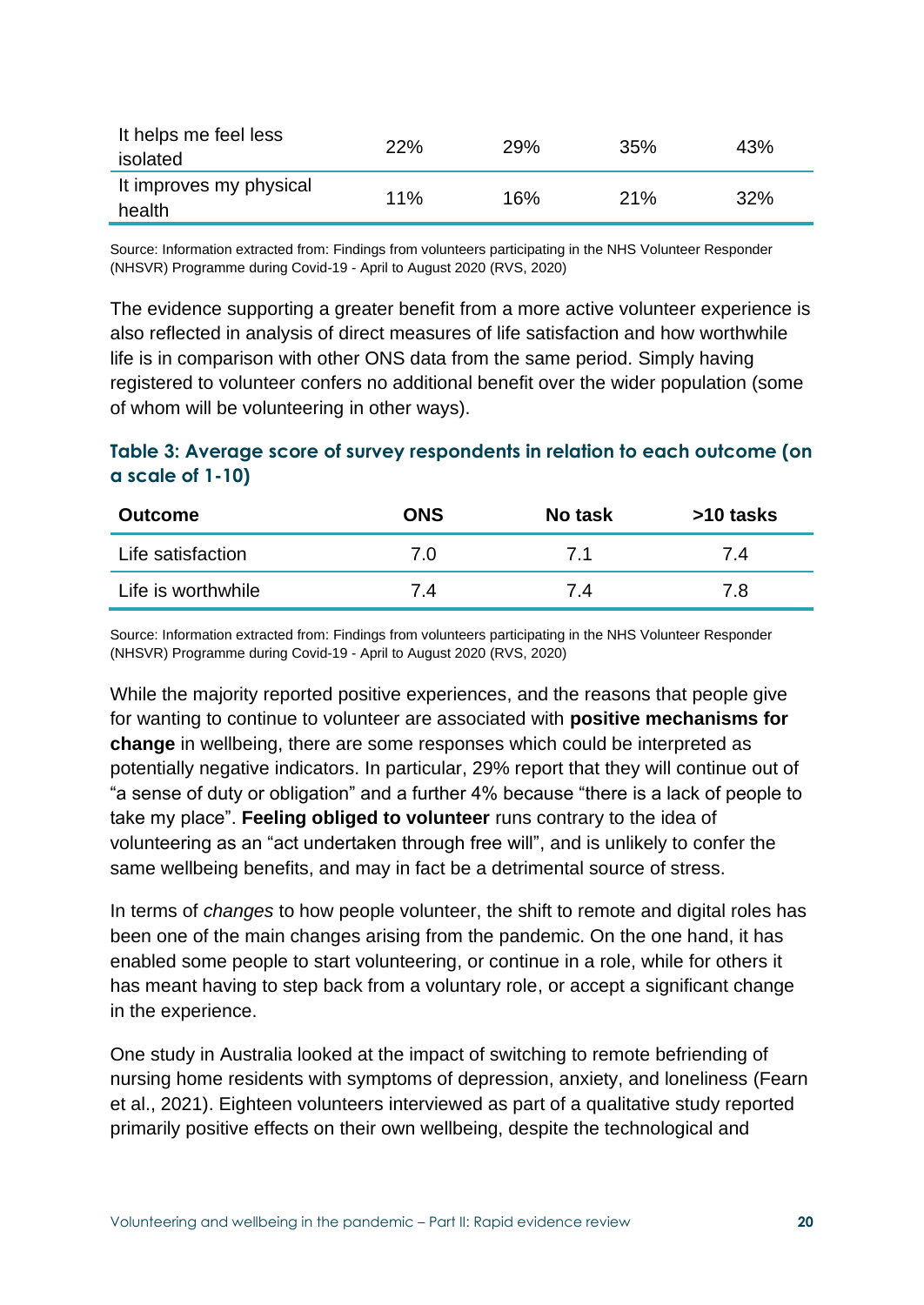| | | | | |
|---|---|---|---|---|
| It helps me feel less isolated | 22% | 29% | 35% | 43% |
| It improves my physical health | 11% | 16% | 21% | 32% |

Source: Information extracted from: Findings from volunteers participating in the NHS Volunteer Responder (NHSVR) Programme during Covid-19 - April to August 2020 (RVS, 2020)

The evidence supporting a greater benefit from a more active volunteer experience is also reflected in analysis of direct measures of life satisfaction and how worthwhile life is in comparison with other ONS data from the same period. Simply having registered to volunteer confers no additional benefit over the wider population (some of whom will be volunteering in other ways).

### Table 3: Average score of survey respondents in relation to each outcome (on a scale of 1-10)

| Outcome | ONS | No task | >10 tasks |
|---|---|---|---|
| Life satisfaction | 7.0 | 7.1 | 7.4 |
| Life is worthwhile | 7.4 | 7.4 | 7.8 |

Source: Information extracted from: Findings from volunteers participating in the NHS Volunteer Responder (NHSVR) Programme during Covid-19 - April to August 2020 (RVS, 2020)

While the majority reported positive experiences, and the reasons that people give for wanting to continue to volunteer are associated with **positive mechanisms for change** in wellbeing, there are some responses which could be interpreted as potentially negative indicators. In particular, 29% report that they will continue out of "a sense of duty or obligation" and a further 4% because "there is a lack of people to take my place". **Feeling obliged to volunteer** runs contrary to the idea of volunteering as an "act undertaken through free will", and is unlikely to confer the same wellbeing benefits, and may in fact be a detrimental source of stress.

In terms of *changes* to how people volunteer, the shift to remote and digital roles has been one of the main changes arising from the pandemic. On the one hand, it has enabled some people to start volunteering, or continue in a role, while for others it has meant having to step back from a voluntary role, or accept a significant change in the experience.

One study in Australia looked at the impact of switching to remote befriending of nursing home residents with symptoms of depression, anxiety, and loneliness (Fearn et al., 2021). Eighteen volunteers interviewed as part of a qualitative study reported primarily positive effects on their own wellbeing, despite the technological and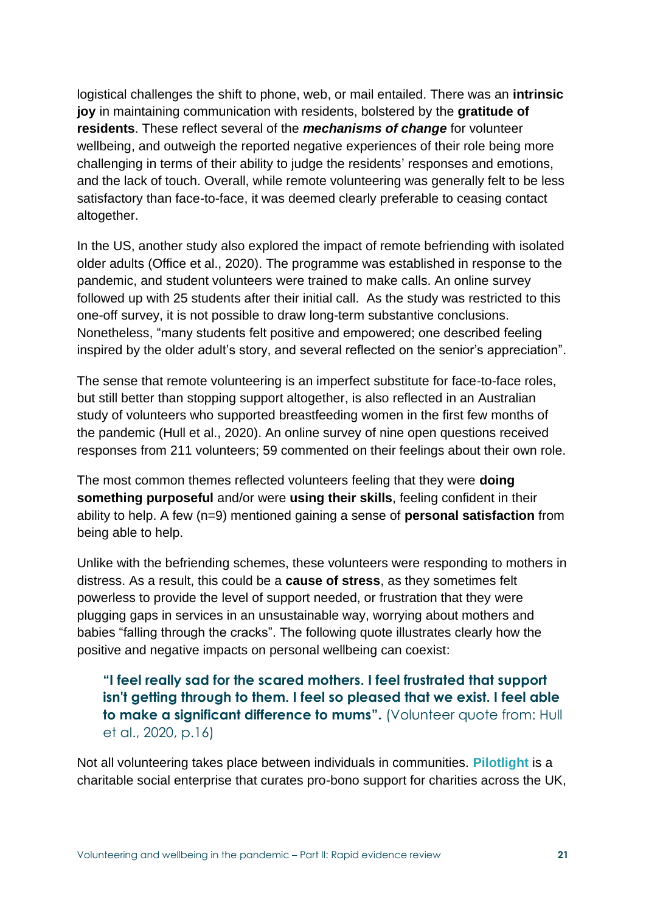logistical challenges the shift to phone, web, or mail entailed. There was an **intrinsic joy** in maintaining communication with residents, bolstered by the **gratitude of residents**. These reflect several of the ***mechanisms of change*** for volunteer wellbeing, and outweigh the reported negative experiences of their role being more challenging in terms of their ability to judge the residents' responses and emotions, and the lack of touch. Overall, while remote volunteering was generally felt to be less satisfactory than face-to-face, it was deemed clearly preferable to ceasing contact altogether.

In the US, another study also explored the impact of remote befriending with isolated older adults (Office et al., 2020). The programme was established in response to the pandemic, and student volunteers were trained to make calls. An online survey followed up with 25 students after their initial call. As the study was restricted to this one-off survey, it is not possible to draw long-term substantive conclusions. Nonetheless, "many students felt positive and empowered; one described feeling inspired by the older adult's story, and several reflected on the senior's appreciation".

The sense that remote volunteering is an imperfect substitute for face-to-face roles, but still better than stopping support altogether, is also reflected in an Australian study of volunteers who supported breastfeeding women in the first few months of the pandemic (Hull et al., 2020). An online survey of nine open questions received responses from 211 volunteers; 59 commented on their feelings about their own role.

The most common themes reflected volunteers feeling that they were **doing something purposeful** and/or were **using their skills**, feeling confident in their ability to help. A few (n=9) mentioned gaining a sense of **personal satisfaction** from being able to help.

Unlike with the befriending schemes, these volunteers were responding to mothers in distress. As a result, this could be a **cause of stress**, as they sometimes felt powerless to provide the level of support needed, or frustration that they were plugging gaps in services in an unsustainable way, worrying about mothers and babies "falling through the cracks". The following quote illustrates clearly how the positive and negative impacts on personal wellbeing can coexist:

> **"I feel really sad for the scared mothers. I feel frustrated that support isn't getting through to them. I feel so pleased that we exist. I feel able to make a significant difference to mums".** (Volunteer quote from: Hull et al., 2020, p.16)

Not all volunteering takes place between individuals in communities. **Pilotlight** is a charitable social enterprise that curates pro-bono support for charities across the UK,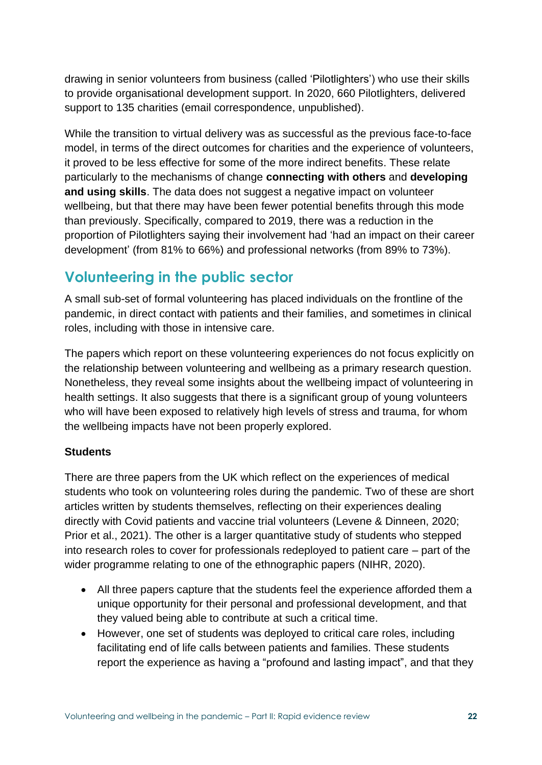drawing in senior volunteers from business (called 'Pilotlighters') who use their skills to provide organisational development support. In 2020, 660 Pilotlighters, delivered support to 135 charities (email correspondence, unpublished).

While the transition to virtual delivery was as successful as the previous face-to-face model, in terms of the direct outcomes for charities and the experience of volunteers, it proved to be less effective for some of the more indirect benefits. These relate particularly to the mechanisms of change **connecting with others** and **developing and using skills**. The data does not suggest a negative impact on volunteer wellbeing, but that there may have been fewer potential benefits through this mode than previously. Specifically, compared to 2019, there was a reduction in the proportion of Pilotlighters saying their involvement had 'had an impact on their career development' (from 81% to 66%) and professional networks (from 89% to 73%).

## Volunteering in the public sector

A small sub-set of formal volunteering has placed individuals on the frontline of the pandemic, in direct contact with patients and their families, and sometimes in clinical roles, including with those in intensive care.

The papers which report on these volunteering experiences do not focus explicitly on the relationship between volunteering and wellbeing as a primary research question. Nonetheless, they reveal some insights about the wellbeing impact of volunteering in health settings. It also suggests that there is a significant group of young volunteers who will have been exposed to relatively high levels of stress and trauma, for whom the wellbeing impacts have not been properly explored.

**Students**

There are three papers from the UK which reflect on the experiences of medical students who took on volunteering roles during the pandemic. Two of these are short articles written by students themselves, reflecting on their experiences dealing directly with Covid patients and vaccine trial volunteers (Levene & Dinneen, 2020; Prior et al., 2021). The other is a larger quantitative study of students who stepped into research roles to cover for professionals redeployed to patient care – part of the wider programme relating to one of the ethnographic papers (NIHR, 2020).

- All three papers capture that the students feel the experience afforded them a unique opportunity for their personal and professional development, and that they valued being able to contribute at such a critical time.
- However, one set of students was deployed to critical care roles, including facilitating end of life calls between patients and families. These students report the experience as having a "profound and lasting impact", and that they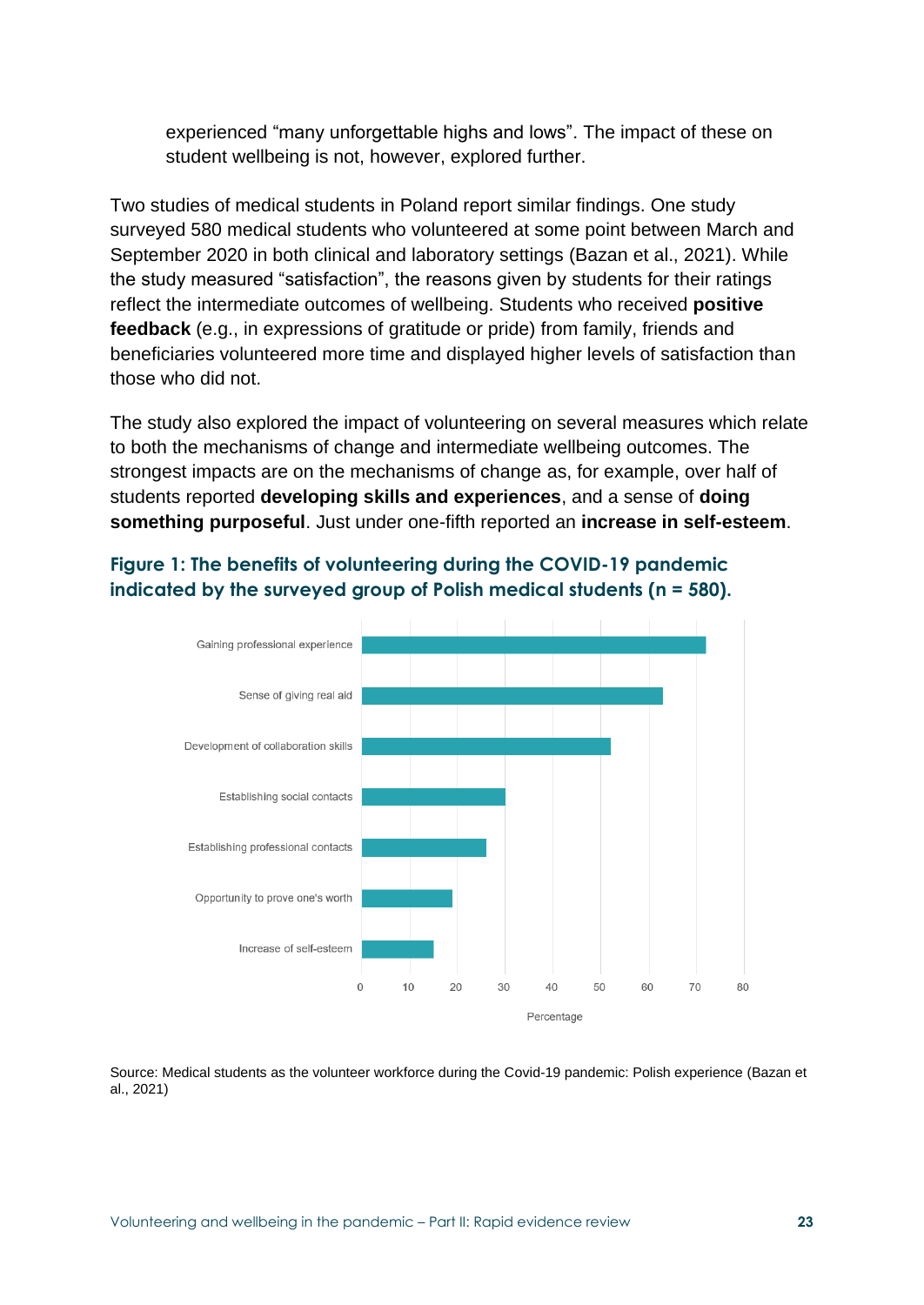experienced "many unforgettable highs and lows". The impact of these on student wellbeing is not, however, explored further.

Two studies of medical students in Poland report similar findings. One study surveyed 580 medical students who volunteered at some point between March and September 2020 in both clinical and laboratory settings (Bazan et al., 2021). While the study measured "satisfaction", the reasons given by students for their ratings reflect the intermediate outcomes of wellbeing. Students who received **positive feedback** (e.g., in expressions of gratitude or pride) from family, friends and beneficiaries volunteered more time and displayed higher levels of satisfaction than those who did not.

The study also explored the impact of volunteering on several measures which relate to both the mechanisms of change and intermediate wellbeing outcomes. The strongest impacts are on the mechanisms of change as, for example, over half of students reported **developing skills and experiences**, and a sense of **doing something purposeful**. Just under one-fifth reported an **increase in self-esteem**.

**Figure 1: The benefits of volunteering during the COVID-19 pandemic indicated by the surveyed group of Polish medical students (n = 580).**

Gaining professional experience

Sense of giving real aid

Development of collaboration skills

Establishing social contacts

Establishing professional contacts

Opportunity to prove one's worth

Increase of self-esteem

0 10 20 30 40 50 60 70 80

Percentage

Source: Medical students as the volunteer workforce during the Covid-19 pandemic: Polish experience (Bazan et al., 2021)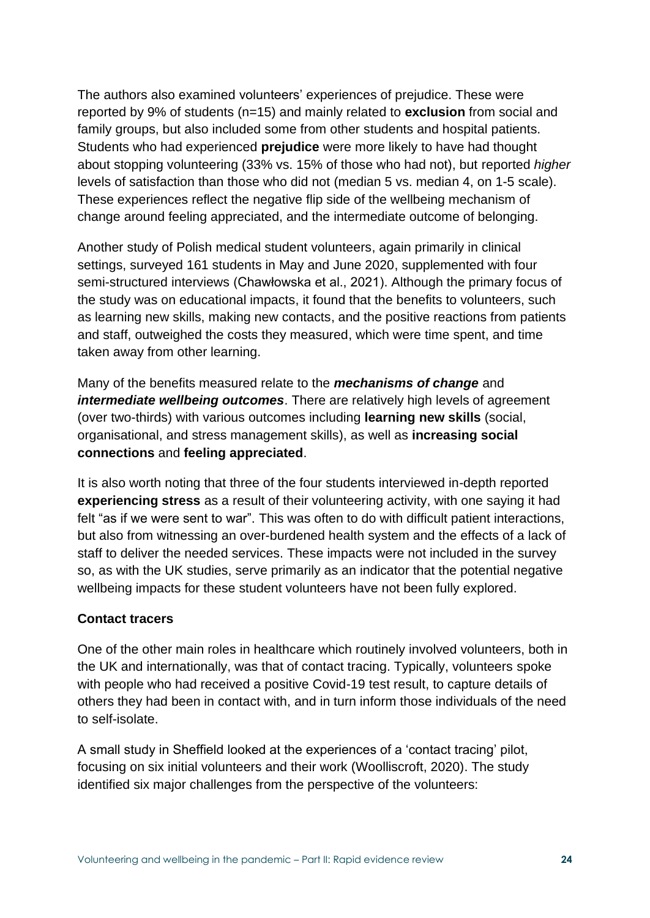The authors also examined volunteers' experiences of prejudice. These were reported by 9% of students (n=15) and mainly related to **exclusion** from social and family groups, but also included some from other students and hospital patients. Students who had experienced **prejudice** were more likely to have had thought about stopping volunteering (33% vs. 15% of those who had not), but reported *higher* levels of satisfaction than those who did not (median 5 vs. median 4, on 1-5 scale). These experiences reflect the negative flip side of the wellbeing mechanism of change around feeling appreciated, and the intermediate outcome of belonging.

Another study of Polish medical student volunteers, again primarily in clinical settings, surveyed 161 students in May and June 2020, supplemented with four semi-structured interviews (Chawłowska et al., 2021). Although the primary focus of the study was on educational impacts, it found that the benefits to volunteers, such as learning new skills, making new contacts, and the positive reactions from patients and staff, outweighed the costs they measured, which were time spent, and time taken away from other learning.

Many of the benefits measured relate to the ***mechanisms of change*** and ***intermediate wellbeing outcomes***. There are relatively high levels of agreement (over two-thirds) with various outcomes including **learning new skills** (social, organisational, and stress management skills), as well as **increasing social connections** and **feeling appreciated**.

It is also worth noting that three of the four students interviewed in-depth reported **experiencing stress** as a result of their volunteering activity, with one saying it had felt "as if we were sent to war". This was often to do with difficult patient interactions, but also from witnessing an over-burdened health system and the effects of a lack of staff to deliver the needed services. These impacts were not included in the survey so, as with the UK studies, serve primarily as an indicator that the potential negative wellbeing impacts for these student volunteers have not been fully explored.

#### Contact tracers

One of the other main roles in healthcare which routinely involved volunteers, both in the UK and internationally, was that of contact tracing. Typically, volunteers spoke with people who had received a positive Covid-19 test result, to capture details of others they had been in contact with, and in turn inform those individuals of the need to self-isolate.

A small study in Sheffield looked at the experiences of a 'contact tracing' pilot, focusing on six initial volunteers and their work (Woolliscroft, 2020). The study identified six major challenges from the perspective of the volunteers: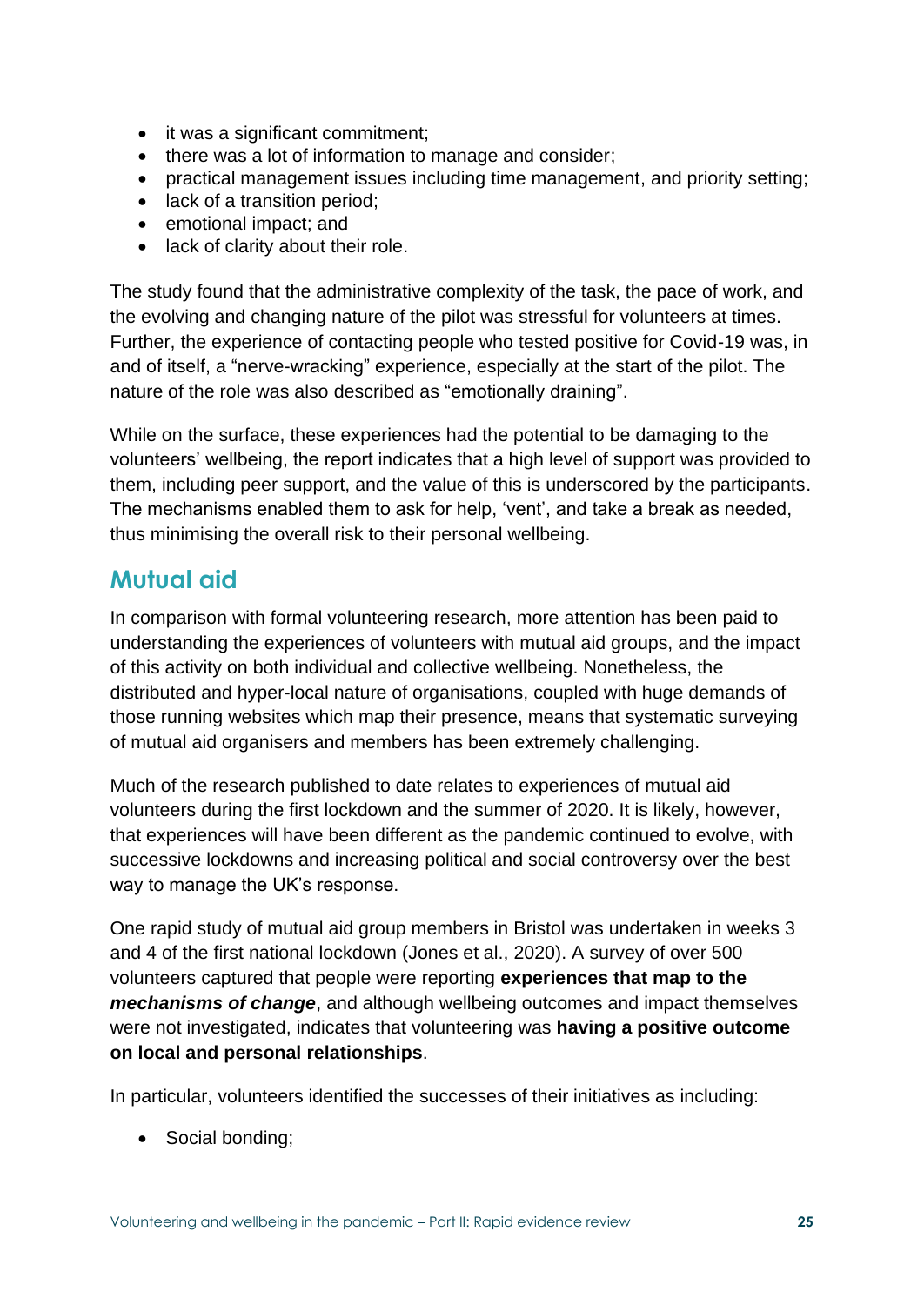- it was a significant commitment;
- there was a lot of information to manage and consider;
- practical management issues including time management, and priority setting;
- lack of a transition period;
- emotional impact; and
- lack of clarity about their role.

The study found that the administrative complexity of the task, the pace of work, and the evolving and changing nature of the pilot was stressful for volunteers at times. Further, the experience of contacting people who tested positive for Covid-19 was, in and of itself, a "nerve-wracking" experience, especially at the start of the pilot. The nature of the role was also described as "emotionally draining".

While on the surface, these experiences had the potential to be damaging to the volunteers' wellbeing, the report indicates that a high level of support was provided to them, including peer support, and the value of this is underscored by the participants. The mechanisms enabled them to ask for help, 'vent', and take a break as needed, thus minimising the overall risk to their personal wellbeing.

## Mutual aid

In comparison with formal volunteering research, more attention has been paid to understanding the experiences of volunteers with mutual aid groups, and the impact of this activity on both individual and collective wellbeing. Nonetheless, the distributed and hyper-local nature of organisations, coupled with huge demands of those running websites which map their presence, means that systematic surveying of mutual aid organisers and members has been extremely challenging.

Much of the research published to date relates to experiences of mutual aid volunteers during the first lockdown and the summer of 2020. It is likely, however, that experiences will have been different as the pandemic continued to evolve, with successive lockdowns and increasing political and social controversy over the best way to manage the UK's response.

One rapid study of mutual aid group members in Bristol was undertaken in weeks 3 and 4 of the first national lockdown (Jones et al., 2020). A survey of over 500 volunteers captured that people were reporting **experiences that map to the *mechanisms of change***, and although wellbeing outcomes and impact themselves were not investigated, indicates that volunteering was **having a positive outcome on local and personal relationships**.

In particular, volunteers identified the successes of their initiatives as including:

- Social bonding;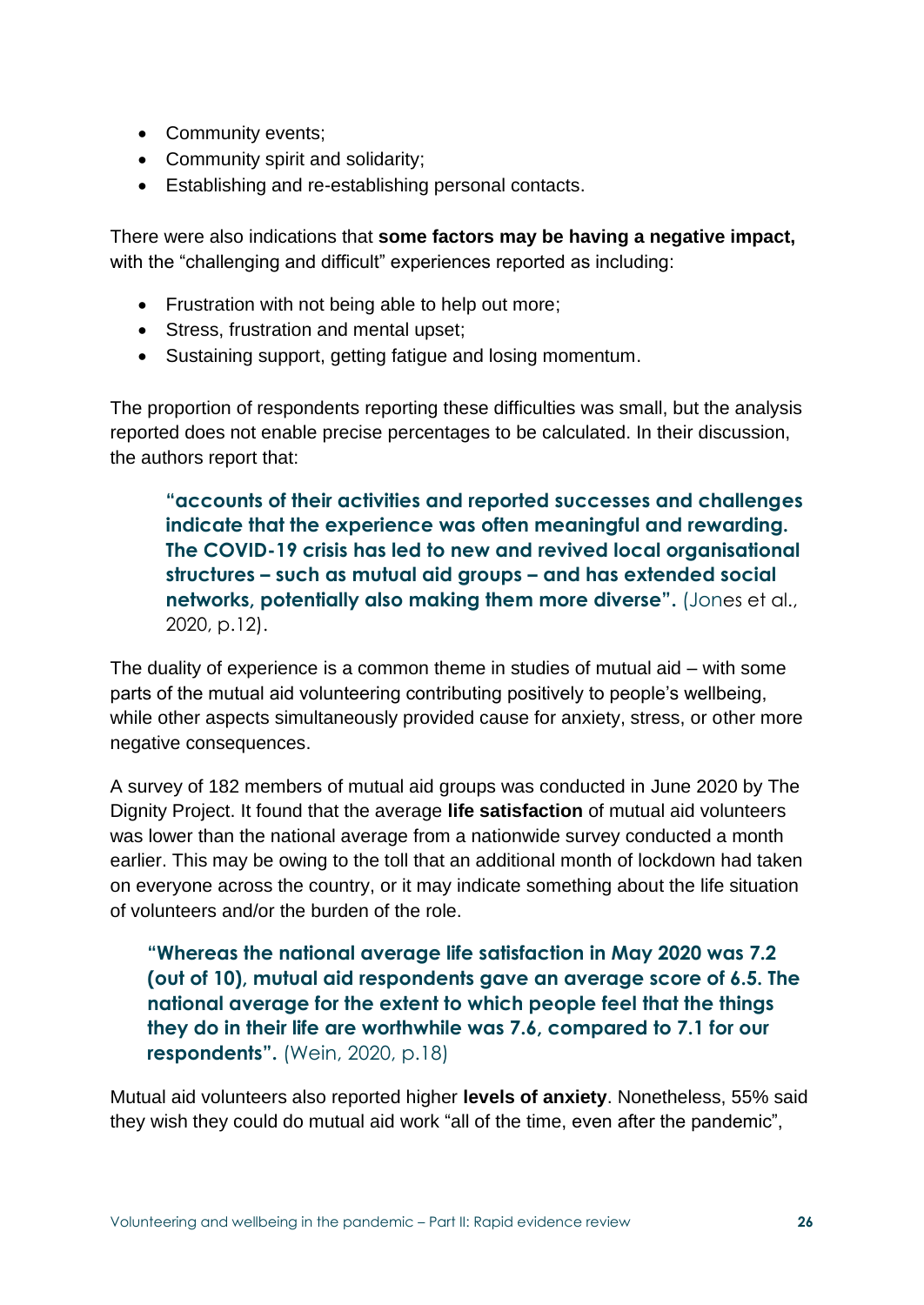- Community events;
- Community spirit and solidarity;
- Establishing and re-establishing personal contacts.

There were also indications that **some factors may be having a negative impact,** with the "challenging and difficult" experiences reported as including:

- Frustration with not being able to help out more;
- Stress, frustration and mental upset;
- Sustaining support, getting fatigue and losing momentum.

The proportion of respondents reporting these difficulties was small, but the analysis reported does not enable precise percentages to be calculated. In their discussion, the authors report that:

> **"accounts of their activities and reported successes and challenges indicate that the experience was often meaningful and rewarding. The COVID-19 crisis has led to new and revived local organisational structures – such as mutual aid groups – and has extended social networks, potentially also making them more diverse".** (Jones et al., 2020, p.12).

The duality of experience is a common theme in studies of mutual aid – with some parts of the mutual aid volunteering contributing positively to people's wellbeing, while other aspects simultaneously provided cause for anxiety, stress, or other more negative consequences.

A survey of 182 members of mutual aid groups was conducted in June 2020 by The Dignity Project. It found that the average **life satisfaction** of mutual aid volunteers was lower than the national average from a nationwide survey conducted a month earlier. This may be owing to the toll that an additional month of lockdown had taken on everyone across the country, or it may indicate something about the life situation of volunteers and/or the burden of the role.

> **"Whereas the national average life satisfaction in May 2020 was 7.2 (out of 10), mutual aid respondents gave an average score of 6.5. The national average for the extent to which people feel that the things they do in their life are worthwhile was 7.6, compared to 7.1 for our respondents".** (Wein, 2020, p.18)

Mutual aid volunteers also reported higher **levels of anxiety**. Nonetheless, 55% said they wish they could do mutual aid work "all of the time, even after the pandemic",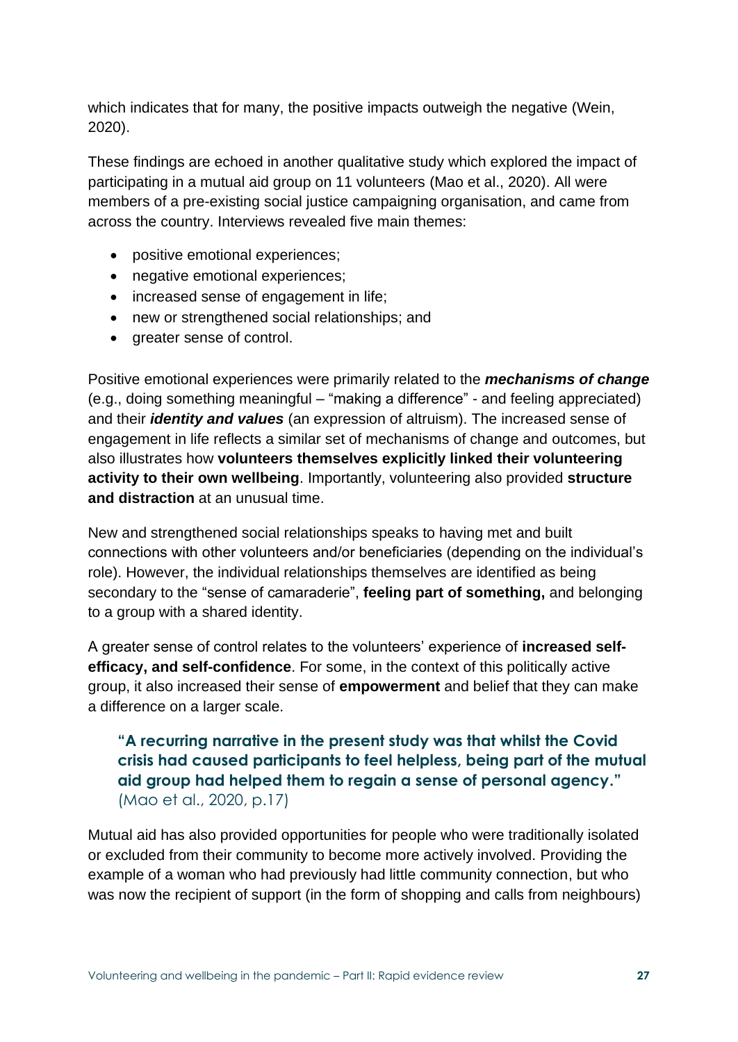which indicates that for many, the positive impacts outweigh the negative (Wein, 2020).

These findings are echoed in another qualitative study which explored the impact of participating in a mutual aid group on 11 volunteers (Mao et al., 2020). All were members of a pre-existing social justice campaigning organisation, and came from across the country. Interviews revealed five main themes:

- positive emotional experiences;
- negative emotional experiences;
- increased sense of engagement in life;
- new or strengthened social relationships; and
- greater sense of control.

Positive emotional experiences were primarily related to the ***mechanisms of change*** (e.g., doing something meaningful – "making a difference" - and feeling appreciated) and their ***identity and values*** (an expression of altruism). The increased sense of engagement in life reflects a similar set of mechanisms of change and outcomes, but also illustrates how **volunteers themselves explicitly linked their volunteering activity to their own wellbeing**. Importantly, volunteering also provided **structure and distraction** at an unusual time.

New and strengthened social relationships speaks to having met and built connections with other volunteers and/or beneficiaries (depending on the individual's role). However, the individual relationships themselves are identified as being secondary to the "sense of camaraderie", **feeling part of something,** and belonging to a group with a shared identity.

A greater sense of control relates to the volunteers' experience of **increased self-efficacy, and self-confidence**. For some, in the context of this politically active group, it also increased their sense of **empowerment** and belief that they can make a difference on a larger scale.

> **"A recurring narrative in the present study was that whilst the Covid crisis had caused participants to feel helpless, being part of the mutual aid group had helped them to regain a sense of personal agency."** (Mao et al., 2020, p.17)

Mutual aid has also provided opportunities for people who were traditionally isolated or excluded from their community to become more actively involved. Providing the example of a woman who had previously had little community connection, but who was now the recipient of support (in the form of shopping and calls from neighbours)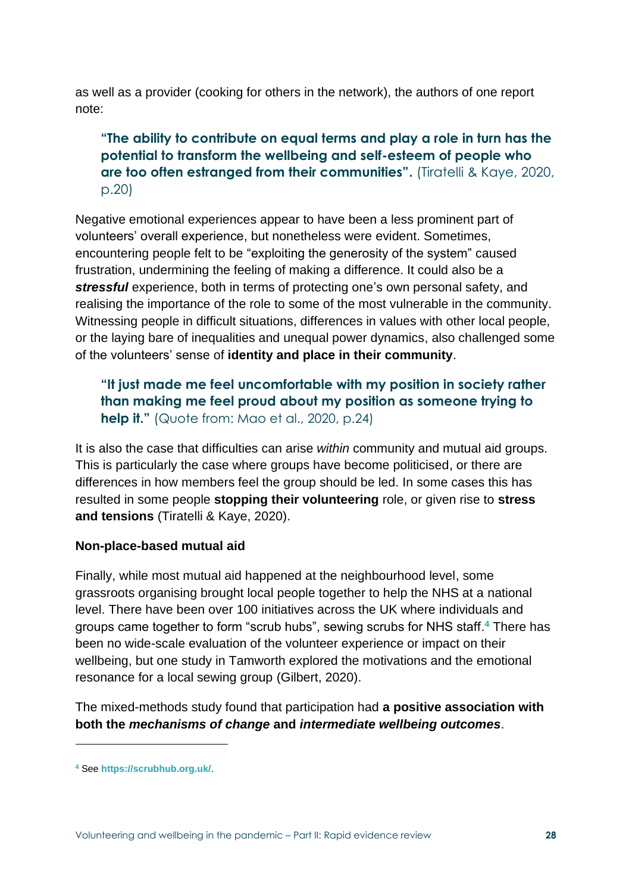as well as a provider (cooking for others in the network), the authors of one report note:

> **"The ability to contribute on equal terms and play a role in turn has the potential to transform the wellbeing and self-esteem of people who are too often estranged from their communities".** (Tiratelli & Kaye, 2020, p.20)

Negative emotional experiences appear to have been a less prominent part of volunteers' overall experience, but nonetheless were evident. Sometimes, encountering people felt to be "exploiting the generosity of the system" caused frustration, undermining the feeling of making a difference. It could also be a ***stressful*** experience, both in terms of protecting one's own personal safety, and realising the importance of the role to some of the most vulnerable in the community. Witnessing people in difficult situations, differences in values with other local people, or the laying bare of inequalities and unequal power dynamics, also challenged some of the volunteers' sense of **identity and place in their community**.

> **"It just made me feel uncomfortable with my position in society rather than making me feel proud about my position as someone trying to help it."** (Quote from: Mao et al., 2020, p.24)

It is also the case that difficulties can arise *within* community and mutual aid groups. This is particularly the case where groups have become politicised, or there are differences in how members feel the group should be led. In some cases this has resulted in some people **stopping their volunteering** role, or given rise to **stress and tensions** (Tiratelli & Kaye, 2020).

**Non-place-based mutual aid**

Finally, while most mutual aid happened at the neighbourhood level, some grassroots organising brought local people together to help the NHS at a national level. There have been over 100 initiatives across the UK where individuals and groups came together to form "scrub hubs", sewing scrubs for NHS staff.[4] There has been no wide-scale evaluation of the volunteer experience or impact on their wellbeing, but one study in Tamworth explored the motivations and the emotional resonance for a local sewing group (Gilbert, 2020).

The mixed-methods study found that participation had **a positive association with both the *mechanisms of change* and *intermediate wellbeing outcomes***.

---

[4] See **https://scrubhub.org.uk/**.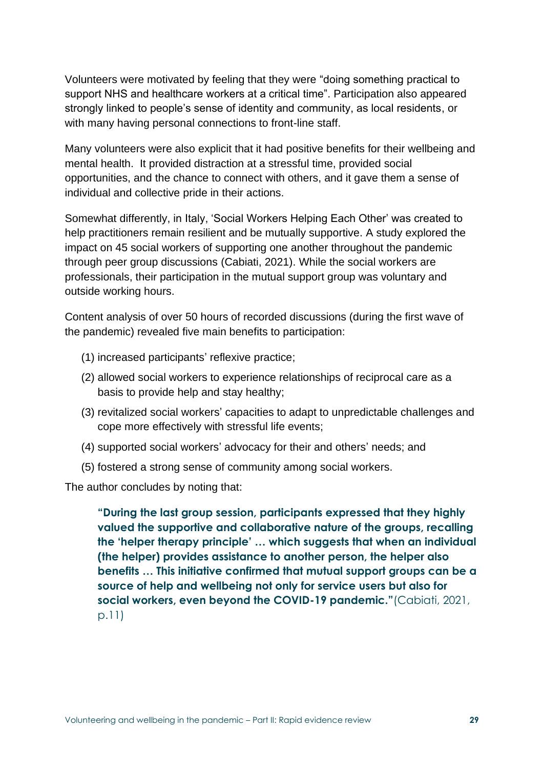Volunteers were motivated by feeling that they were "doing something practical to support NHS and healthcare workers at a critical time". Participation also appeared strongly linked to people's sense of identity and community, as local residents, or with many having personal connections to front-line staff.

Many volunteers were also explicit that it had positive benefits for their wellbeing and mental health. It provided distraction at a stressful time, provided social opportunities, and the chance to connect with others, and it gave them a sense of individual and collective pride in their actions.

Somewhat differently, in Italy, 'Social Workers Helping Each Other' was created to help practitioners remain resilient and be mutually supportive. A study explored the impact on 45 social workers of supporting one another throughout the pandemic through peer group discussions (Cabiati, 2021). While the social workers are professionals, their participation in the mutual support group was voluntary and outside working hours.

Content analysis of over 50 hours of recorded discussions (during the first wave of the pandemic) revealed five main benefits to participation:

(1) increased participants' reflexive practice;

(2) allowed social workers to experience relationships of reciprocal care as a basis to provide help and stay healthy;

(3) revitalized social workers' capacities to adapt to unpredictable challenges and cope more effectively with stressful life events;

(4) supported social workers' advocacy for their and others' needs; and

(5) fostered a strong sense of community among social workers.

The author concludes by noting that:

> **"During the last group session, participants expressed that they highly valued the supportive and collaborative nature of the groups, recalling the 'helper therapy principle' … which suggests that when an individual (the helper) provides assistance to another person, the helper also benefits … This initiative confirmed that mutual support groups can be a source of help and wellbeing not only for service users but also for social workers, even beyond the COVID-19 pandemic."** (Cabiati, 2021, p.11)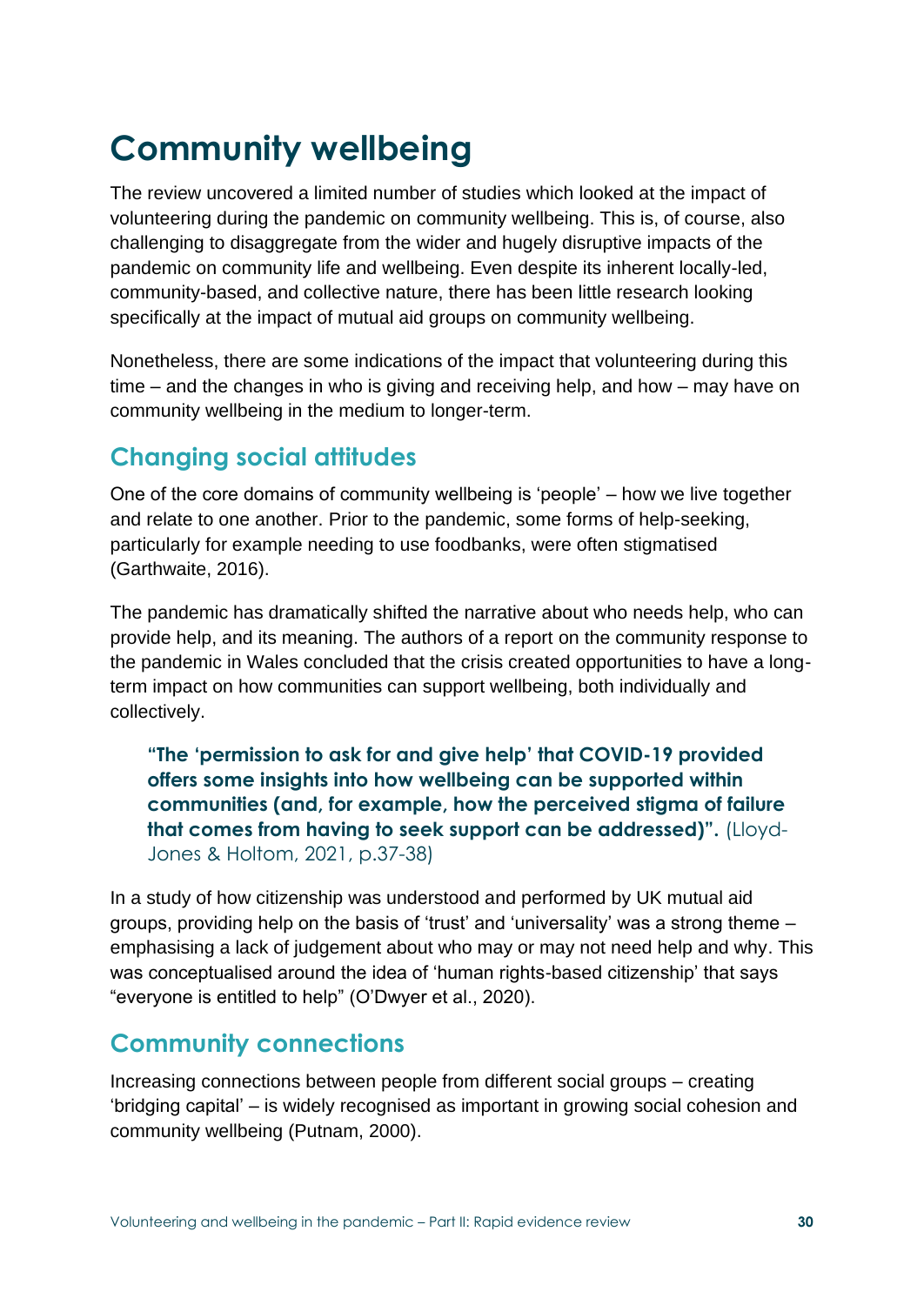# Community wellbeing

The review uncovered a limited number of studies which looked at the impact of volunteering during the pandemic on community wellbeing. This is, of course, also challenging to disaggregate from the wider and hugely disruptive impacts of the pandemic on community life and wellbeing. Even despite its inherent locally-led, community-based, and collective nature, there has been little research looking specifically at the impact of mutual aid groups on community wellbeing.

Nonetheless, there are some indications of the impact that volunteering during this time – and the changes in who is giving and receiving help, and how – may have on community wellbeing in the medium to longer-term.

## Changing social attitudes

One of the core domains of community wellbeing is 'people' – how we live together and relate to one another. Prior to the pandemic, some forms of help-seeking, particularly for example needing to use foodbanks, were often stigmatised (Garthwaite, 2016).

The pandemic has dramatically shifted the narrative about who needs help, who can provide help, and its meaning. The authors of a report on the community response to the pandemic in Wales concluded that the crisis created opportunities to have a long-term impact on how communities can support wellbeing, both individually and collectively.

> **"The 'permission to ask for and give help' that COVID-19 provided offers some insights into how wellbeing can be supported within communities (and, for example, how the perceived stigma of failure that comes from having to seek support can be addressed)".** (Lloyd-Jones & Holtom, 2021, p.37-38)

In a study of how citizenship was understood and performed by UK mutual aid groups, providing help on the basis of 'trust' and 'universality' was a strong theme – emphasising a lack of judgement about who may or may not need help and why. This was conceptualised around the idea of 'human rights-based citizenship' that says "everyone is entitled to help" (O'Dwyer et al., 2020).

## Community connections

Increasing connections between people from different social groups – creating 'bridging capital' – is widely recognised as important in growing social cohesion and community wellbeing (Putnam, 2000).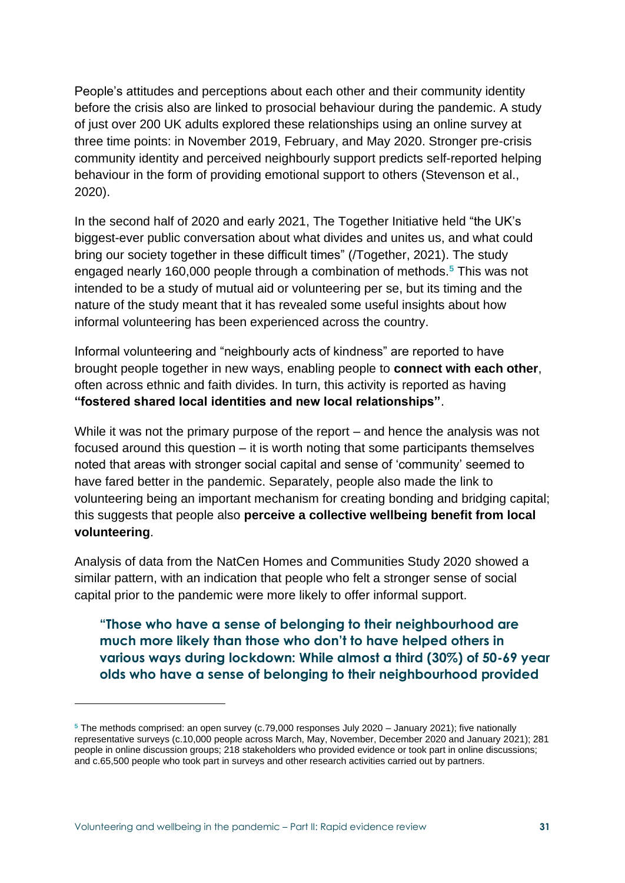People's attitudes and perceptions about each other and their community identity before the crisis also are linked to prosocial behaviour during the pandemic. A study of just over 200 UK adults explored these relationships using an online survey at three time points: in November 2019, February, and May 2020. Stronger pre-crisis community identity and perceived neighbourly support predicts self-reported helping behaviour in the form of providing emotional support to others (Stevenson et al., 2020).

In the second half of 2020 and early 2021, The Together Initiative held "the UK's biggest-ever public conversation about what divides and unites us, and what could bring our society together in these difficult times" (/Together, 2021). The study engaged nearly 160,000 people through a combination of methods.[5] This was not intended to be a study of mutual aid or volunteering per se, but its timing and the nature of the study meant that it has revealed some useful insights about how informal volunteering has been experienced across the country.

Informal volunteering and "neighbourly acts of kindness" are reported to have brought people together in new ways, enabling people to **connect with each other**, often across ethnic and faith divides. In turn, this activity is reported as having **"fostered shared local identities and new local relationships"**.

While it was not the primary purpose of the report – and hence the analysis was not focused around this question – it is worth noting that some participants themselves noted that areas with stronger social capital and sense of 'community' seemed to have fared better in the pandemic. Separately, people also made the link to volunteering being an important mechanism for creating bonding and bridging capital; this suggests that people also **perceive a collective wellbeing benefit from local volunteering**.

Analysis of data from the NatCen Homes and Communities Study 2020 showed a similar pattern, with an indication that people who felt a stronger sense of social capital prior to the pandemic were more likely to offer informal support.

> **"Those who have a sense of belonging to their neighbourhood are much more likely than those who don't to have helped others in various ways during lockdown: While almost a third (30%) of 50-69 year olds who have a sense of belonging to their neighbourhood provided**

[5] The methods comprised: an open survey (c.79,000 responses July 2020 – January 2021); five nationally representative surveys (c.10,000 people across March, May, November, December 2020 and January 2021); 281 people in online discussion groups; 218 stakeholders who provided evidence or took part in online discussions; and c.65,500 people who took part in surveys and other research activities carried out by partners.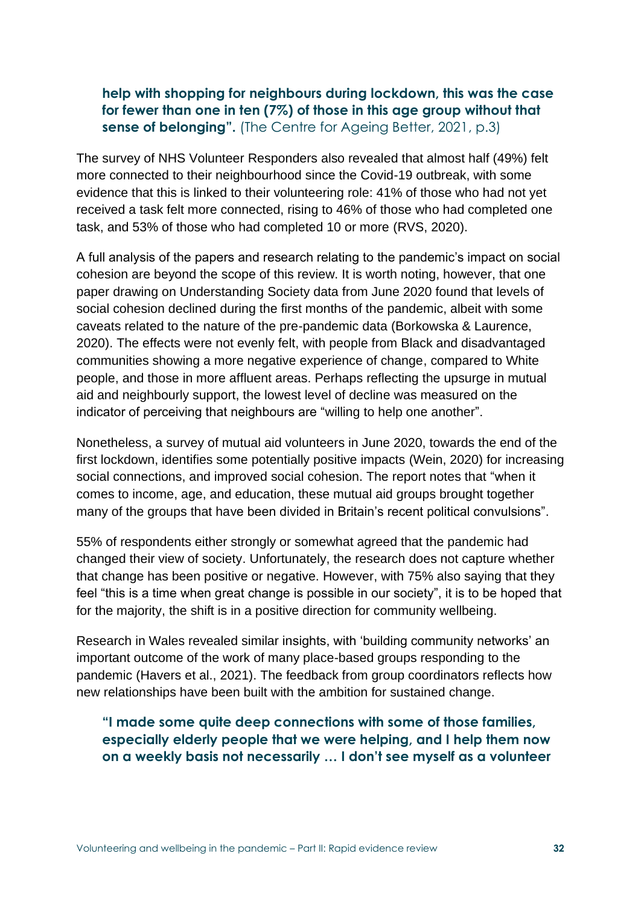**help with shopping for neighbours during lockdown, this was the case for fewer than one in ten (7%) of those in this age group without that sense of belonging".** (The Centre for Ageing Better, 2021, p.3)

The survey of NHS Volunteer Responders also revealed that almost half (49%) felt more connected to their neighbourhood since the Covid-19 outbreak, with some evidence that this is linked to their volunteering role: 41% of those who had not yet received a task felt more connected, rising to 46% of those who had completed one task, and 53% of those who had completed 10 or more (RVS, 2020).

A full analysis of the papers and research relating to the pandemic's impact on social cohesion are beyond the scope of this review. It is worth noting, however, that one paper drawing on Understanding Society data from June 2020 found that levels of social cohesion declined during the first months of the pandemic, albeit with some caveats related to the nature of the pre-pandemic data (Borkowska & Laurence, 2020). The effects were not evenly felt, with people from Black and disadvantaged communities showing a more negative experience of change, compared to White people, and those in more affluent areas. Perhaps reflecting the upsurge in mutual aid and neighbourly support, the lowest level of decline was measured on the indicator of perceiving that neighbours are "willing to help one another".

Nonetheless, a survey of mutual aid volunteers in June 2020, towards the end of the first lockdown, identifies some potentially positive impacts (Wein, 2020) for increasing social connections, and improved social cohesion. The report notes that "when it comes to income, age, and education, these mutual aid groups brought together many of the groups that have been divided in Britain's recent political convulsions".

55% of respondents either strongly or somewhat agreed that the pandemic had changed their view of society. Unfortunately, the research does not capture whether that change has been positive or negative. However, with 75% also saying that they feel "this is a time when great change is possible in our society", it is to be hoped that for the majority, the shift is in a positive direction for community wellbeing.

Research in Wales revealed similar insights, with 'building community networks' an important outcome of the work of many place-based groups responding to the pandemic (Havers et al., 2021). The feedback from group coordinators reflects how new relationships have been built with the ambition for sustained change.

**"I made some quite deep connections with some of those families, especially elderly people that we were helping, and I help them now on a weekly basis not necessarily … I don't see myself as a volunteer**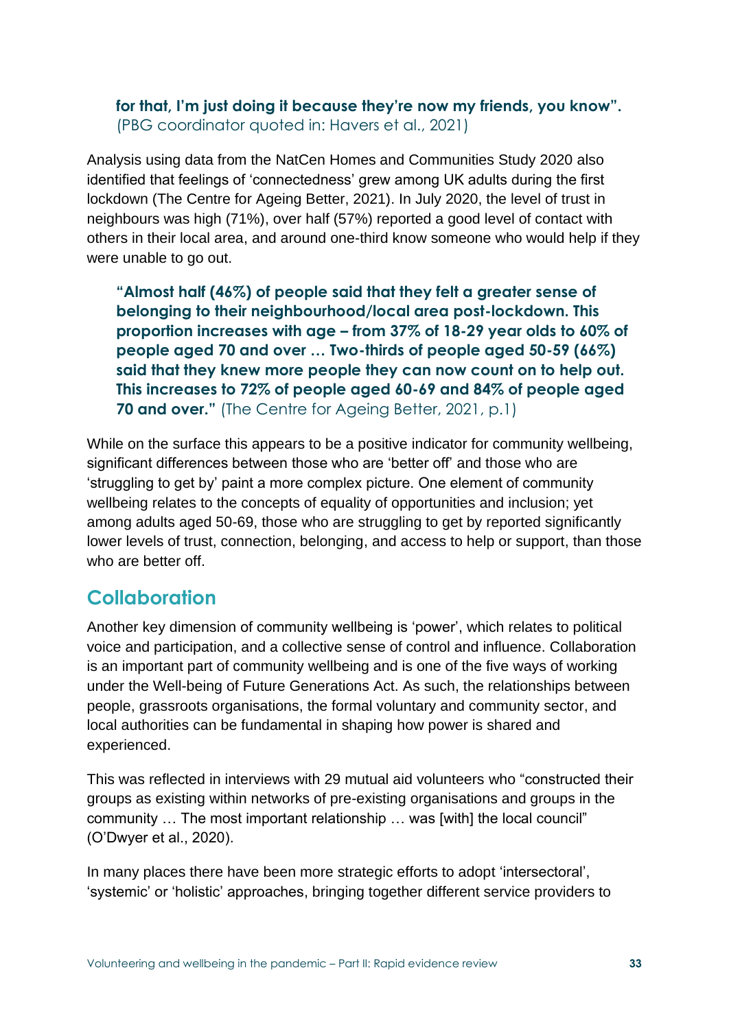**for that, I'm just doing it because they're now my friends, you know".** (PBG coordinator quoted in: Havers et al., 2021)

Analysis using data from the NatCen Homes and Communities Study 2020 also identified that feelings of 'connectedness' grew among UK adults during the first lockdown (The Centre for Ageing Better, 2021). In July 2020, the level of trust in neighbours was high (71%), over half (57%) reported a good level of contact with others in their local area, and around one-third know someone who would help if they were unable to go out.

> **"Almost half (46%) of people said that they felt a greater sense of belonging to their neighbourhood/local area post-lockdown. This proportion increases with age – from 37% of 18-29 year olds to 60% of people aged 70 and over … Two-thirds of people aged 50-59 (66%) said that they knew more people they can now count on to help out. This increases to 72% of people aged 60-69 and 84% of people aged 70 and over."** (The Centre for Ageing Better, 2021, p.1)

While on the surface this appears to be a positive indicator for community wellbeing, significant differences between those who are 'better off' and those who are 'struggling to get by' paint a more complex picture. One element of community wellbeing relates to the concepts of equality of opportunities and inclusion; yet among adults aged 50-69, those who are struggling to get by reported significantly lower levels of trust, connection, belonging, and access to help or support, than those who are better off.

## Collaboration

Another key dimension of community wellbeing is 'power', which relates to political voice and participation, and a collective sense of control and influence. Collaboration is an important part of community wellbeing and is one of the five ways of working under the Well-being of Future Generations Act. As such, the relationships between people, grassroots organisations, the formal voluntary and community sector, and local authorities can be fundamental in shaping how power is shared and experienced.

This was reflected in interviews with 29 mutual aid volunteers who "constructed their groups as existing within networks of pre-existing organisations and groups in the community … The most important relationship … was [with] the local council" (O'Dwyer et al., 2020).

In many places there have been more strategic efforts to adopt 'intersectoral', 'systemic' or 'holistic' approaches, bringing together different service providers to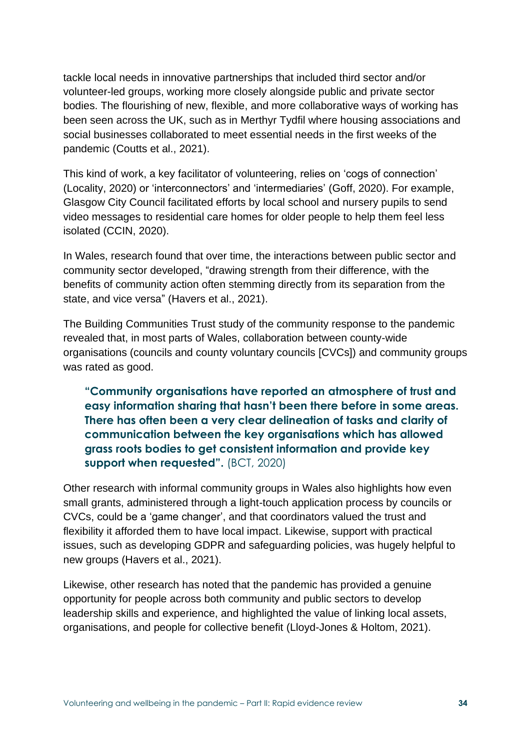tackle local needs in innovative partnerships that included third sector and/or volunteer-led groups, working more closely alongside public and private sector bodies. The flourishing of new, flexible, and more collaborative ways of working has been seen across the UK, such as in Merthyr Tydfil where housing associations and social businesses collaborated to meet essential needs in the first weeks of the pandemic (Coutts et al., 2021).

This kind of work, a key facilitator of volunteering, relies on 'cogs of connection' (Locality, 2020) or 'interconnectors' and 'intermediaries' (Goff, 2020). For example, Glasgow City Council facilitated efforts by local school and nursery pupils to send video messages to residential care homes for older people to help them feel less isolated (CCIN, 2020).

In Wales, research found that over time, the interactions between public sector and community sector developed, "drawing strength from their difference, with the benefits of community action often stemming directly from its separation from the state, and vice versa" (Havers et al., 2021).

The Building Communities Trust study of the community response to the pandemic revealed that, in most parts of Wales, collaboration between county-wide organisations (councils and county voluntary councils [CVCs]) and community groups was rated as good.

> **"Community organisations have reported an atmosphere of trust and easy information sharing that hasn't been there before in some areas. There has often been a very clear delineation of tasks and clarity of communication between the key organisations which has allowed grass roots bodies to get consistent information and provide key support when requested".** (BCT, 2020)

Other research with informal community groups in Wales also highlights how even small grants, administered through a light-touch application process by councils or CVCs, could be a 'game changer', and that coordinators valued the trust and flexibility it afforded them to have local impact. Likewise, support with practical issues, such as developing GDPR and safeguarding policies, was hugely helpful to new groups (Havers et al., 2021).

Likewise, other research has noted that the pandemic has provided a genuine opportunity for people across both community and public sectors to develop leadership skills and experience, and highlighted the value of linking local assets, organisations, and people for collective benefit (Lloyd-Jones & Holtom, 2021).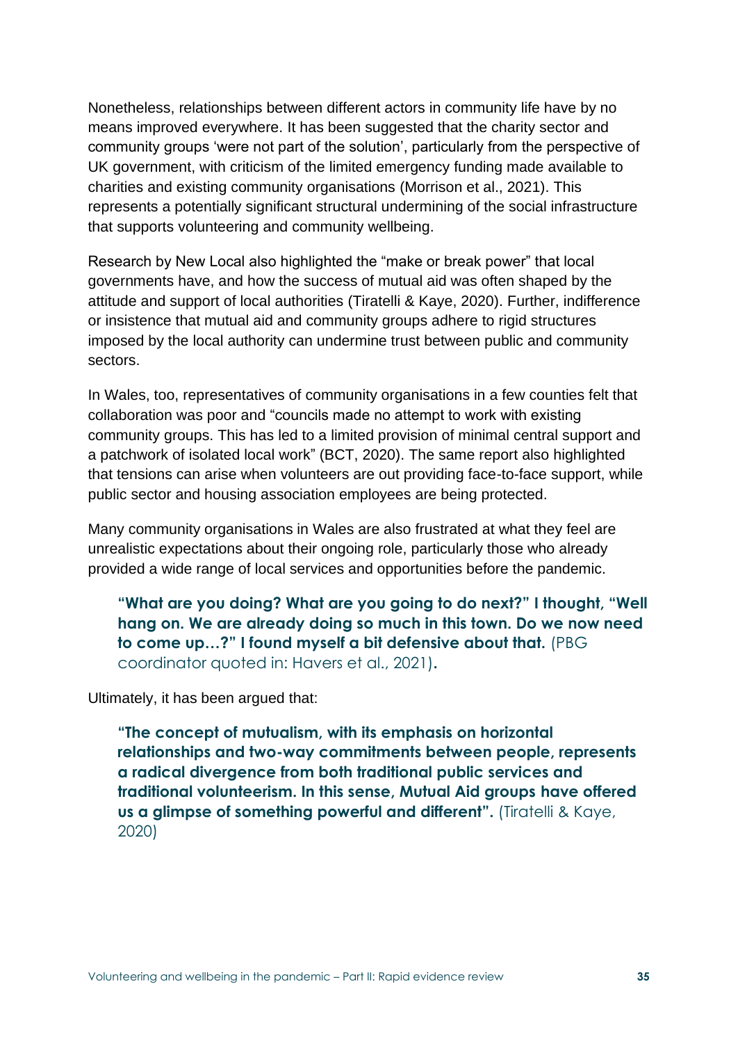Nonetheless, relationships between different actors in community life have by no means improved everywhere. It has been suggested that the charity sector and community groups 'were not part of the solution', particularly from the perspective of UK government, with criticism of the limited emergency funding made available to charities and existing community organisations (Morrison et al., 2021). This represents a potentially significant structural undermining of the social infrastructure that supports volunteering and community wellbeing.

Research by New Local also highlighted the "make or break power" that local governments have, and how the success of mutual aid was often shaped by the attitude and support of local authorities (Tiratelli & Kaye, 2020). Further, indifference or insistence that mutual aid and community groups adhere to rigid structures imposed by the local authority can undermine trust between public and community sectors.

In Wales, too, representatives of community organisations in a few counties felt that collaboration was poor and "councils made no attempt to work with existing community groups. This has led to a limited provision of minimal central support and a patchwork of isolated local work" (BCT, 2020). The same report also highlighted that tensions can arise when volunteers are out providing face-to-face support, while public sector and housing association employees are being protected.

Many community organisations in Wales are also frustrated at what they feel are unrealistic expectations about their ongoing role, particularly those who already provided a wide range of local services and opportunities before the pandemic.

> **"What are you doing? What are you going to do next?" I thought, "Well hang on. We are already doing so much in this town. Do we now need to come up…?" I found myself a bit defensive about that.** (PBG coordinator quoted in: Havers et al., 2021)**.**

Ultimately, it has been argued that:

> **"The concept of mutualism, with its emphasis on horizontal relationships and two-way commitments between people, represents a radical divergence from both traditional public services and traditional volunteerism. In this sense, Mutual Aid groups have offered us a glimpse of something powerful and different".** (Tiratelli & Kaye, 2020)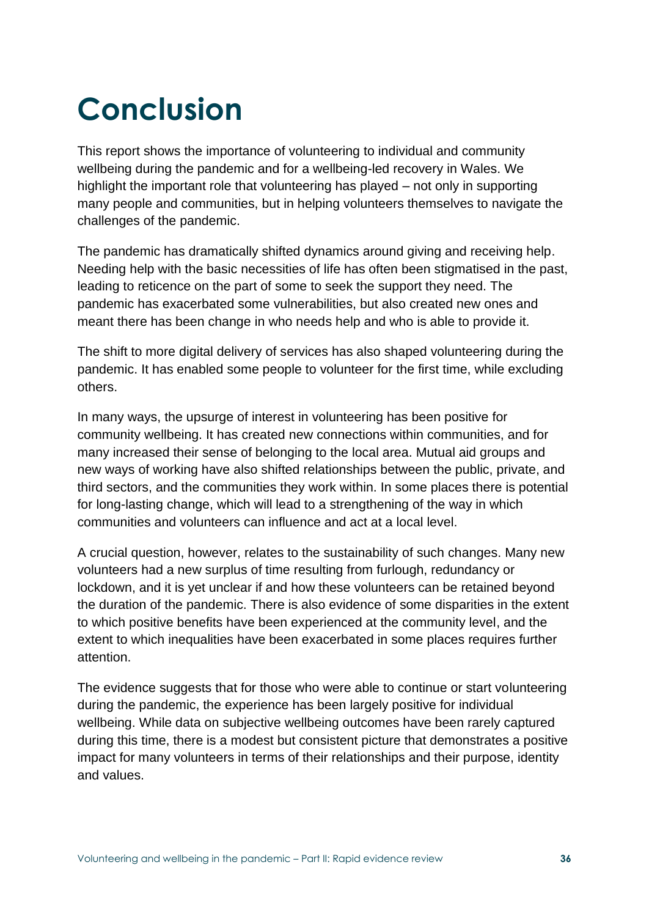# Conclusion

This report shows the importance of volunteering to individual and community wellbeing during the pandemic and for a wellbeing-led recovery in Wales. We highlight the important role that volunteering has played – not only in supporting many people and communities, but in helping volunteers themselves to navigate the challenges of the pandemic.

The pandemic has dramatically shifted dynamics around giving and receiving help. Needing help with the basic necessities of life has often been stigmatised in the past, leading to reticence on the part of some to seek the support they need. The pandemic has exacerbated some vulnerabilities, but also created new ones and meant there has been change in who needs help and who is able to provide it.

The shift to more digital delivery of services has also shaped volunteering during the pandemic. It has enabled some people to volunteer for the first time, while excluding others.

In many ways, the upsurge of interest in volunteering has been positive for community wellbeing. It has created new connections within communities, and for many increased their sense of belonging to the local area. Mutual aid groups and new ways of working have also shifted relationships between the public, private, and third sectors, and the communities they work within. In some places there is potential for long-lasting change, which will lead to a strengthening of the way in which communities and volunteers can influence and act at a local level.

A crucial question, however, relates to the sustainability of such changes. Many new volunteers had a new surplus of time resulting from furlough, redundancy or lockdown, and it is yet unclear if and how these volunteers can be retained beyond the duration of the pandemic. There is also evidence of some disparities in the extent to which positive benefits have been experienced at the community level, and the extent to which inequalities have been exacerbated in some places requires further attention.

The evidence suggests that for those who were able to continue or start volunteering during the pandemic, the experience has been largely positive for individual wellbeing. While data on subjective wellbeing outcomes have been rarely captured during this time, there is a modest but consistent picture that demonstrates a positive impact for many volunteers in terms of their relationships and their purpose, identity and values.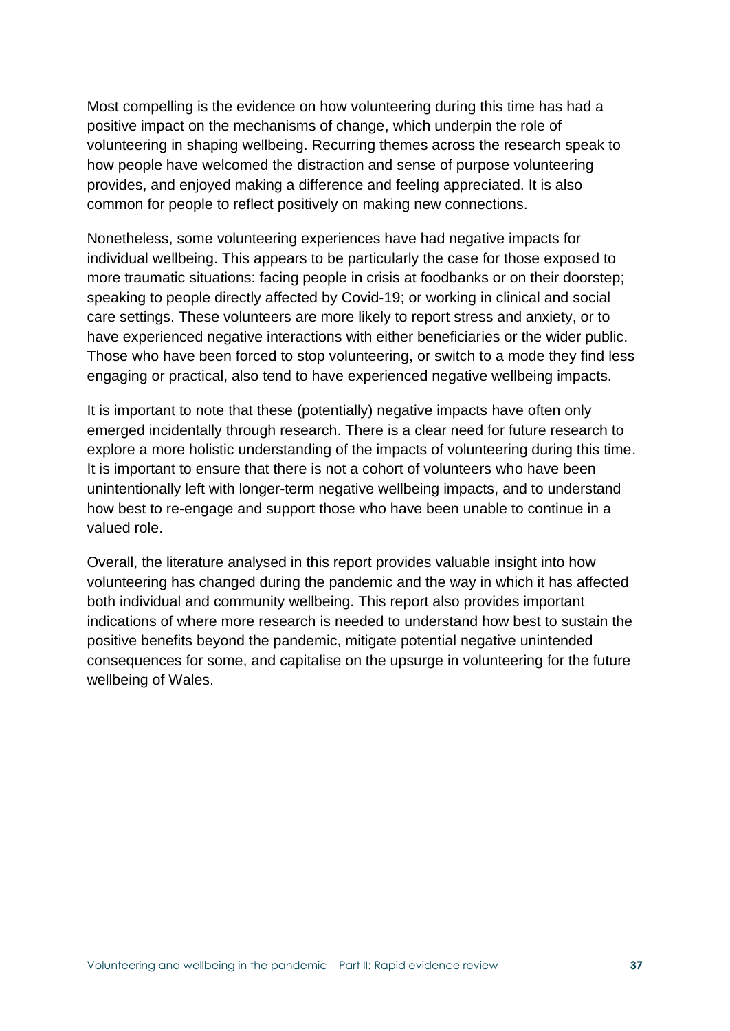Most compelling is the evidence on how volunteering during this time has had a positive impact on the mechanisms of change, which underpin the role of volunteering in shaping wellbeing. Recurring themes across the research speak to how people have welcomed the distraction and sense of purpose volunteering provides, and enjoyed making a difference and feeling appreciated. It is also common for people to reflect positively on making new connections.

Nonetheless, some volunteering experiences have had negative impacts for individual wellbeing. This appears to be particularly the case for those exposed to more traumatic situations: facing people in crisis at foodbanks or on their doorstep; speaking to people directly affected by Covid-19; or working in clinical and social care settings. These volunteers are more likely to report stress and anxiety, or to have experienced negative interactions with either beneficiaries or the wider public. Those who have been forced to stop volunteering, or switch to a mode they find less engaging or practical, also tend to have experienced negative wellbeing impacts.

It is important to note that these (potentially) negative impacts have often only emerged incidentally through research. There is a clear need for future research to explore a more holistic understanding of the impacts of volunteering during this time. It is important to ensure that there is not a cohort of volunteers who have been unintentionally left with longer-term negative wellbeing impacts, and to understand how best to re-engage and support those who have been unable to continue in a valued role.

Overall, the literature analysed in this report provides valuable insight into how volunteering has changed during the pandemic and the way in which it has affected both individual and community wellbeing. This report also provides important indications of where more research is needed to understand how best to sustain the positive benefits beyond the pandemic, mitigate potential negative unintended consequences for some, and capitalise on the upsurge in volunteering for the future wellbeing of Wales.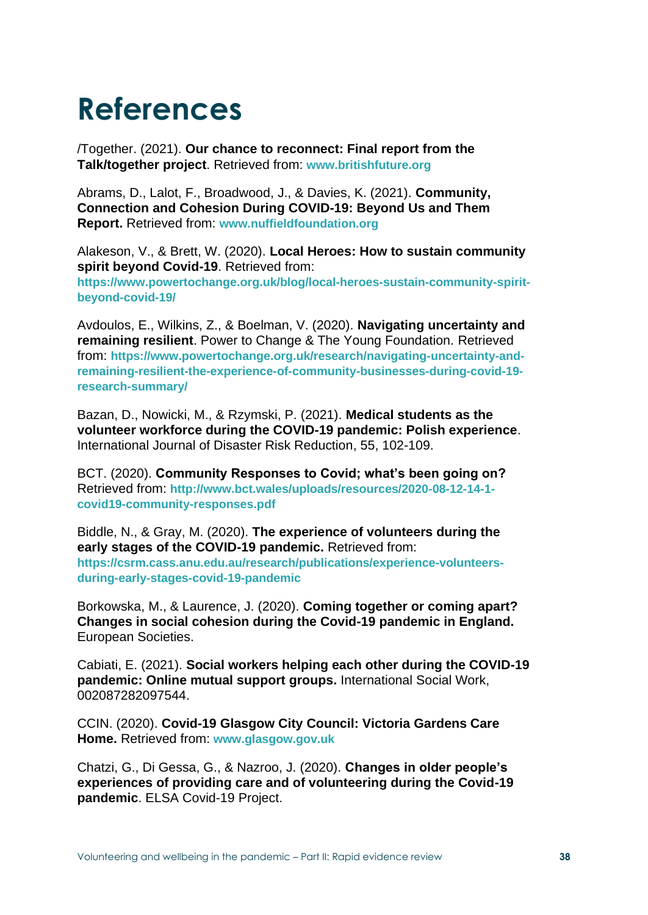# References

/Together. (2021). **Our chance to reconnect: Final report from the Talk/together project**. Retrieved from: **www.britishfuture.org**

Abrams, D., Lalot, F., Broadwood, J., & Davies, K. (2021). **Community, Connection and Cohesion During COVID-19: Beyond Us and Them Report.** Retrieved from: **www.nuffieldfoundation.org**

Alakeson, V., & Brett, W. (2020). **Local Heroes: How to sustain community spirit beyond Covid-19**. Retrieved from: **https://www.powertochange.org.uk/blog/local-heroes-sustain-community-spirit-beyond-covid-19/**

Avdoulos, E., Wilkins, Z., & Boelman, V. (2020). **Navigating uncertainty and remaining resilient**. Power to Change & The Young Foundation. Retrieved from: **https://www.powertochange.org.uk/research/navigating-uncertainty-and-remaining-resilient-the-experience-of-community-businesses-during-covid-19-research-summary/**

Bazan, D., Nowicki, M., & Rzymski, P. (2021). **Medical students as the volunteer workforce during the COVID-19 pandemic: Polish experience**. International Journal of Disaster Risk Reduction, 55, 102-109.

BCT. (2020). **Community Responses to Covid; what's been going on?** Retrieved from: **http://www.bct.wales/uploads/resources/2020-08-12-14-1-covid19-community-responses.pdf**

Biddle, N., & Gray, M. (2020). **The experience of volunteers during the early stages of the COVID-19 pandemic.** Retrieved from: **https://csrm.cass.anu.edu.au/research/publications/experience-volunteers-during-early-stages-covid-19-pandemic**

Borkowska, M., & Laurence, J. (2020). **Coming together or coming apart? Changes in social cohesion during the Covid-19 pandemic in England.** European Societies.

Cabiati, E. (2021). **Social workers helping each other during the COVID-19 pandemic: Online mutual support groups.** International Social Work, 002087282097544.

CCIN. (2020). **Covid-19 Glasgow City Council: Victoria Gardens Care Home.** Retrieved from: **www.glasgow.gov.uk**

Chatzi, G., Di Gessa, G., & Nazroo, J. (2020). **Changes in older people's experiences of providing care and of volunteering during the Covid-19 pandemic**. ELSA Covid-19 Project.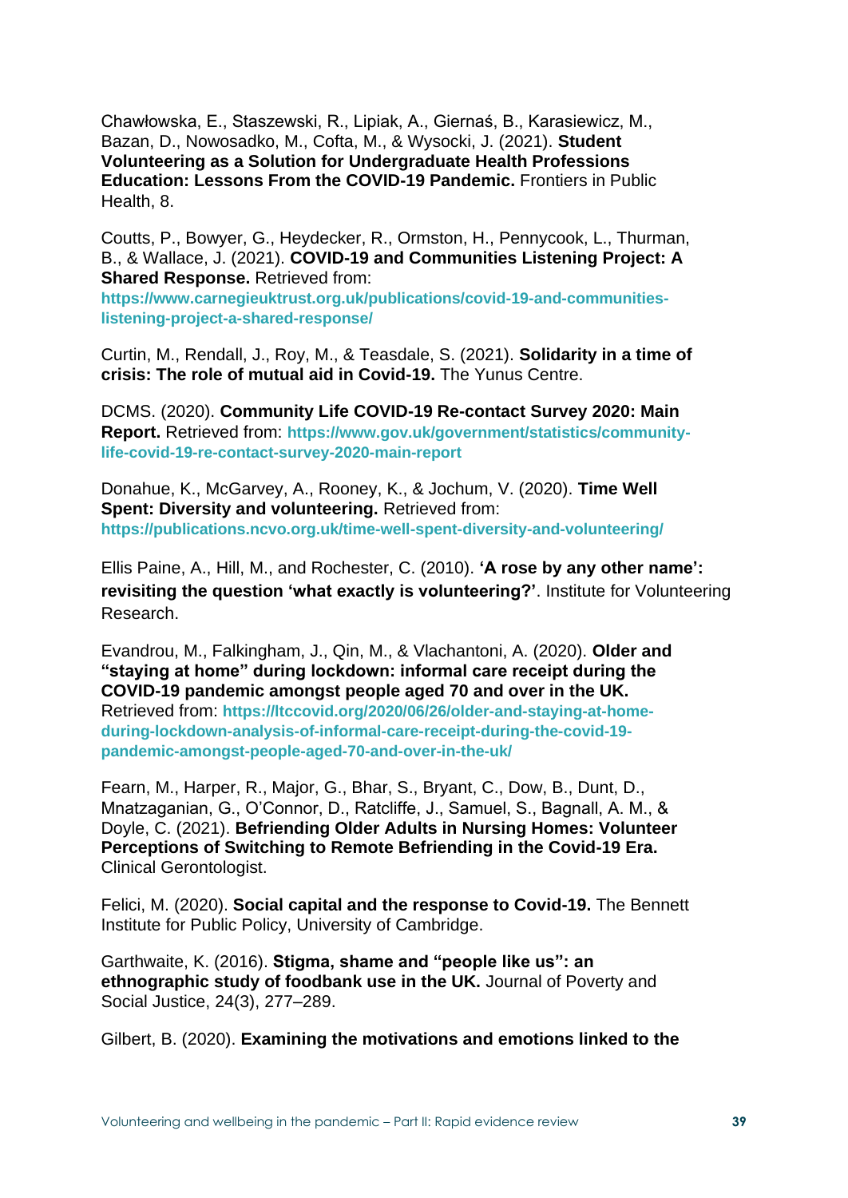Chawłowska, E., Staszewski, R., Lipiak, A., Giernaś, B., Karasiewicz, M., Bazan, D., Nowosadko, M., Cofta, M., & Wysocki, J. (2021). **Student Volunteering as a Solution for Undergraduate Health Professions Education: Lessons From the COVID-19 Pandemic.** Frontiers in Public Health, 8.

Coutts, P., Bowyer, G., Heydecker, R., Ormston, H., Pennycook, L., Thurman, B., & Wallace, J. (2021). **COVID-19 and Communities Listening Project: A Shared Response.** Retrieved from: **https://www.carnegieuktrust.org.uk/publications/covid-19-and-communities-listening-project-a-shared-response/**

Curtin, M., Rendall, J., Roy, M., & Teasdale, S. (2021). **Solidarity in a time of crisis: The role of mutual aid in Covid-19.** The Yunus Centre.

DCMS. (2020). **Community Life COVID-19 Re-contact Survey 2020: Main Report.** Retrieved from: **https://www.gov.uk/government/statistics/community-life-covid-19-re-contact-survey-2020-main-report**

Donahue, K., McGarvey, A., Rooney, K., & Jochum, V. (2020). **Time Well Spent: Diversity and volunteering.** Retrieved from: **https://publications.ncvo.org.uk/time-well-spent-diversity-and-volunteering/**

Ellis Paine, A., Hill, M., and Rochester, C. (2010). **'A rose by any other name': revisiting the question 'what exactly is volunteering?'**. Institute for Volunteering Research.

Evandrou, M., Falkingham, J., Qin, M., & Vlachantoni, A. (2020). **Older and "staying at home" during lockdown: informal care receipt during the COVID-19 pandemic amongst people aged 70 and over in the UK.** Retrieved from: **https://ltccovid.org/2020/06/26/older-and-staying-at-home-during-lockdown-analysis-of-informal-care-receipt-during-the-covid-19-pandemic-amongst-people-aged-70-and-over-in-the-uk/**

Fearn, M., Harper, R., Major, G., Bhar, S., Bryant, C., Dow, B., Dunt, D., Mnatzaganian, G., O'Connor, D., Ratcliffe, J., Samuel, S., Bagnall, A. M., & Doyle, C. (2021). **Befriending Older Adults in Nursing Homes: Volunteer Perceptions of Switching to Remote Befriending in the Covid-19 Era.** Clinical Gerontologist.

Felici, M. (2020). **Social capital and the response to Covid-19.** The Bennett Institute for Public Policy, University of Cambridge.

Garthwaite, K. (2016). **Stigma, shame and "people like us": an ethnographic study of foodbank use in the UK.** Journal of Poverty and Social Justice, 24(3), 277–289.

Gilbert, B. (2020). **Examining the motivations and emotions linked to the**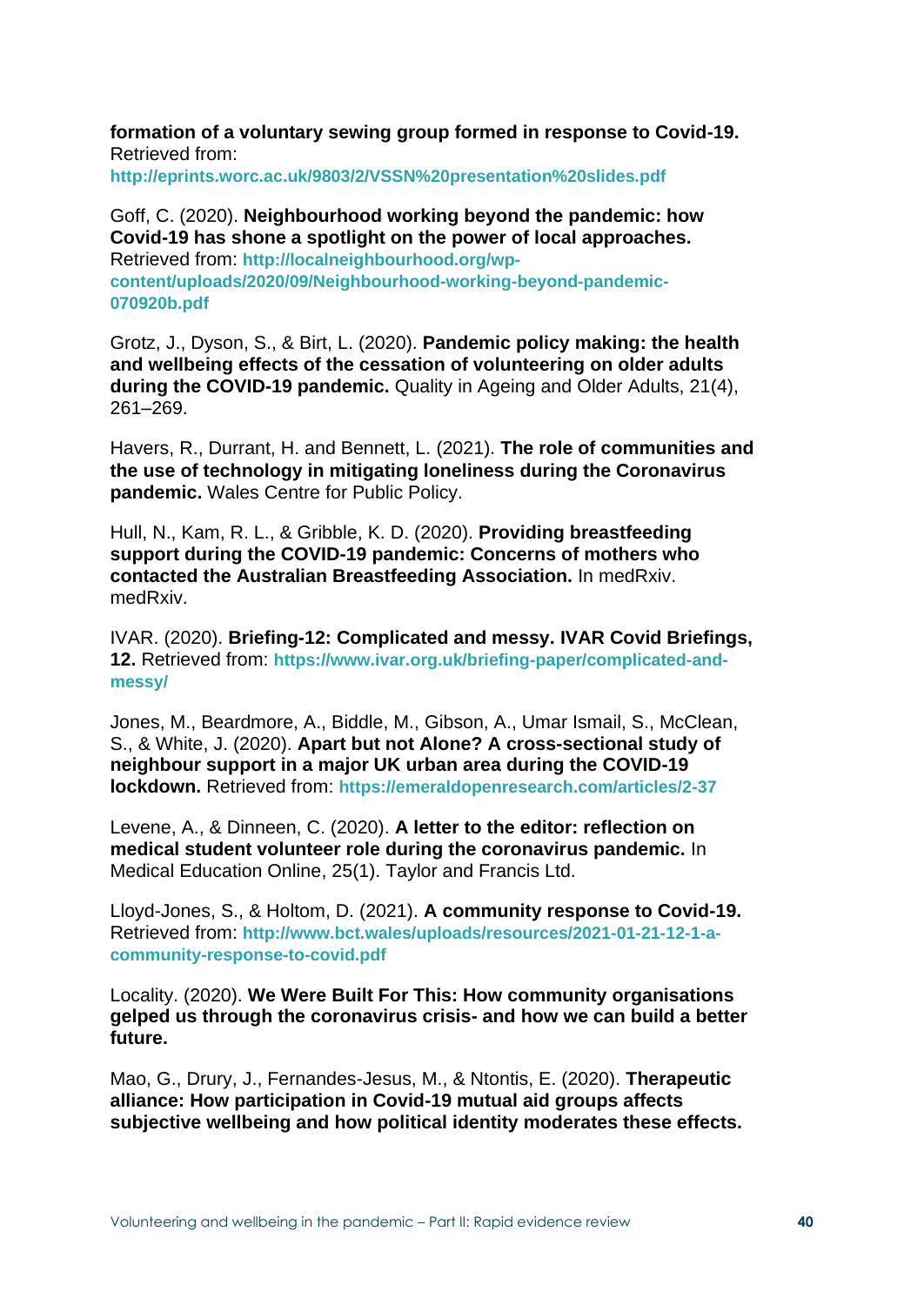**formation of a voluntary sewing group formed in response to Covid-19.** Retrieved from: **http://eprints.worc.ac.uk/9803/2/VSSN%20presentation%20slides.pdf**

Goff, C. (2020). **Neighbourhood working beyond the pandemic: how Covid-19 has shone a spotlight on the power of local approaches.** Retrieved from: **http://localneighbourhood.org/wp-content/uploads/2020/09/Neighbourhood-working-beyond-pandemic-070920b.pdf**

Grotz, J., Dyson, S., & Birt, L. (2020). **Pandemic policy making: the health and wellbeing effects of the cessation of volunteering on older adults during the COVID-19 pandemic.** Quality in Ageing and Older Adults, 21(4), 261–269.

Havers, R., Durrant, H. and Bennett, L. (2021). **The role of communities and the use of technology in mitigating loneliness during the Coronavirus pandemic.** Wales Centre for Public Policy.

Hull, N., Kam, R. L., & Gribble, K. D. (2020). **Providing breastfeeding support during the COVID-19 pandemic: Concerns of mothers who contacted the Australian Breastfeeding Association.** In medRxiv. medRxiv.

IVAR. (2020). **Briefing-12: Complicated and messy. IVAR Covid Briefings, 12.** Retrieved from: **https://www.ivar.org.uk/briefing-paper/complicated-and-messy/**

Jones, M., Beardmore, A., Biddle, M., Gibson, A., Umar Ismail, S., McClean, S., & White, J. (2020). **Apart but not Alone? A cross-sectional study of neighbour support in a major UK urban area during the COVID-19 lockdown.** Retrieved from: **https://emeraldopenresearch.com/articles/2-37**

Levene, A., & Dinneen, C. (2020). **A letter to the editor: reflection on medical student volunteer role during the coronavirus pandemic.** In Medical Education Online, 25(1). Taylor and Francis Ltd.

Lloyd-Jones, S., & Holtom, D. (2021). **A community response to Covid-19.** Retrieved from: **http://www.bct.wales/uploads/resources/2021-01-21-12-1-a-community-response-to-covid.pdf**

Locality. (2020). **We Were Built For This: How community organisations gelped us through the coronavirus crisis- and how we can build a better future.**

Mao, G., Drury, J., Fernandes-Jesus, M., & Ntontis, E. (2020). **Therapeutic alliance: How participation in Covid-19 mutual aid groups affects subjective wellbeing and how political identity moderates these effects.**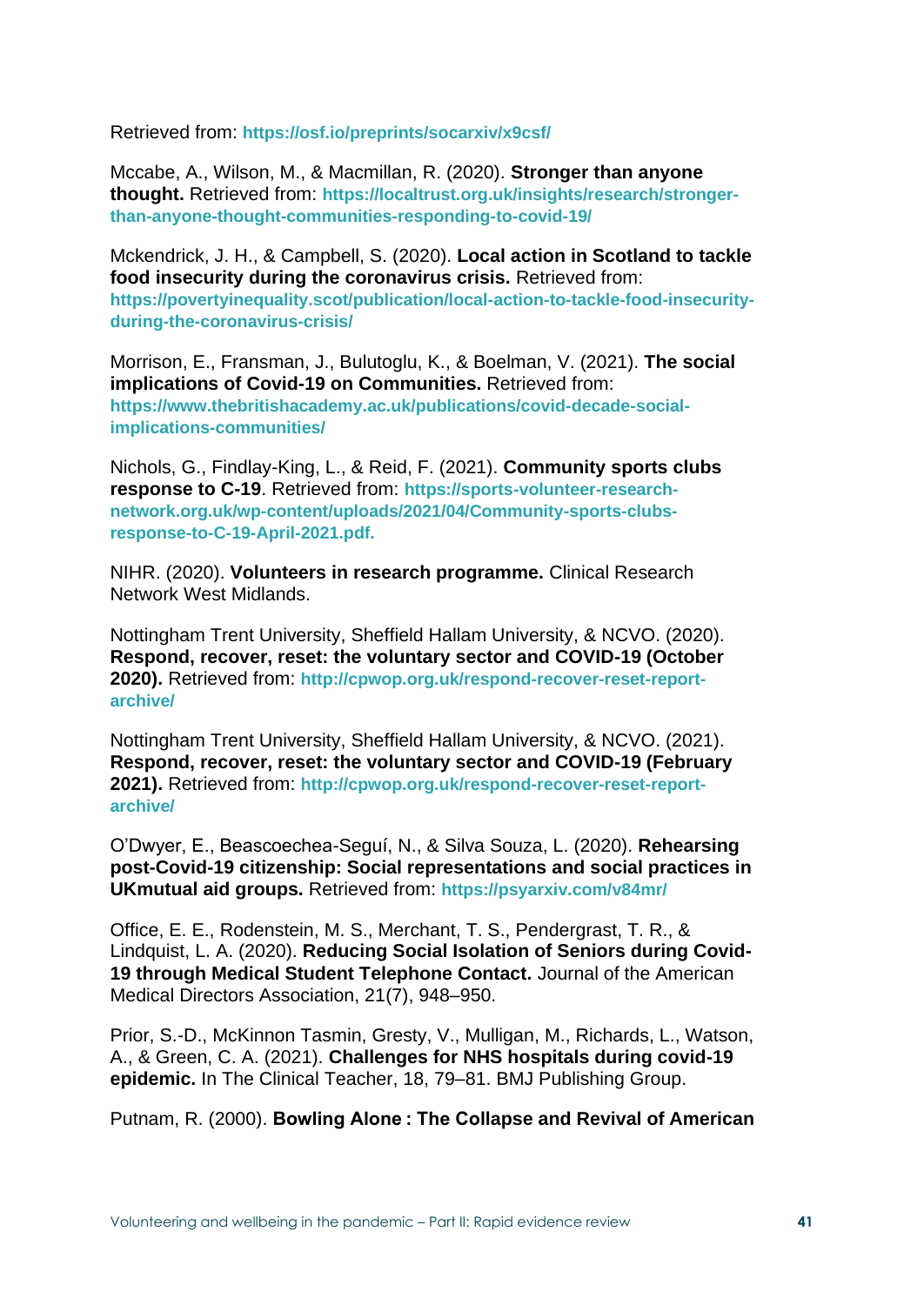Retrieved from: **https://osf.io/preprints/socarxiv/x9csf/**

Mccabe, A., Wilson, M., & Macmillan, R. (2020). **Stronger than anyone thought.** Retrieved from: **https://localtrust.org.uk/insights/research/stronger-than-anyone-thought-communities-responding-to-covid-19/**

Mckendrick, J. H., & Campbell, S. (2020). **Local action in Scotland to tackle food insecurity during the coronavirus crisis.** Retrieved from: **https://povertyinequality.scot/publication/local-action-to-tackle-food-insecurity-during-the-coronavirus-crisis/**

Morrison, E., Fransman, J., Bulutoglu, K., & Boelman, V. (2021). **The social implications of Covid-19 on Communities.** Retrieved from: **https://www.thebritishacademy.ac.uk/publications/covid-decade-social-implications-communities/**

Nichols, G., Findlay-King, L., & Reid, F. (2021). **Community sports clubs response to C-19**. Retrieved from: **https://sports-volunteer-research-network.org.uk/wp-content/uploads/2021/04/Community-sports-clubs-response-to-C-19-April-2021.pdf.**

NIHR. (2020). **Volunteers in research programme.** Clinical Research Network West Midlands.

Nottingham Trent University, Sheffield Hallam University, & NCVO. (2020). **Respond, recover, reset: the voluntary sector and COVID-19 (October 2020).** Retrieved from: **http://cpwop.org.uk/respond-recover-reset-report-archive/**

Nottingham Trent University, Sheffield Hallam University, & NCVO. (2021). **Respond, recover, reset: the voluntary sector and COVID-19 (February 2021).** Retrieved from: **http://cpwop.org.uk/respond-recover-reset-report-archive/**

O'Dwyer, E., Beascoechea-Seguí, N., & Silva Souza, L. (2020). **Rehearsing post-Covid-19 citizenship: Social representations and social practices in UKmutual aid groups.** Retrieved from: **https://psyarxiv.com/v84mr/**

Office, E. E., Rodenstein, M. S., Merchant, T. S., Pendergrast, T. R., & Lindquist, L. A. (2020). **Reducing Social Isolation of Seniors during Covid-19 through Medical Student Telephone Contact.** Journal of the American Medical Directors Association, 21(7), 948–950.

Prior, S.-D., McKinnon Tasmin, Gresty, V., Mulligan, M., Richards, L., Watson, A., & Green, C. A. (2021). **Challenges for NHS hospitals during covid-19 epidemic.** In The Clinical Teacher, 18, 79–81. BMJ Publishing Group.

Putnam, R. (2000). **Bowling Alone : The Collapse and Revival of American**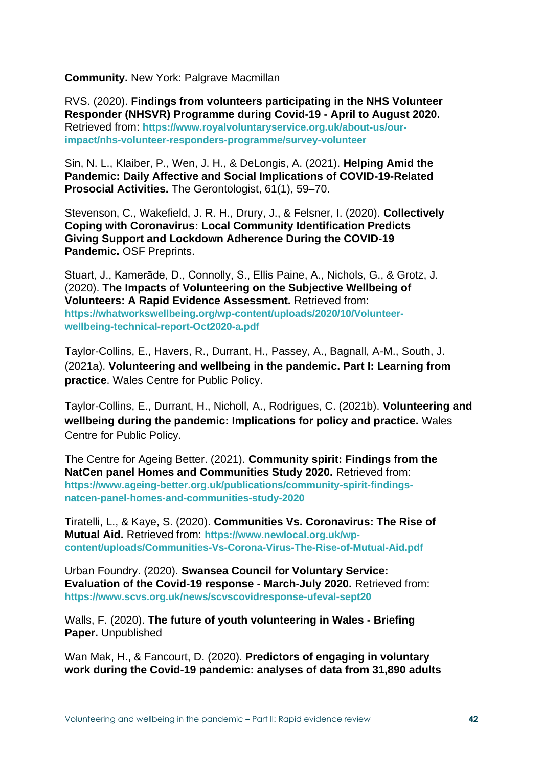**Community.** New York: Palgrave Macmillan

RVS. (2020). **Findings from volunteers participating in the NHS Volunteer Responder (NHSVR) Programme during Covid-19 - April to August 2020.** Retrieved from: **https://www.royalvoluntaryservice.org.uk/about-us/our-impact/nhs-volunteer-responders-programme/survey-volunteer**

Sin, N. L., Klaiber, P., Wen, J. H., & DeLongis, A. (2021). **Helping Amid the Pandemic: Daily Affective and Social Implications of COVID-19-Related Prosocial Activities.** The Gerontologist, 61(1), 59–70.

Stevenson, C., Wakefield, J. R. H., Drury, J., & Felsner, I. (2020). **Collectively Coping with Coronavirus: Local Community Identification Predicts Giving Support and Lockdown Adherence During the COVID-19 Pandemic.** OSF Preprints.

Stuart, J., Kamerāde, D., Connolly, S., Ellis Paine, A., Nichols, G., & Grotz, J. (2020). **The Impacts of Volunteering on the Subjective Wellbeing of Volunteers: A Rapid Evidence Assessment.** Retrieved from: **https://whatworkswellbeing.org/wp-content/uploads/2020/10/Volunteer-wellbeing-technical-report-Oct2020-a.pdf**

Taylor-Collins, E., Havers, R., Durrant, H., Passey, A., Bagnall, A-M., South, J. (2021a). **Volunteering and wellbeing in the pandemic. Part I: Learning from practice**. Wales Centre for Public Policy.

Taylor-Collins, E., Durrant, H., Nicholl, A., Rodrigues, C. (2021b). **Volunteering and wellbeing during the pandemic: Implications for policy and practice.** Wales Centre for Public Policy.

The Centre for Ageing Better. (2021). **Community spirit: Findings from the NatCen panel Homes and Communities Study 2020.** Retrieved from: **https://www.ageing-better.org.uk/publications/community-spirit-findings-natcen-panel-homes-and-communities-study-2020**

Tiratelli, L., & Kaye, S. (2020). **Communities Vs. Coronavirus: The Rise of Mutual Aid.** Retrieved from: **https://www.newlocal.org.uk/wp-content/uploads/Communities-Vs-Corona-Virus-The-Rise-of-Mutual-Aid.pdf**

Urban Foundry. (2020). **Swansea Council for Voluntary Service: Evaluation of the Covid-19 response - March-July 2020.** Retrieved from: **https://www.scvs.org.uk/news/scvscovidresponse-ufeval-sept20**

Walls, F. (2020). **The future of youth volunteering in Wales - Briefing Paper.** Unpublished

Wan Mak, H., & Fancourt, D. (2020). **Predictors of engaging in voluntary work during the Covid-19 pandemic: analyses of data from 31,890 adults**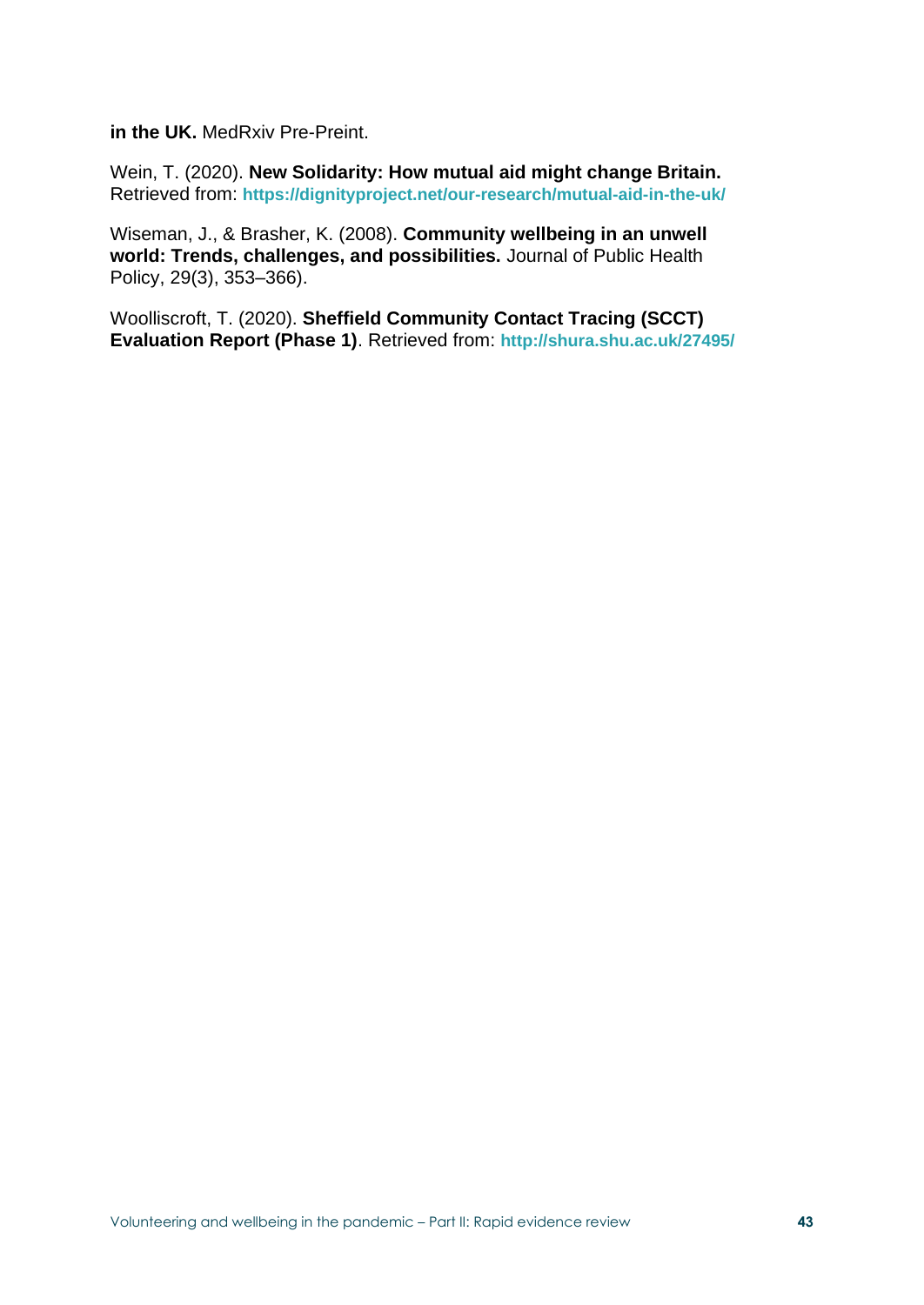**in the UK.** MedRxiv Pre-Preint.

Wein, T. (2020). **New Solidarity: How mutual aid might change Britain.** Retrieved from: **https://dignityproject.net/our-research/mutual-aid-in-the-uk/**

Wiseman, J., & Brasher, K. (2008). **Community wellbeing in an unwell world: Trends, challenges, and possibilities.** Journal of Public Health Policy, 29(3), 353–366).

Woolliscroft, T. (2020). **Sheffield Community Contact Tracing (SCCT) Evaluation Report (Phase 1)**. Retrieved from: **http://shura.shu.ac.uk/27495/**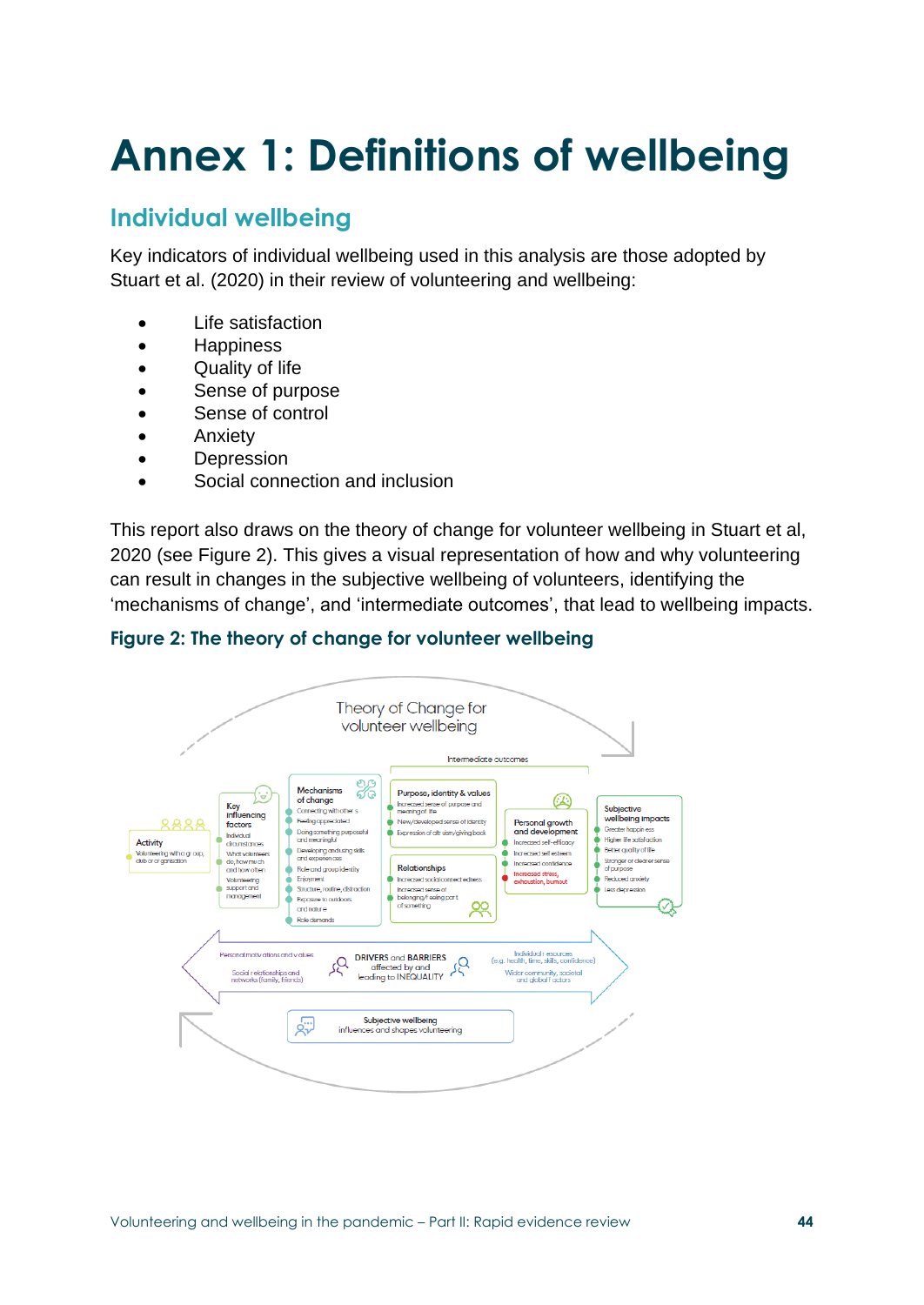# Annex 1: Definitions of wellbeing

## Individual wellbeing

Key indicators of individual wellbeing used in this analysis are those adopted by Stuart et al. (2020) in their review of volunteering and wellbeing:

- Life satisfaction
- Happiness
- Quality of life
- Sense of purpose
- Sense of control
- Anxiety
- Depression
- Social connection and inclusion

This report also draws on the theory of change for volunteer wellbeing in Stuart et al, 2020 (see Figure 2). This gives a visual representation of how and why volunteering can result in changes in the subjective wellbeing of volunteers, identifying the 'mechanisms of change', and 'intermediate outcomes', that lead to wellbeing impacts.

**Figure 2: The theory of change for volunteer wellbeing**

Theory of Change for volunteer wellbeing

**Activity**
- Volunteering with a group, club or organisation

**Key influencing factors**
- Individual circumstances
- What volunteers do, how much and how often
- Volunteering support and management

**Mechanisms of change**
- Connecting with others
- Feeling appreciated
- Doing something purposeful and meaningful
- Developing and using skills and experiences
- Role and group identity
- Enjoyment
- Structure, routine, distraction
- Exposure to outdoors and nature
- Role demands

Intermediate outcomes

**Purpose, identity & values**
- Increased sense of purpose and meaning of life
- New/developed sense of identity
- Expression of altruism/giving back

**Relationships**
- Increased social connectedness
- Increased sense of belonging/feeling part of something

**Personal growth and development**
- Increased self-efficacy
- Increased self esteem
- Increased confidence
- Increased stress, exhaustion, burnout

**Subjective wellbeing impacts**
- Greater happiness
- Higher life satisfaction
- Better quality of life
- Stronger or clearer sense of purpose
- Reduced anxiety
- Less depression

Personal motivations and values — Social relationships and networks (family, friends) — DRIVERS and BARRIERS affected by and leading to INEQUALITY — Individual resources (e.g. health, time, skills, confidence) — Wider community, societal and global factors

Subjective wellbeing influences and shapes volunteering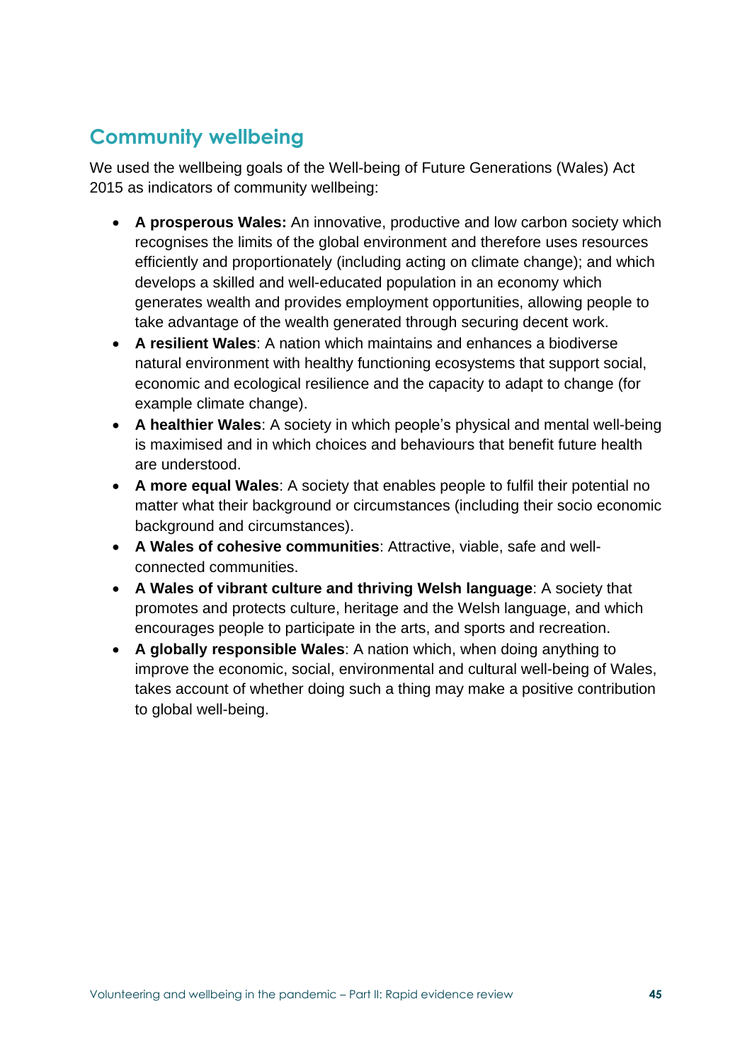## Community wellbeing

We used the wellbeing goals of the Well-being of Future Generations (Wales) Act 2015 as indicators of community wellbeing:

- **A prosperous Wales:** An innovative, productive and low carbon society which recognises the limits of the global environment and therefore uses resources efficiently and proportionately (including acting on climate change); and which develops a skilled and well-educated population in an economy which generates wealth and provides employment opportunities, allowing people to take advantage of the wealth generated through securing decent work.
- **A resilient Wales**: A nation which maintains and enhances a biodiverse natural environment with healthy functioning ecosystems that support social, economic and ecological resilience and the capacity to adapt to change (for example climate change).
- **A healthier Wales**: A society in which people's physical and mental well-being is maximised and in which choices and behaviours that benefit future health are understood.
- **A more equal Wales**: A society that enables people to fulfil their potential no matter what their background or circumstances (including their socio economic background and circumstances).
- **A Wales of cohesive communities**: Attractive, viable, safe and well-connected communities.
- **A Wales of vibrant culture and thriving Welsh language**: A society that promotes and protects culture, heritage and the Welsh language, and which encourages people to participate in the arts, and sports and recreation.
- **A globally responsible Wales**: A nation which, when doing anything to improve the economic, social, environmental and cultural well-being of Wales, takes account of whether doing such a thing may make a positive contribution to global well-being.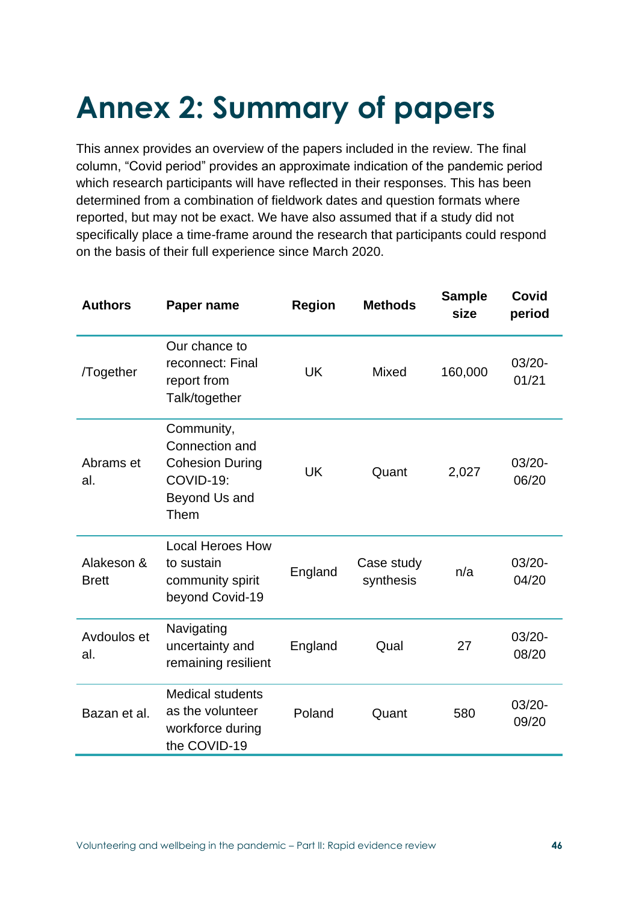# Annex 2: Summary of papers

This annex provides an overview of the papers included in the review. The final column, "Covid period" provides an approximate indication of the pandemic period which research participants will have reflected in their responses. This has been determined from a combination of fieldwork dates and question formats where reported, but may not be exact. We have also assumed that if a study did not specifically place a time-frame around the research that participants could respond on the basis of their full experience since March 2020.

| Authors | Paper name | Region | Methods | Sample size | Covid period |
|---|---|---|---|---|---|
| /Together | Our chance to reconnect: Final report from Talk/together | UK | Mixed | 160,000 | 03/20-01/21 |
| Abrams et al. | Community, Connection and Cohesion During COVID-19: Beyond Us and Them | UK | Quant | 2,027 | 03/20-06/20 |
| Alakeson & Brett | Local Heroes How to sustain community spirit beyond Covid-19 | England | Case study synthesis | n/a | 03/20-04/20 |
| Avdoulos et al. | Navigating uncertainty and remaining resilient | England | Qual | 27 | 03/20-08/20 |
| Bazan et al. | Medical students as the volunteer workforce during the COVID-19 | Poland | Quant | 580 | 03/20-09/20 |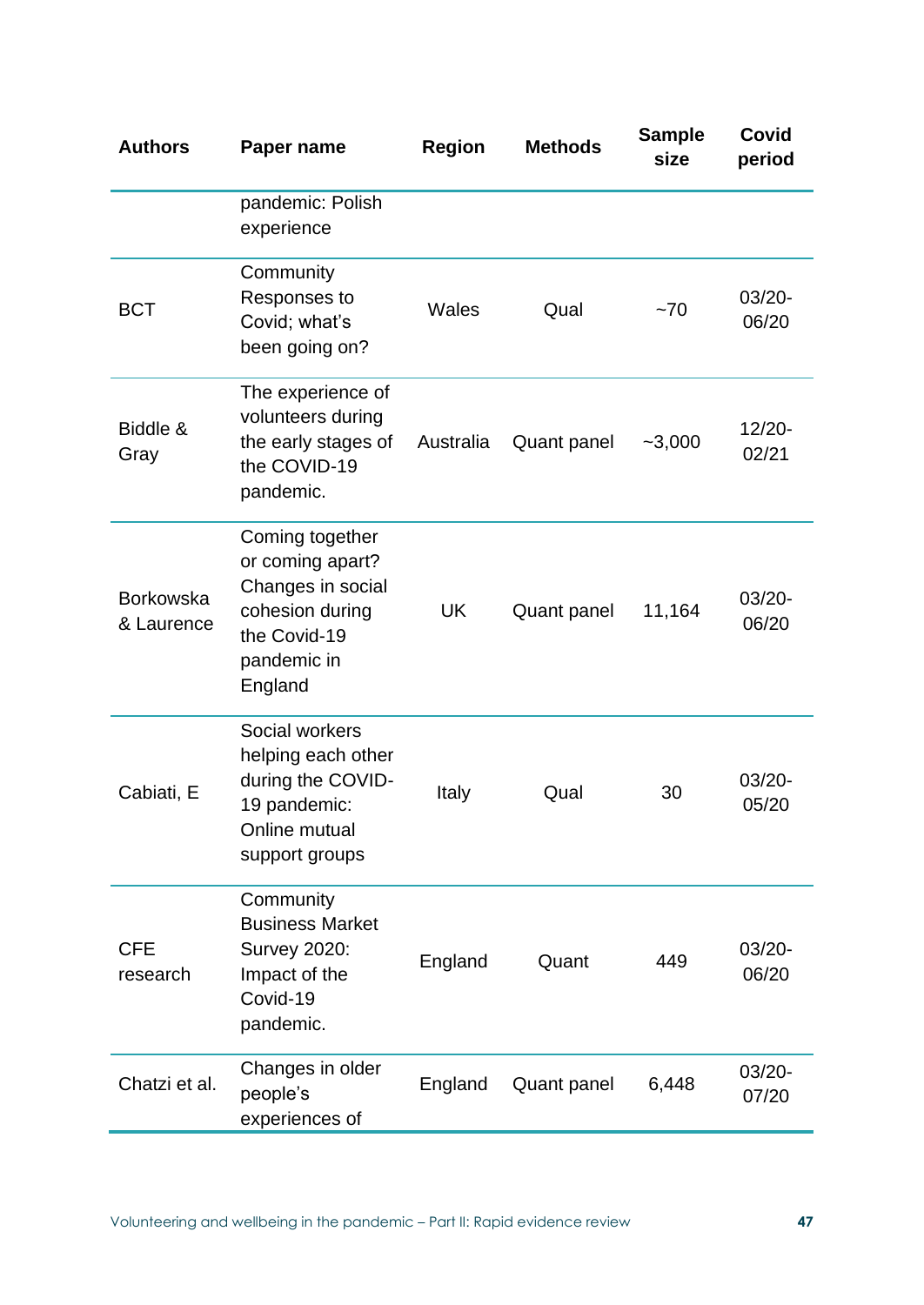| Authors | Paper name | Region | Methods | Sample size | Covid period |
|---|---|---|---|---|---|
| | pandemic: Polish experience | | | | |
| BCT | Community Responses to Covid; what's been going on? | Wales | Qual | ~70 | 03/20-06/20 |
| Biddle & Gray | The experience of volunteers during the early stages of the COVID-19 pandemic. | Australia | Quant panel | ~3,000 | 12/20-02/21 |
| Borkowska & Laurence | Coming together or coming apart? Changes in social cohesion during the Covid-19 pandemic in England | UK | Quant panel | 11,164 | 03/20-06/20 |
| Cabiati, E | Social workers helping each other during the COVID-19 pandemic: Online mutual support groups | Italy | Qual | 30 | 03/20-05/20 |
| CFE research | Community Business Market Survey 2020: Impact of the Covid-19 pandemic. | England | Quant | 449 | 03/20-06/20 |
| Chatzi et al. | Changes in older people's experiences of | England | Quant panel | 6,448 | 03/20-07/20 |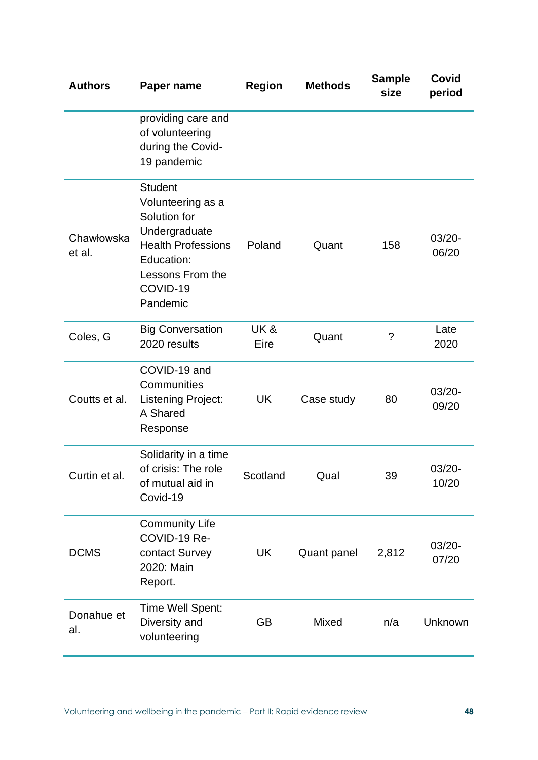| Authors | Paper name | Region | Methods | Sample size | Covid period |
|---|---|---|---|---|---|
| | providing care and of volunteering during the Covid-19 pandemic | | | | |
| Chawłowska et al. | Student Volunteering as a Solution for Undergraduate Health Professions Education: Lessons From the COVID-19 Pandemic | Poland | Quant | 158 | 03/20-06/20 |
| Coles, G | Big Conversation 2020 results | UK & Eire | Quant | ? | Late 2020 |
| Coutts et al. | COVID-19 and Communities Listening Project: A Shared Response | UK | Case study | 80 | 03/20-09/20 |
| Curtin et al. | Solidarity in a time of crisis: The role of mutual aid in Covid-19 | Scotland | Qual | 39 | 03/20-10/20 |
| DCMS | Community Life COVID-19 Re-contact Survey 2020: Main Report. | UK | Quant panel | 2,812 | 03/20-07/20 |
| Donahue et al. | Time Well Spent: Diversity and volunteering | GB | Mixed | n/a | Unknown |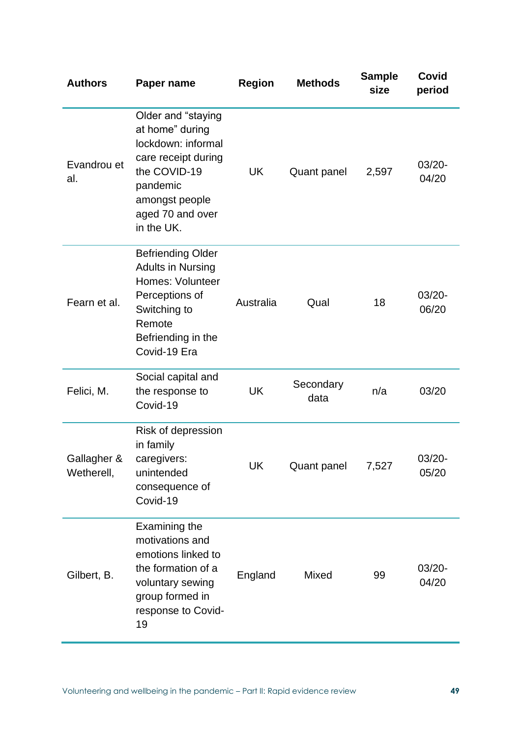| Authors | Paper name | Region | Methods | Sample size | Covid period |
|---|---|---|---|---|---|
| Evandrou et al. | Older and "staying at home" during lockdown: informal care receipt during the COVID-19 pandemic amongst people aged 70 and over in the UK. | UK | Quant panel | 2,597 | 03/20-04/20 |
| Fearn et al. | Befriending Older Adults in Nursing Homes: Volunteer Perceptions of Switching to Remote Befriending in the Covid-19 Era | Australia | Qual | 18 | 03/20-06/20 |
| Felici, M. | Social capital and the response to Covid-19 | UK | Secondary data | n/a | 03/20 |
| Gallagher & Wetherell, | Risk of depression in family caregivers: unintended consequence of Covid-19 | UK | Quant panel | 7,527 | 03/20-05/20 |
| Gilbert, B. | Examining the motivations and emotions linked to the formation of a voluntary sewing group formed in response to Covid-19 | England | Mixed | 99 | 03/20-04/20 |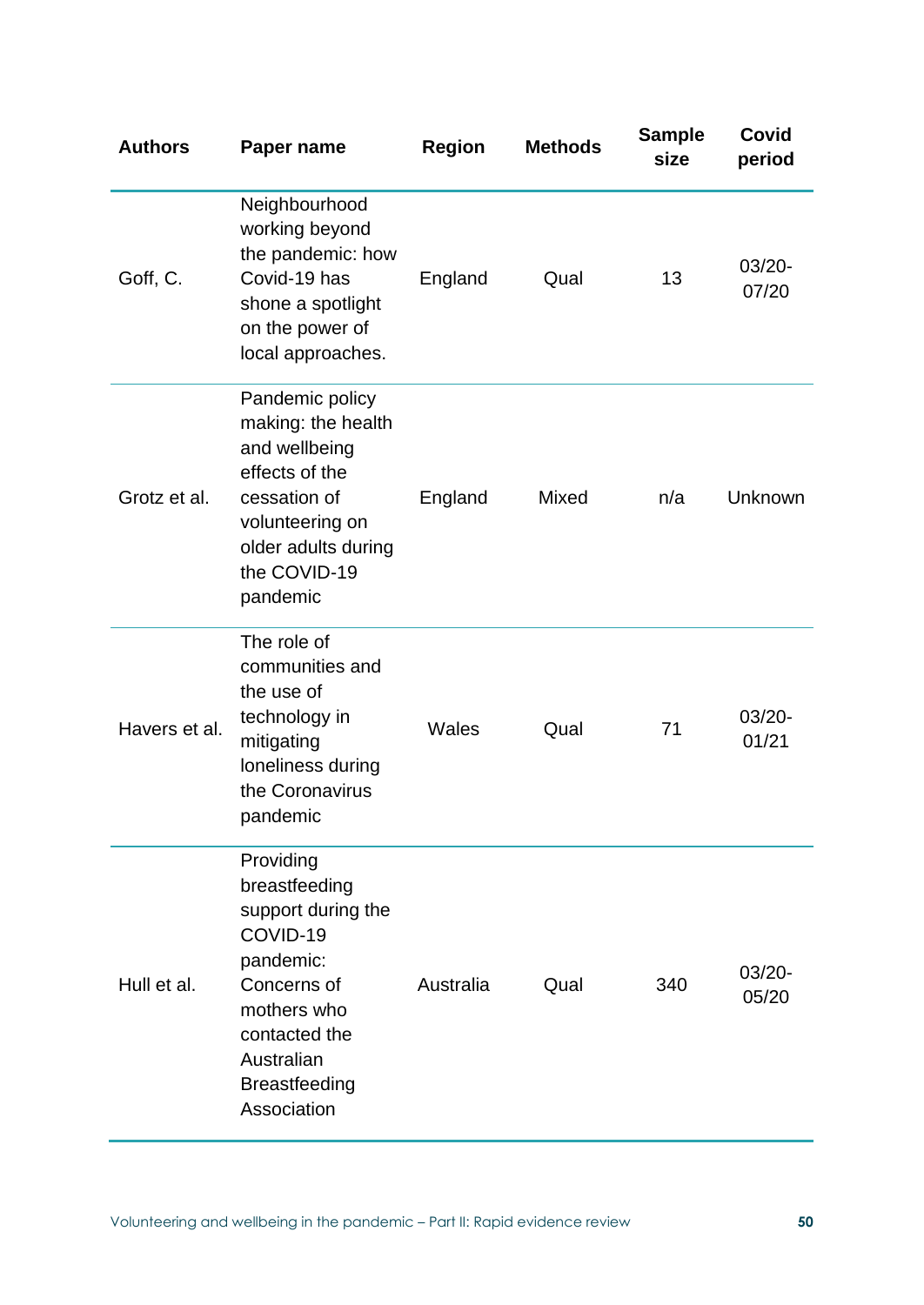| Authors | Paper name | Region | Methods | Sample size | Covid period |
|---|---|---|---|---|---|
| Goff, C. | Neighbourhood working beyond the pandemic: how Covid-19 has shone a spotlight on the power of local approaches. | England | Qual | 13 | 03/20-07/20 |
| Grotz et al. | Pandemic policy making: the health and wellbeing effects of the cessation of volunteering on older adults during the COVID-19 pandemic | England | Mixed | n/a | Unknown |
| Havers et al. | The role of communities and the use of technology in mitigating loneliness during the Coronavirus pandemic | Wales | Qual | 71 | 03/20-01/21 |
| Hull et al. | Providing breastfeeding support during the COVID-19 pandemic: Concerns of mothers who contacted the Australian Breastfeeding Association | Australia | Qual | 340 | 03/20-05/20 |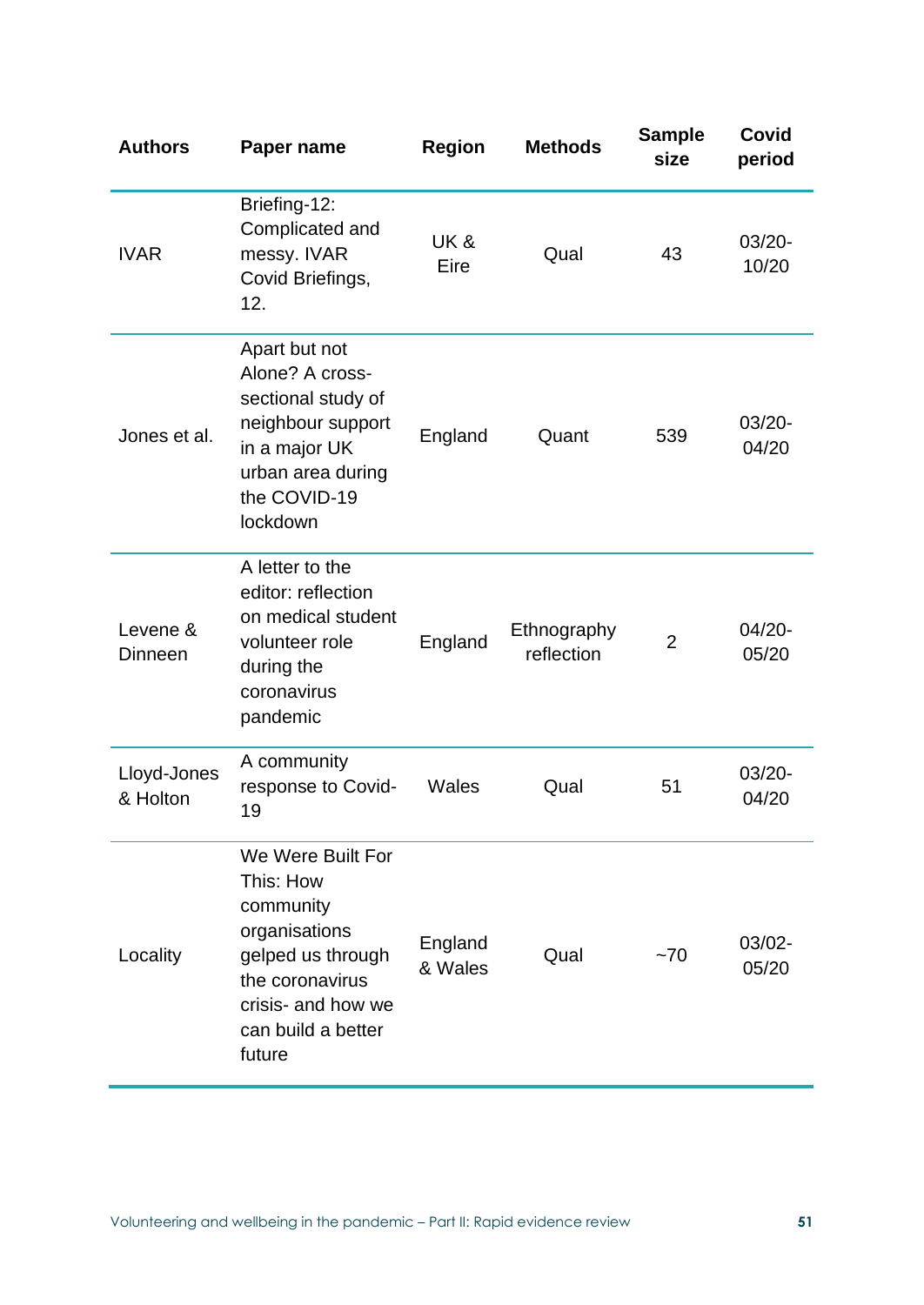| Authors | Paper name | Region | Methods | Sample size | Covid period |
|---|---|---|---|---|---|
| IVAR | Briefing-12: Complicated and messy. IVAR Covid Briefings, 12. | UK & Eire | Qual | 43 | 03/20-10/20 |
| Jones et al. | Apart but not Alone? A cross-sectional study of neighbour support in a major UK urban area during the COVID-19 lockdown | England | Quant | 539 | 03/20-04/20 |
| Levene & Dinneen | A letter to the editor: reflection on medical student volunteer role during the coronavirus pandemic | England | Ethnography reflection | 2 | 04/20-05/20 |
| Lloyd-Jones & Holton | A community response to Covid-19 | Wales | Qual | 51 | 03/20-04/20 |
| Locality | We Were Built For This: How community organisations gelped us through the coronavirus crisis- and how we can build a better future | England & Wales | Qual | ~70 | 03/02-05/20 |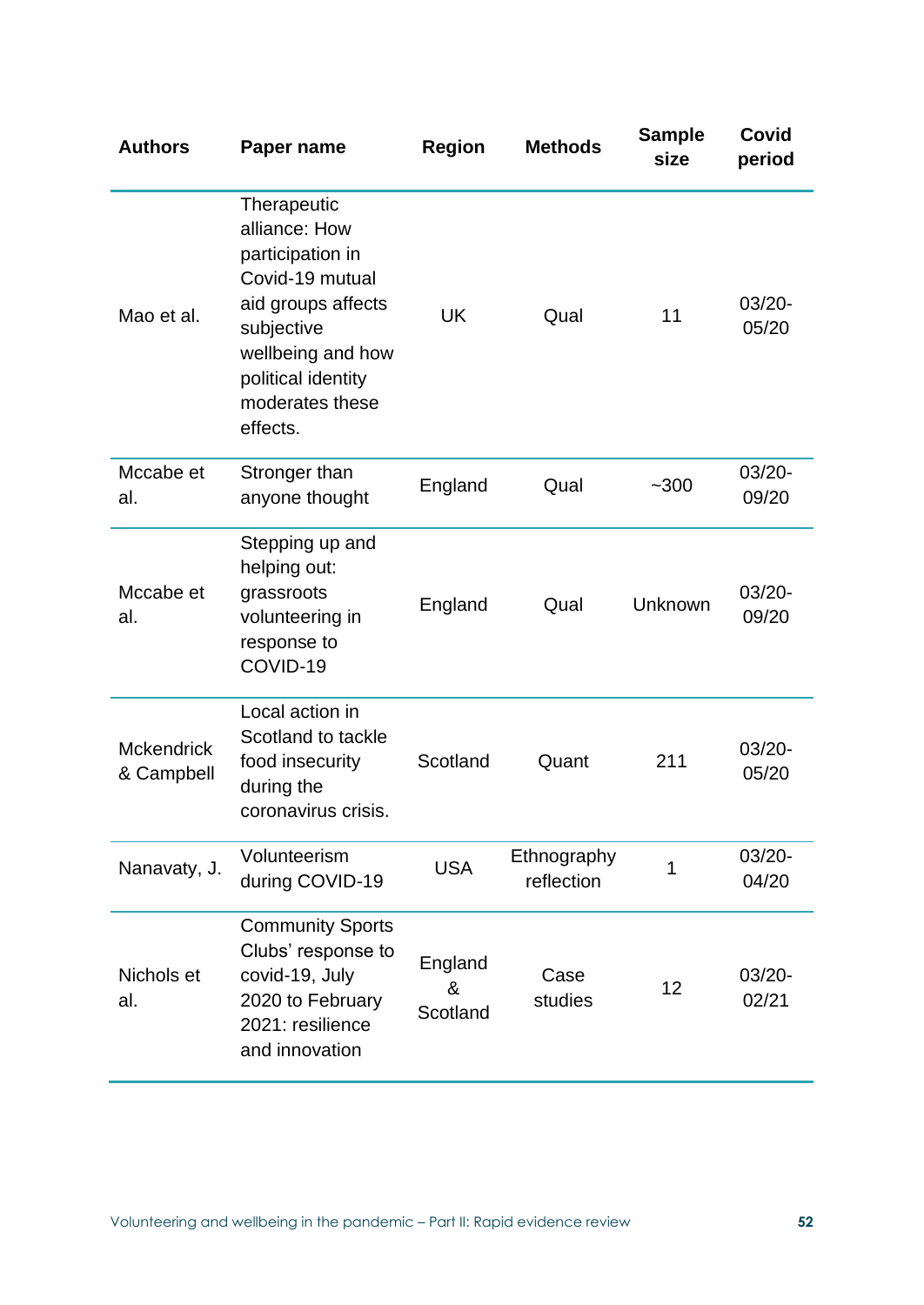| Authors | Paper name | Region | Methods | Sample size | Covid period |
|---|---|---|---|---|---|
| Mao et al. | Therapeutic alliance: How participation in Covid-19 mutual aid groups affects subjective wellbeing and how political identity moderates these effects. | UK | Qual | 11 | 03/20-05/20 |
| Mccabe et al. | Stronger than anyone thought | England | Qual | ~300 | 03/20-09/20 |
| Mccabe et al. | Stepping up and helping out: grassroots volunteering in response to COVID-19 | England | Qual | Unknown | 03/20-09/20 |
| Mckendrick & Campbell | Local action in Scotland to tackle food insecurity during the coronavirus crisis. | Scotland | Quant | 211 | 03/20-05/20 |
| Nanavaty, J. | Volunteerism during COVID-19 | USA | Ethnography reflection | 1 | 03/20-04/20 |
| Nichols et al. | Community Sports Clubs' response to covid-19, July 2020 to February 2021: resilience and innovation | England & Scotland | Case studies | 12 | 03/20-02/21 |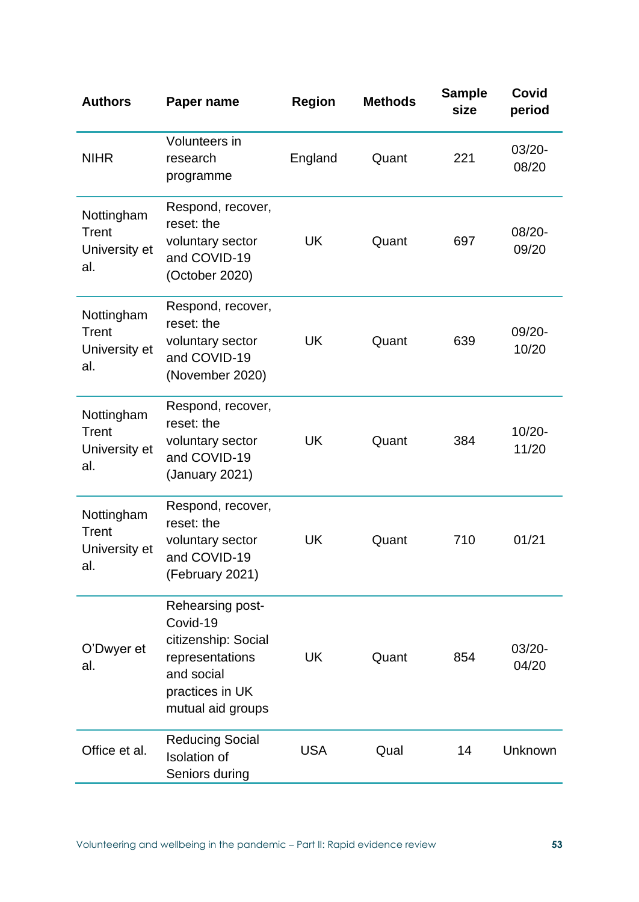| Authors | Paper name | Region | Methods | Sample size | Covid period |
|---|---|---|---|---|---|
| NIHR | Volunteers in research programme | England | Quant | 221 | 03/20-08/20 |
| Nottingham Trent University et al. | Respond, recover, reset: the voluntary sector and COVID-19 (October 2020) | UK | Quant | 697 | 08/20-09/20 |
| Nottingham Trent University et al. | Respond, recover, reset: the voluntary sector and COVID-19 (November 2020) | UK | Quant | 639 | 09/20-10/20 |
| Nottingham Trent University et al. | Respond, recover, reset: the voluntary sector and COVID-19 (January 2021) | UK | Quant | 384 | 10/20-11/20 |
| Nottingham Trent University et al. | Respond, recover, reset: the voluntary sector and COVID-19 (February 2021) | UK | Quant | 710 | 01/21 |
| O'Dwyer et al. | Rehearsing post-Covid-19 citizenship: Social representations and social practices in UK mutual aid groups | UK | Quant | 854 | 03/20-04/20 |
| Office et al. | Reducing Social Isolation of Seniors during | USA | Qual | 14 | Unknown |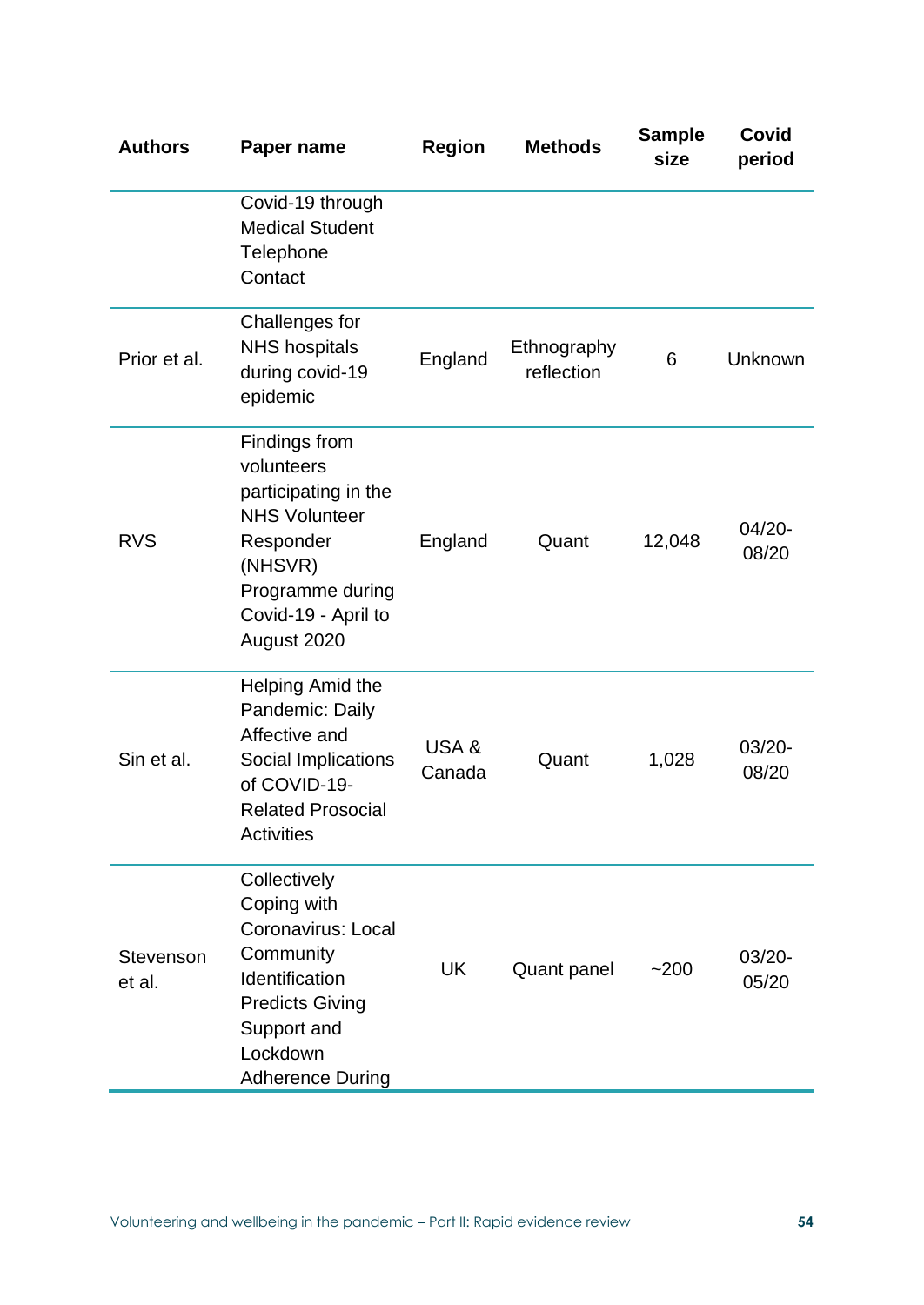| Authors | Paper name | Region | Methods | Sample size | Covid period |
|---|---|---|---|---|---|
| | Covid-19 through Medical Student Telephone Contact | | | | |
| Prior et al. | Challenges for NHS hospitals during covid-19 epidemic | England | Ethnography reflection | 6 | Unknown |
| RVS | Findings from volunteers participating in the NHS Volunteer Responder (NHSVR) Programme during Covid-19 - April to August 2020 | England | Quant | 12,048 | 04/20-08/20 |
| Sin et al. | Helping Amid the Pandemic: Daily Affective and Social Implications of COVID-19-Related Prosocial Activities | USA & Canada | Quant | 1,028 | 03/20-08/20 |
| Stevenson et al. | Collectively Coping with Coronavirus: Local Community Identification Predicts Giving Support and Lockdown Adherence During | UK | Quant panel | ~200 | 03/20-05/20 |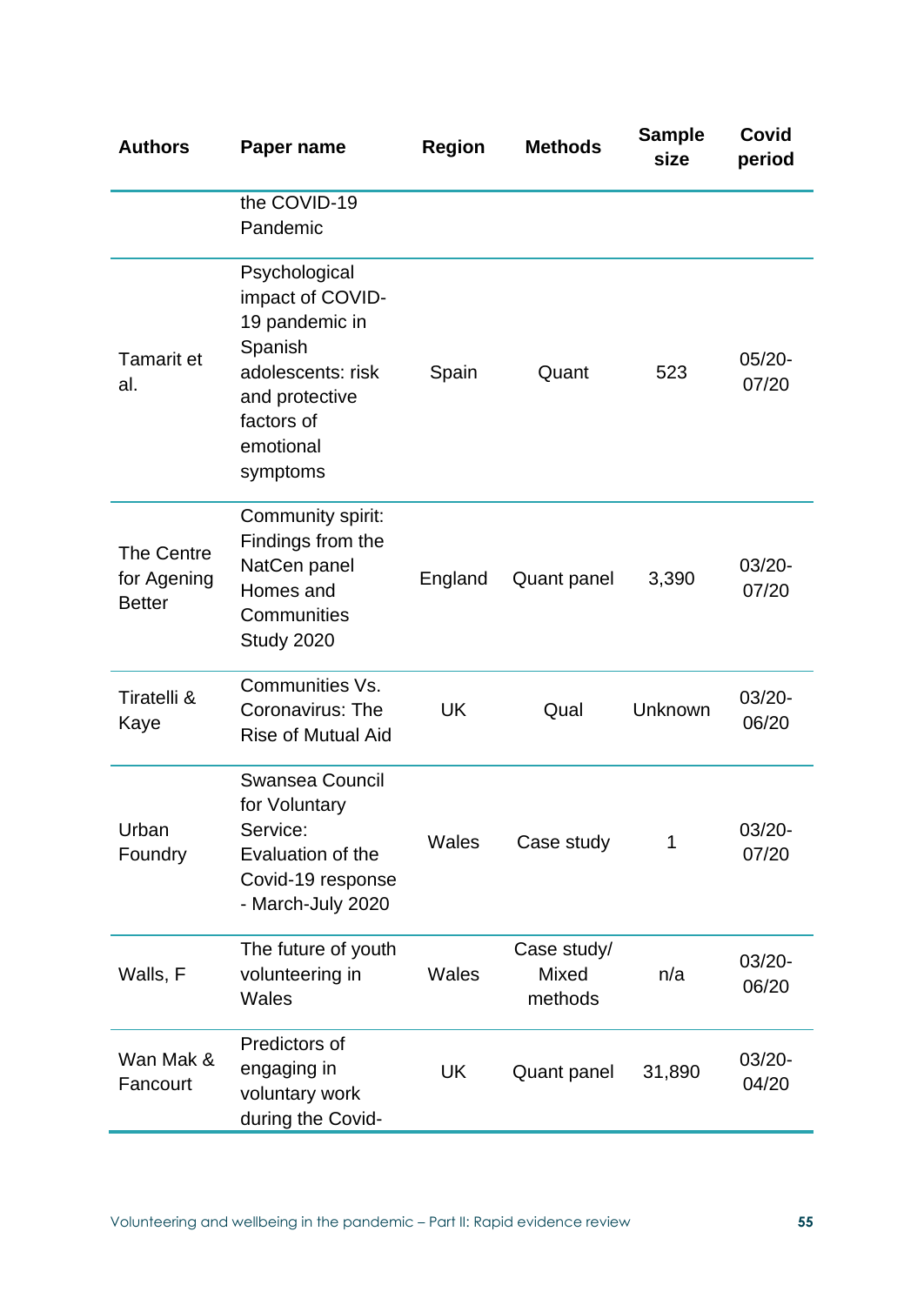| Authors | Paper name | Region | Methods | Sample size | Covid period |
|---|---|---|---|---|---|
| | the COVID-19 Pandemic | | | | |
| Tamarit et al. | Psychological impact of COVID-19 pandemic in Spanish adolescents: risk and protective factors of emotional symptoms | Spain | Quant | 523 | 05/20-07/20 |
| The Centre for Ageing Better | Community spirit: Findings from the NatCen panel Homes and Communities Study 2020 | England | Quant panel | 3,390 | 03/20-07/20 |
| Tiratelli & Kaye | Communities Vs. Coronavirus: The Rise of Mutual Aid | UK | Qual | Unknown | 03/20-06/20 |
| Urban Foundry | Swansea Council for Voluntary Service: Evaluation of the Covid-19 response - March-July 2020 | Wales | Case study | 1 | 03/20-07/20 |
| Walls, F | The future of youth volunteering in Wales | Wales | Case study/ Mixed methods | n/a | 03/20-06/20 |
| Wan Mak & Fancourt | Predictors of engaging in voluntary work during the Covid- | UK | Quant panel | 31,890 | 03/20-04/20 |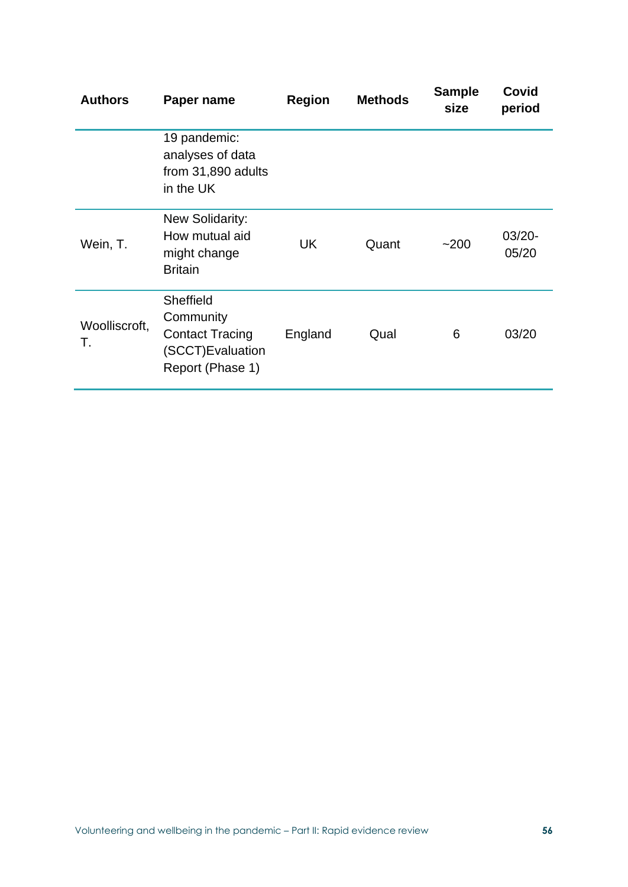| Authors | Paper name | Region | Methods | Sample size | Covid period |
|---|---|---|---|---|---|
| | 19 pandemic: analyses of data from 31,890 adults in the UK | | | | |
| Wein, T. | New Solidarity: How mutual aid might change Britain | UK | Quant | ~200 | 03/20-05/20 |
| Woolliscroft, T. | Sheffield Community Contact Tracing (SCCT)Evaluation Report (Phase 1) | England | Qual | 6 | 03/20 |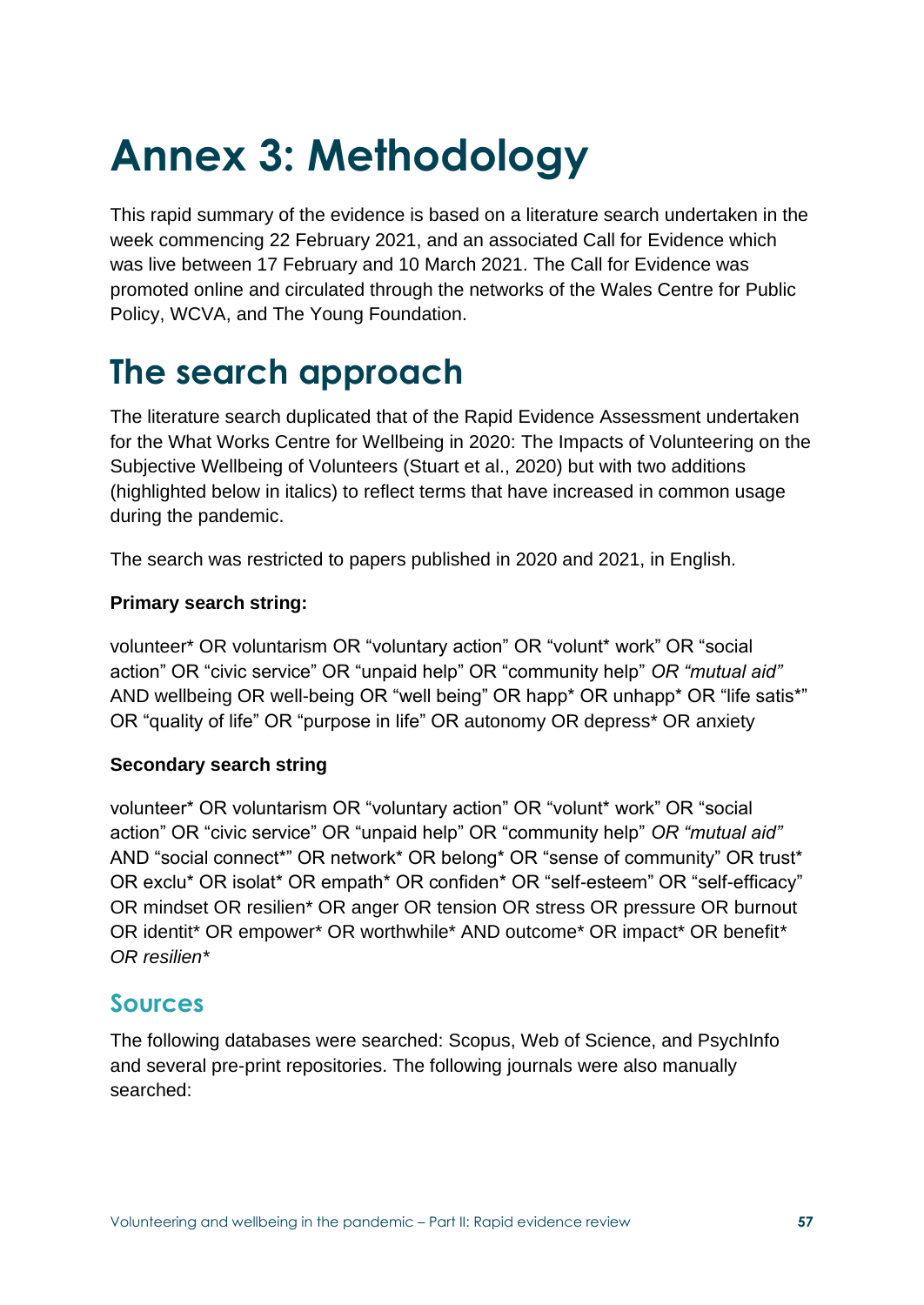# Annex 3: Methodology

This rapid summary of the evidence is based on a literature search undertaken in the week commencing 22 February 2021, and an associated Call for Evidence which was live between 17 February and 10 March 2021. The Call for Evidence was promoted online and circulated through the networks of the Wales Centre for Public Policy, WCVA, and The Young Foundation.

## The search approach

The literature search duplicated that of the Rapid Evidence Assessment undertaken for the What Works Centre for Wellbeing in 2020: The Impacts of Volunteering on the Subjective Wellbeing of Volunteers (Stuart et al., 2020) but with two additions (highlighted below in italics) to reflect terms that have increased in common usage during the pandemic.

The search was restricted to papers published in 2020 and 2021, in English.

**Primary search string:**

volunteer* OR voluntarism OR “voluntary action” OR “volunt* work” OR “social action” OR “civic service” OR “unpaid help” OR “community help” *OR “mutual aid”* AND wellbeing OR well-being OR “well being” OR happ* OR unhapp* OR “life satis*” OR “quality of life” OR “purpose in life” OR autonomy OR depress* OR anxiety

**Secondary search string**

volunteer* OR voluntarism OR “voluntary action” OR “volunt* work” OR “social action” OR “civic service” OR “unpaid help” OR “community help” *OR “mutual aid”* AND “social connect*” OR network* OR belong* OR “sense of community” OR trust* OR exclu* OR isolat* OR empath* OR confiden* OR “self-esteem” OR “self-efficacy” OR mindset OR resilien* OR anger OR tension OR stress OR pressure OR burnout OR identit* OR empower* OR worthwhile* AND outcome* OR impact* OR benefit* *OR resilien**

### Sources

The following databases were searched: Scopus, Web of Science, and PsychInfo and several pre-print repositories. The following journals were also manually searched: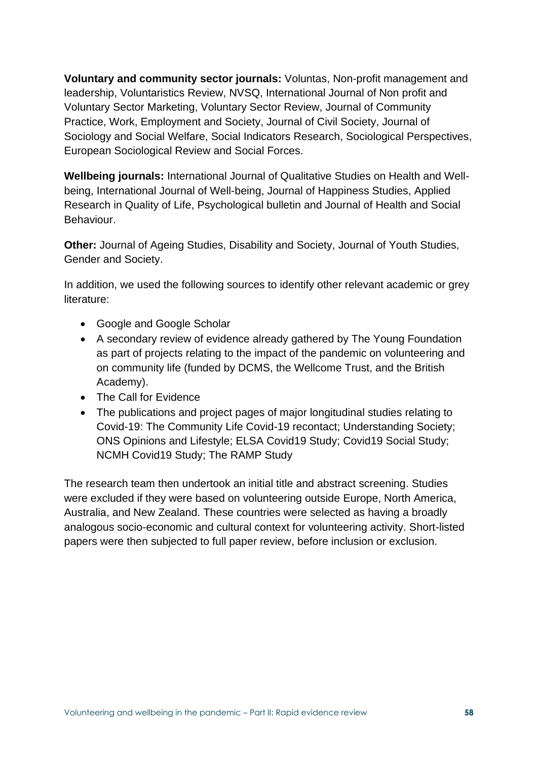**Voluntary and community sector journals:** Voluntas, Non-profit management and leadership, Voluntaristics Review, NVSQ, International Journal of Non profit and Voluntary Sector Marketing, Voluntary Sector Review, Journal of Community Practice, Work, Employment and Society, Journal of Civil Society, Journal of Sociology and Social Welfare, Social Indicators Research, Sociological Perspectives, European Sociological Review and Social Forces.

**Wellbeing journals:** International Journal of Qualitative Studies on Health and Well-being, International Journal of Well-being, Journal of Happiness Studies, Applied Research in Quality of Life, Psychological bulletin and Journal of Health and Social Behaviour.

**Other:** Journal of Ageing Studies, Disability and Society, Journal of Youth Studies, Gender and Society.

In addition, we used the following sources to identify other relevant academic or grey literature:

- Google and Google Scholar
- A secondary review of evidence already gathered by The Young Foundation as part of projects relating to the impact of the pandemic on volunteering and on community life (funded by DCMS, the Wellcome Trust, and the British Academy).
- The Call for Evidence
- The publications and project pages of major longitudinal studies relating to Covid-19: The Community Life Covid-19 recontact; Understanding Society; ONS Opinions and Lifestyle; ELSA Covid19 Study; Covid19 Social Study; NCMH Covid19 Study; The RAMP Study

The research team then undertook an initial title and abstract screening. Studies were excluded if they were based on volunteering outside Europe, North America, Australia, and New Zealand. These countries were selected as having a broadly analogous socio-economic and cultural context for volunteering activity. Short-listed papers were then subjected to full paper review, before inclusion or exclusion.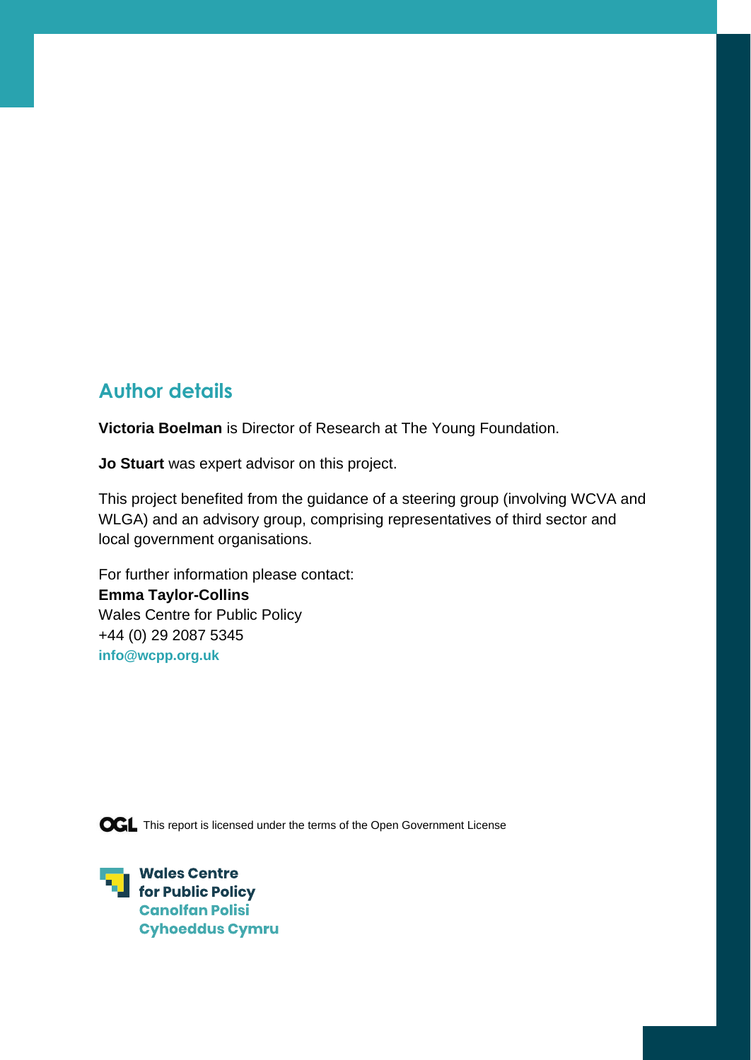## Author details

**Victoria Boelman** is Director of Research at The Young Foundation.

**Jo Stuart** was expert advisor on this project.

This project benefited from the guidance of a steering group (involving WCVA and WLGA) and an advisory group, comprising representatives of third sector and local government organisations.

For further information please contact:
**Emma Taylor-Collins**
Wales Centre for Public Policy
+44 (0) 29 2087 5345
**info@wcpp.org.uk**

OGL This report is licensed under the terms of the Open Government License

Wales Centre for Public Policy
Canolfan Polisi Cyhoeddus Cymru